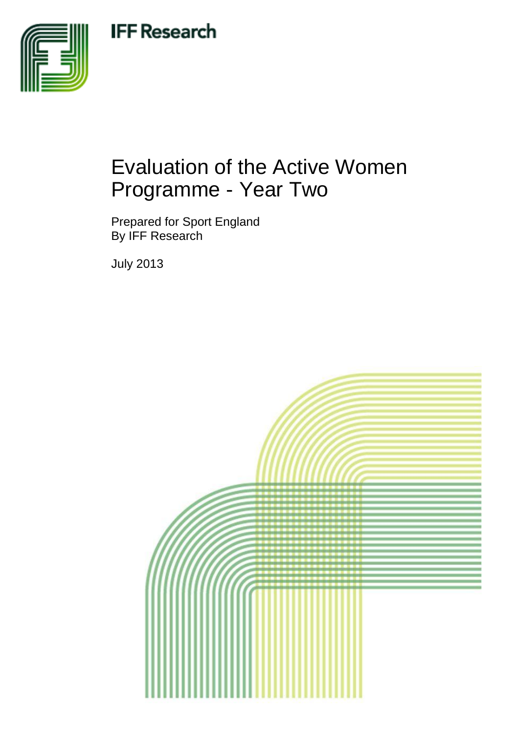IFF Research

# Evaluation of the Active Women Programme - Year Two

Prepared for Sport England
By IFF Research

July 2013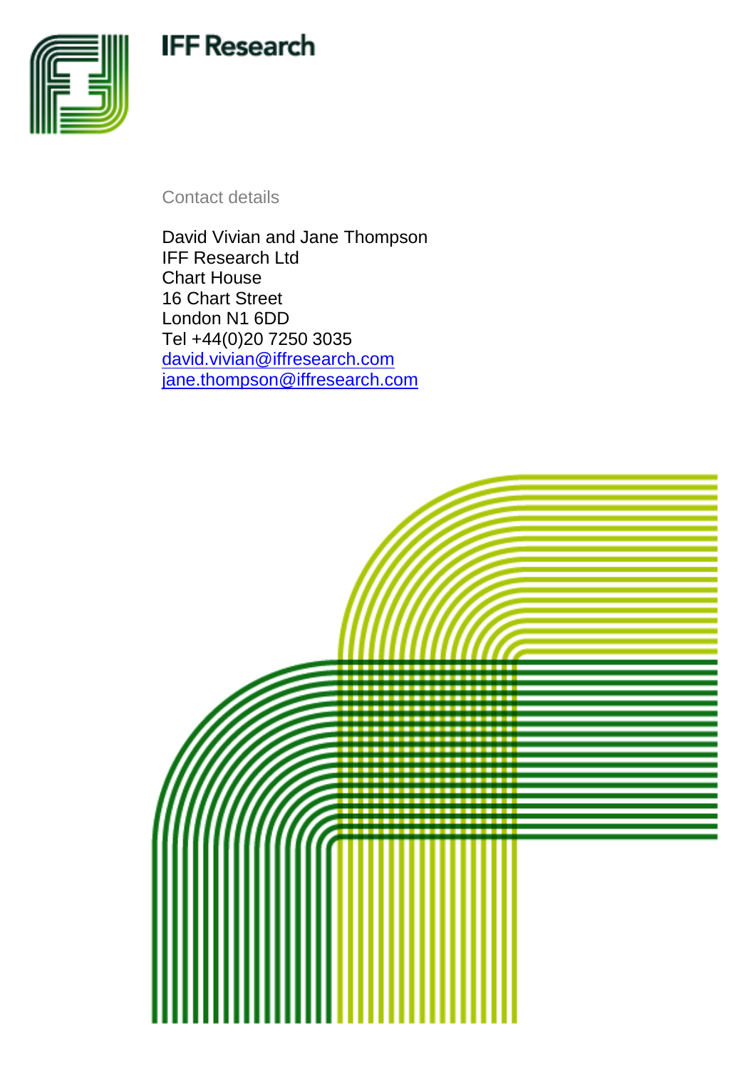IFF Research

Contact details

David Vivian and Jane Thompson
IFF Research Ltd
Chart House
16 Chart Street
London N1 6DD
Tel +44(0)20 7250 3035
david.vivian@iffresearch.com
jane.thompson@iffresearch.com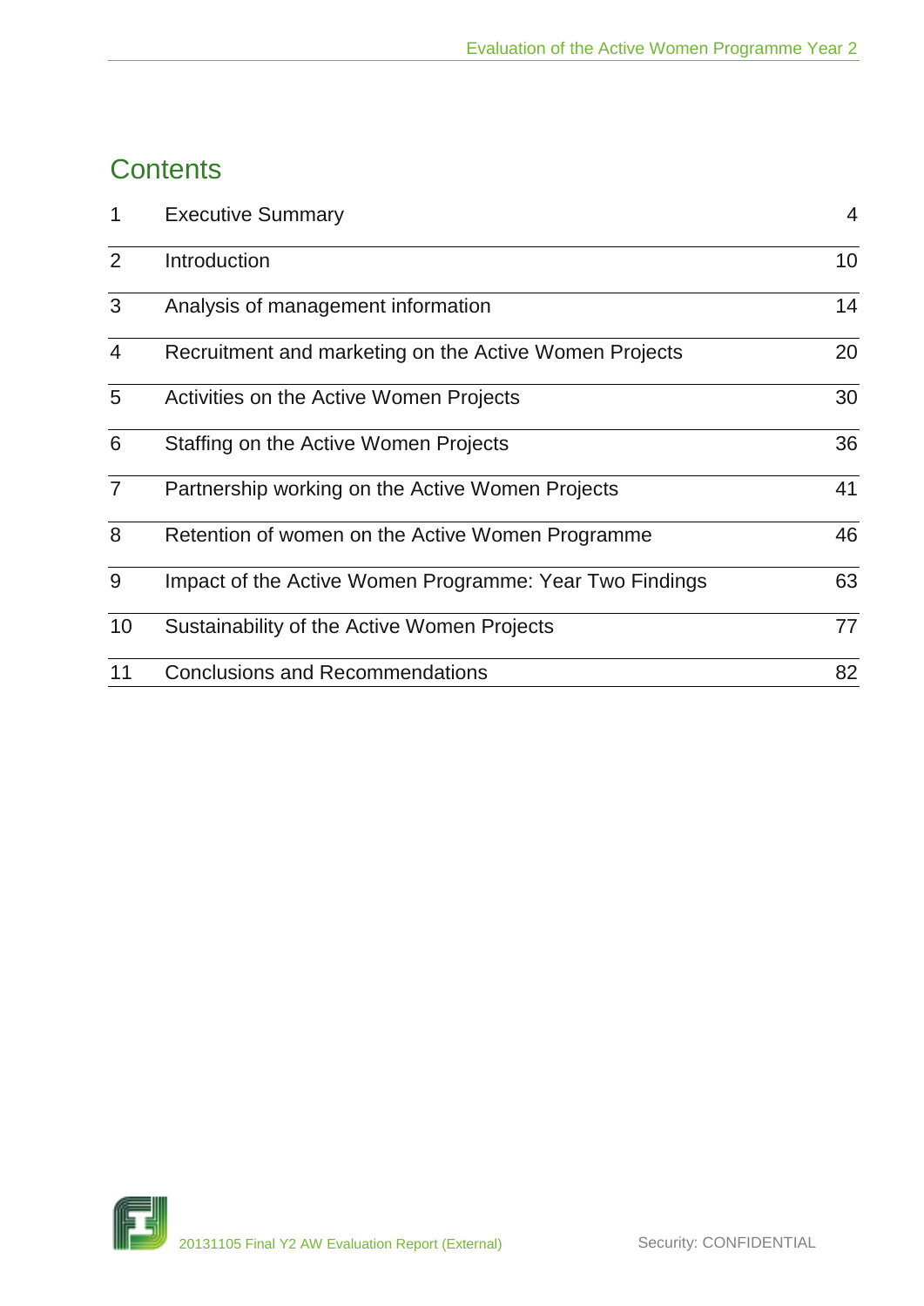## Contents

| | | |
|---|---|---|
| 1 | Executive Summary | 4 |
| 2 | Introduction | 10 |
| 3 | Analysis of management information | 14 |
| 4 | Recruitment and marketing on the Active Women Projects | 20 |
| 5 | Activities on the Active Women Projects | 30 |
| 6 | Staffing on the Active Women Projects | 36 |
| 7 | Partnership working on the Active Women Projects | 41 |
| 8 | Retention of women on the Active Women Programme | 46 |
| 9 | Impact of the Active Women Programme: Year Two Findings | 63 |
| 10 | Sustainability of the Active Women Projects | 77 |
| 11 | Conclusions and Recommendations | 82 |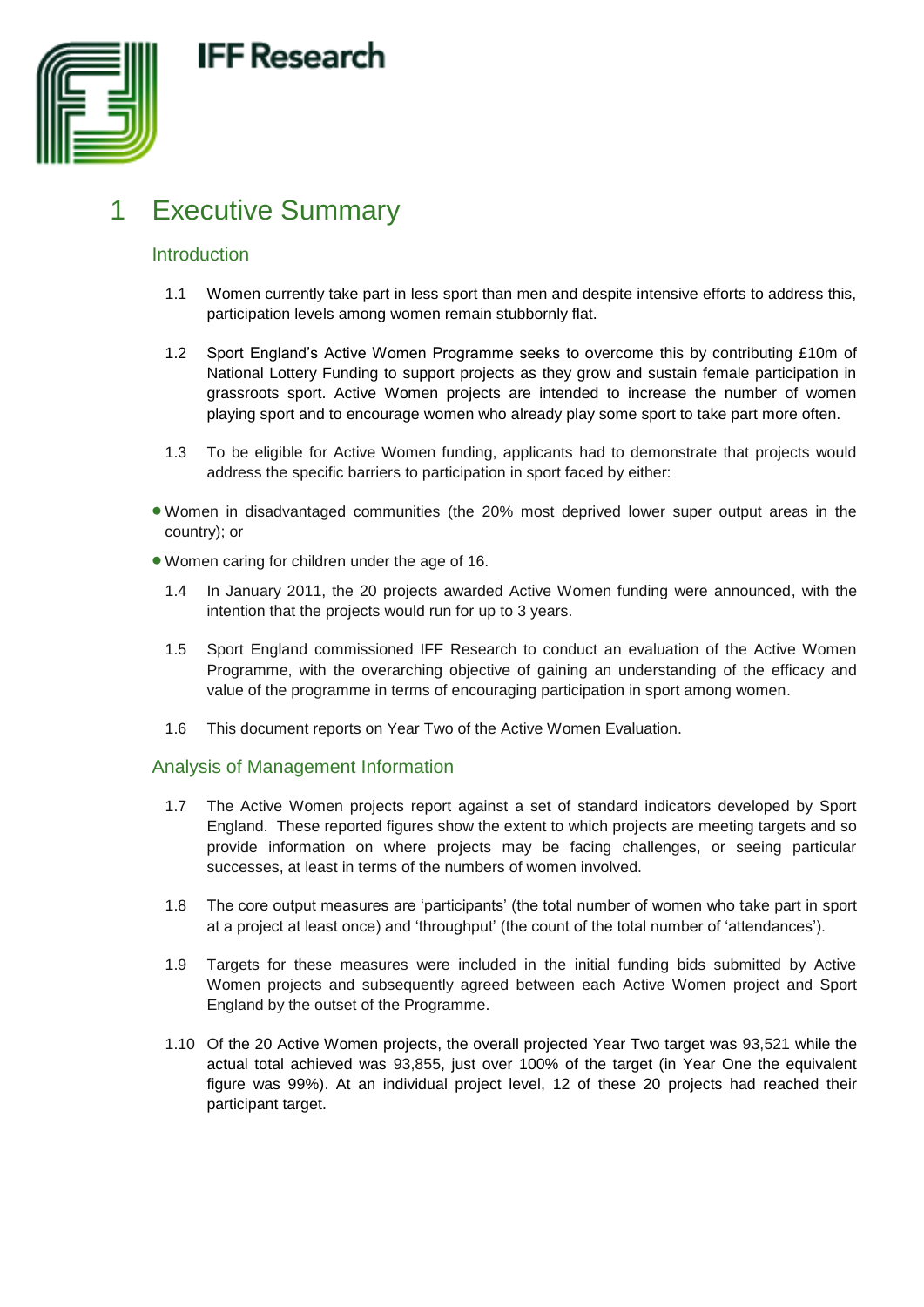# 1 Executive Summary

## Introduction

1.1 Women currently take part in less sport than men and despite intensive efforts to address this, participation levels among women remain stubbornly flat.

1.2 Sport England's Active Women Programme seeks to overcome this by contributing £10m of National Lottery Funding to support projects as they grow and sustain female participation in grassroots sport. Active Women projects are intended to increase the number of women playing sport and to encourage women who already play some sport to take part more often.

1.3 To be eligible for Active Women funding, applicants had to demonstrate that projects would address the specific barriers to participation in sport faced by either:

- Women in disadvantaged communities (the 20% most deprived lower super output areas in the country); or
- Women caring for children under the age of 16.

1.4 In January 2011, the 20 projects awarded Active Women funding were announced, with the intention that the projects would run for up to 3 years.

1.5 Sport England commissioned IFF Research to conduct an evaluation of the Active Women Programme, with the overarching objective of gaining an understanding of the efficacy and value of the programme in terms of encouraging participation in sport among women.

1.6 This document reports on Year Two of the Active Women Evaluation.

## Analysis of Management Information

1.7 The Active Women projects report against a set of standard indicators developed by Sport England. These reported figures show the extent to which projects are meeting targets and so provide information on where projects may be facing challenges, or seeing particular successes, at least in terms of the numbers of women involved.

1.8 The core output measures are 'participants' (the total number of women who take part in sport at a project at least once) and 'throughput' (the count of the total number of 'attendances').

1.9 Targets for these measures were included in the initial funding bids submitted by Active Women projects and subsequently agreed between each Active Women project and Sport England by the outset of the Programme.

1.10 Of the 20 Active Women projects, the overall projected Year Two target was 93,521 while the actual total achieved was 93,855, just over 100% of the target (in Year One the equivalent figure was 99%). At an individual project level, 12 of these 20 projects had reached their participant target.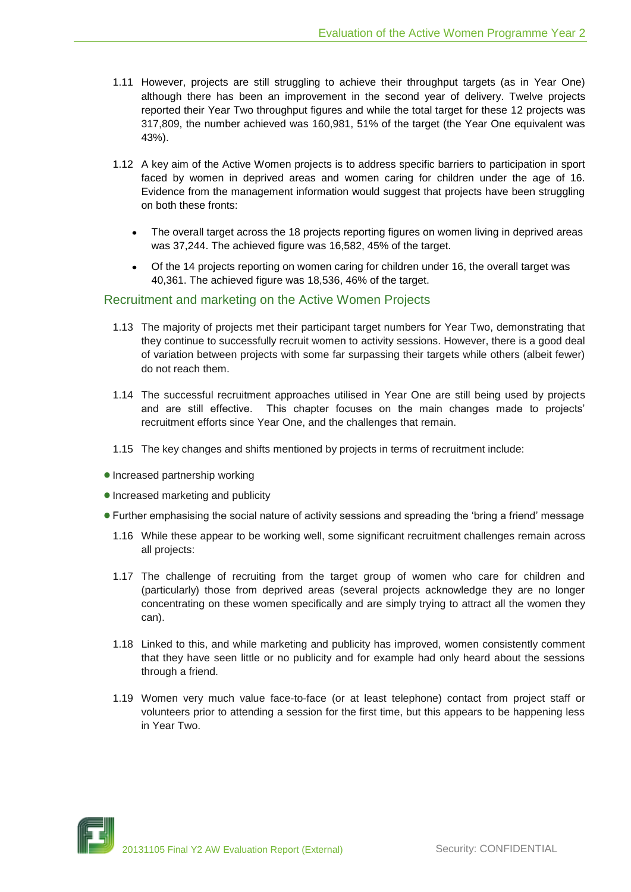1.11 However, projects are still struggling to achieve their throughput targets (as in Year One) although there has been an improvement in the second year of delivery. Twelve projects reported their Year Two throughput figures and while the total target for these 12 projects was 317,809, the number achieved was 160,981, 51% of the target (the Year One equivalent was 43%).

1.12 A key aim of the Active Women projects is to address specific barriers to participation in sport faced by women in deprived areas and women caring for children under the age of 16. Evidence from the management information would suggest that projects have been struggling on both these fronts:

- The overall target across the 18 projects reporting figures on women living in deprived areas was 37,244. The achieved figure was 16,582, 45% of the target.
- Of the 14 projects reporting on women caring for children under 16, the overall target was 40,361. The achieved figure was 18,536, 46% of the target.

## Recruitment and marketing on the Active Women Projects

1.13 The majority of projects met their participant target numbers for Year Two, demonstrating that they continue to successfully recruit women to activity sessions. However, there is a good deal of variation between projects with some far surpassing their targets while others (albeit fewer) do not reach them.

1.14 The successful recruitment approaches utilised in Year One are still being used by projects and are still effective. This chapter focuses on the main changes made to projects' recruitment efforts since Year One, and the challenges that remain.

1.15 The key changes and shifts mentioned by projects in terms of recruitment include:

- Increased partnership working
- Increased marketing and publicity
- Further emphasising the social nature of activity sessions and spreading the 'bring a friend' message

1.16 While these appear to be working well, some significant recruitment challenges remain across all projects:

1.17 The challenge of recruiting from the target group of women who care for children and (particularly) those from deprived areas (several projects acknowledge they are no longer concentrating on these women specifically and are simply trying to attract all the women they can).

1.18 Linked to this, and while marketing and publicity has improved, women consistently comment that they have seen little or no publicity and for example had only heard about the sessions through a friend.

1.19 Women very much value face-to-face (or at least telephone) contact from project staff or volunteers prior to attending a session for the first time, but this appears to be happening less in Year Two.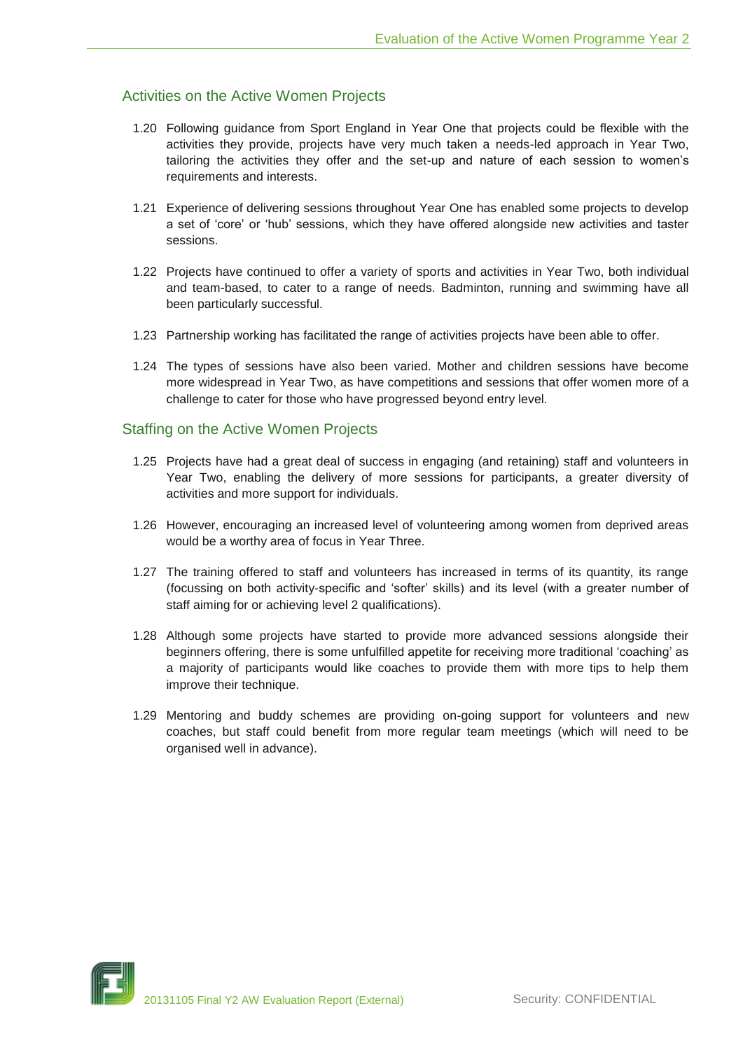## Activities on the Active Women Projects

1.20 Following guidance from Sport England in Year One that projects could be flexible with the activities they provide, projects have very much taken a needs-led approach in Year Two, tailoring the activities they offer and the set-up and nature of each session to women's requirements and interests.

1.21 Experience of delivering sessions throughout Year One has enabled some projects to develop a set of 'core' or 'hub' sessions, which they have offered alongside new activities and taster sessions.

1.22 Projects have continued to offer a variety of sports and activities in Year Two, both individual and team-based, to cater to a range of needs. Badminton, running and swimming have all been particularly successful.

1.23 Partnership working has facilitated the range of activities projects have been able to offer.

1.24 The types of sessions have also been varied. Mother and children sessions have become more widespread in Year Two, as have competitions and sessions that offer women more of a challenge to cater for those who have progressed beyond entry level.

## Staffing on the Active Women Projects

1.25 Projects have had a great deal of success in engaging (and retaining) staff and volunteers in Year Two, enabling the delivery of more sessions for participants, a greater diversity of activities and more support for individuals.

1.26 However, encouraging an increased level of volunteering among women from deprived areas would be a worthy area of focus in Year Three.

1.27 The training offered to staff and volunteers has increased in terms of its quantity, its range (focussing on both activity-specific and 'softer' skills) and its level (with a greater number of staff aiming for or achieving level 2 qualifications).

1.28 Although some projects have started to provide more advanced sessions alongside their beginners offering, there is some unfulfilled appetite for receiving more traditional 'coaching' as a majority of participants would like coaches to provide them with more tips to help them improve their technique.

1.29 Mentoring and buddy schemes are providing on-going support for volunteers and new coaches, but staff could benefit from more regular team meetings (which will need to be organised well in advance).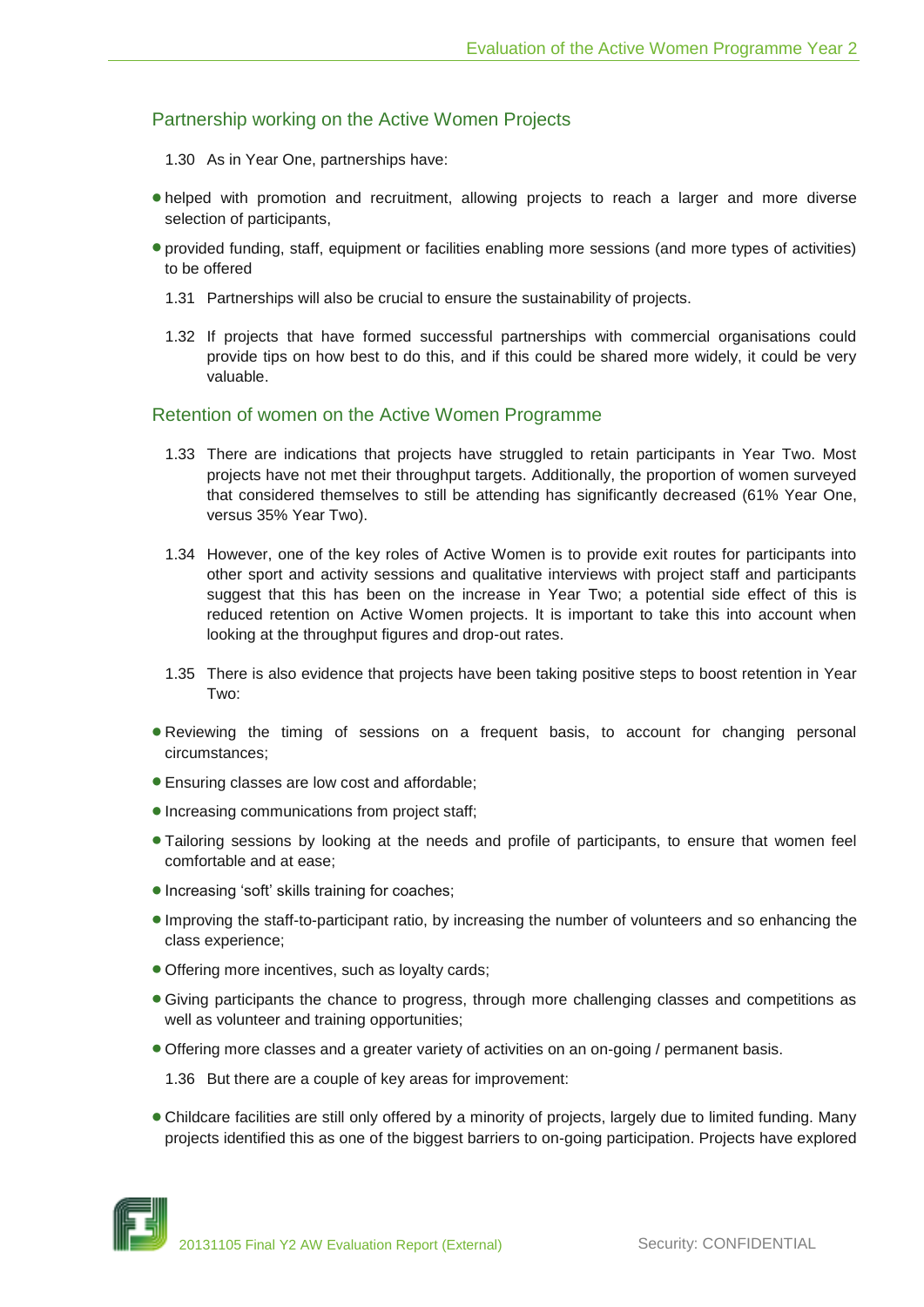## Partnership working on the Active Women Projects

1.30 As in Year One, partnerships have:

- helped with promotion and recruitment, allowing projects to reach a larger and more diverse selection of participants,
- provided funding, staff, equipment or facilities enabling more sessions (and more types of activities) to be offered

1.31 Partnerships will also be crucial to ensure the sustainability of projects.

1.32 If projects that have formed successful partnerships with commercial organisations could provide tips on how best to do this, and if this could be shared more widely, it could be very valuable.

## Retention of women on the Active Women Programme

1.33 There are indications that projects have struggled to retain participants in Year Two. Most projects have not met their throughput targets. Additionally, the proportion of women surveyed that considered themselves to still be attending has significantly decreased (61% Year One, versus 35% Year Two).

1.34 However, one of the key roles of Active Women is to provide exit routes for participants into other sport and activity sessions and qualitative interviews with project staff and participants suggest that this has been on the increase in Year Two; a potential side effect of this is reduced retention on Active Women projects. It is important to take this into account when looking at the throughput figures and drop-out rates.

1.35 There is also evidence that projects have been taking positive steps to boost retention in Year Two:

- Reviewing the timing of sessions on a frequent basis, to account for changing personal circumstances;
- Ensuring classes are low cost and affordable;
- Increasing communications from project staff;
- Tailoring sessions by looking at the needs and profile of participants, to ensure that women feel comfortable and at ease;
- Increasing 'soft' skills training for coaches;
- Improving the staff-to-participant ratio, by increasing the number of volunteers and so enhancing the class experience;
- Offering more incentives, such as loyalty cards;
- Giving participants the chance to progress, through more challenging classes and competitions as well as volunteer and training opportunities;
- Offering more classes and a greater variety of activities on an on-going / permanent basis.

1.36 But there are a couple of key areas for improvement:

- Childcare facilities are still only offered by a minority of projects, largely due to limited funding. Many projects identified this as one of the biggest barriers to on-going participation. Projects have explored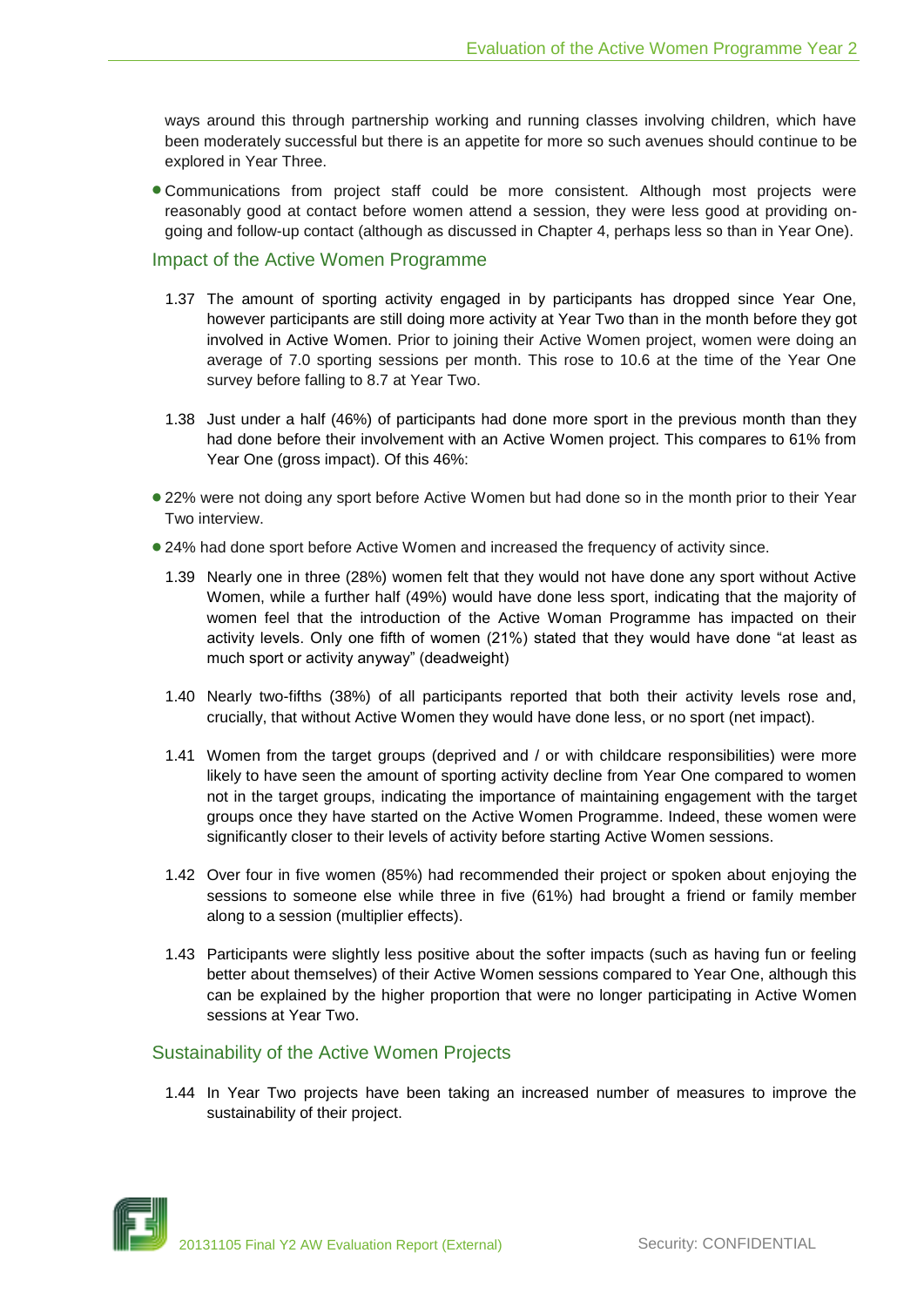ways around this through partnership working and running classes involving children, which have been moderately successful but there is an appetite for more so such avenues should continue to be explored in Year Three.

- Communications from project staff could be more consistent. Although most projects were reasonably good at contact before women attend a session, they were less good at providing on-going and follow-up contact (although as discussed in Chapter 4, perhaps less so than in Year One).

## Impact of the Active Women Programme

1.37 The amount of sporting activity engaged in by participants has dropped since Year One, however participants are still doing more activity at Year Two than in the month before they got involved in Active Women. Prior to joining their Active Women project, women were doing an average of 7.0 sporting sessions per month. This rose to 10.6 at the time of the Year One survey before falling to 8.7 at Year Two.

1.38 Just under a half (46%) of participants had done more sport in the previous month than they had done before their involvement with an Active Women project. This compares to 61% from Year One (gross impact). Of this 46%:

- 22% were not doing any sport before Active Women but had done so in the month prior to their Year Two interview.
- 24% had done sport before Active Women and increased the frequency of activity since.

1.39 Nearly one in three (28%) women felt that they would not have done any sport without Active Women, while a further half (49%) would have done less sport, indicating that the majority of women feel that the introduction of the Active Woman Programme has impacted on their activity levels. Only one fifth of women (21%) stated that they would have done "at least as much sport or activity anyway" (deadweight)

1.40 Nearly two-fifths (38%) of all participants reported that both their activity levels rose and, crucially, that without Active Women they would have done less, or no sport (net impact).

1.41 Women from the target groups (deprived and / or with childcare responsibilities) were more likely to have seen the amount of sporting activity decline from Year One compared to women not in the target groups, indicating the importance of maintaining engagement with the target groups once they have started on the Active Women Programme. Indeed, these women were significantly closer to their levels of activity before starting Active Women sessions.

1.42 Over four in five women (85%) had recommended their project or spoken about enjoying the sessions to someone else while three in five (61%) had brought a friend or family member along to a session (multiplier effects).

1.43 Participants were slightly less positive about the softer impacts (such as having fun or feeling better about themselves) of their Active Women sessions compared to Year One, although this can be explained by the higher proportion that were no longer participating in Active Women sessions at Year Two.

## Sustainability of the Active Women Projects

1.44 In Year Two projects have been taking an increased number of measures to improve the sustainability of their project.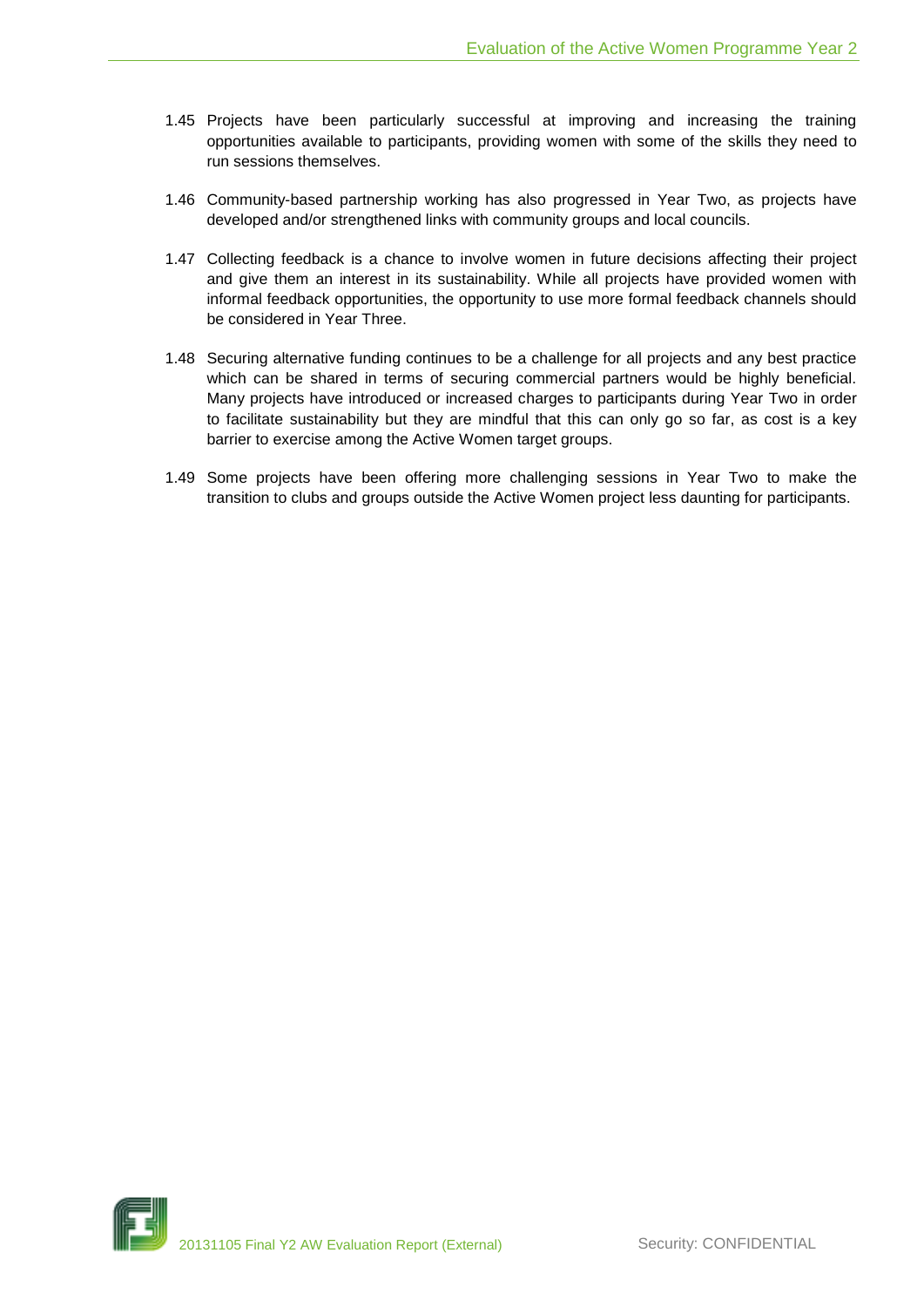1.45 Projects have been particularly successful at improving and increasing the training opportunities available to participants, providing women with some of the skills they need to run sessions themselves.

1.46 Community-based partnership working has also progressed in Year Two, as projects have developed and/or strengthened links with community groups and local councils.

1.47 Collecting feedback is a chance to involve women in future decisions affecting their project and give them an interest in its sustainability. While all projects have provided women with informal feedback opportunities, the opportunity to use more formal feedback channels should be considered in Year Three.

1.48 Securing alternative funding continues to be a challenge for all projects and any best practice which can be shared in terms of securing commercial partners would be highly beneficial. Many projects have introduced or increased charges to participants during Year Two in order to facilitate sustainability but they are mindful that this can only go so far, as cost is a key barrier to exercise among the Active Women target groups.

1.49 Some projects have been offering more challenging sessions in Year Two to make the transition to clubs and groups outside the Active Women project less daunting for participants.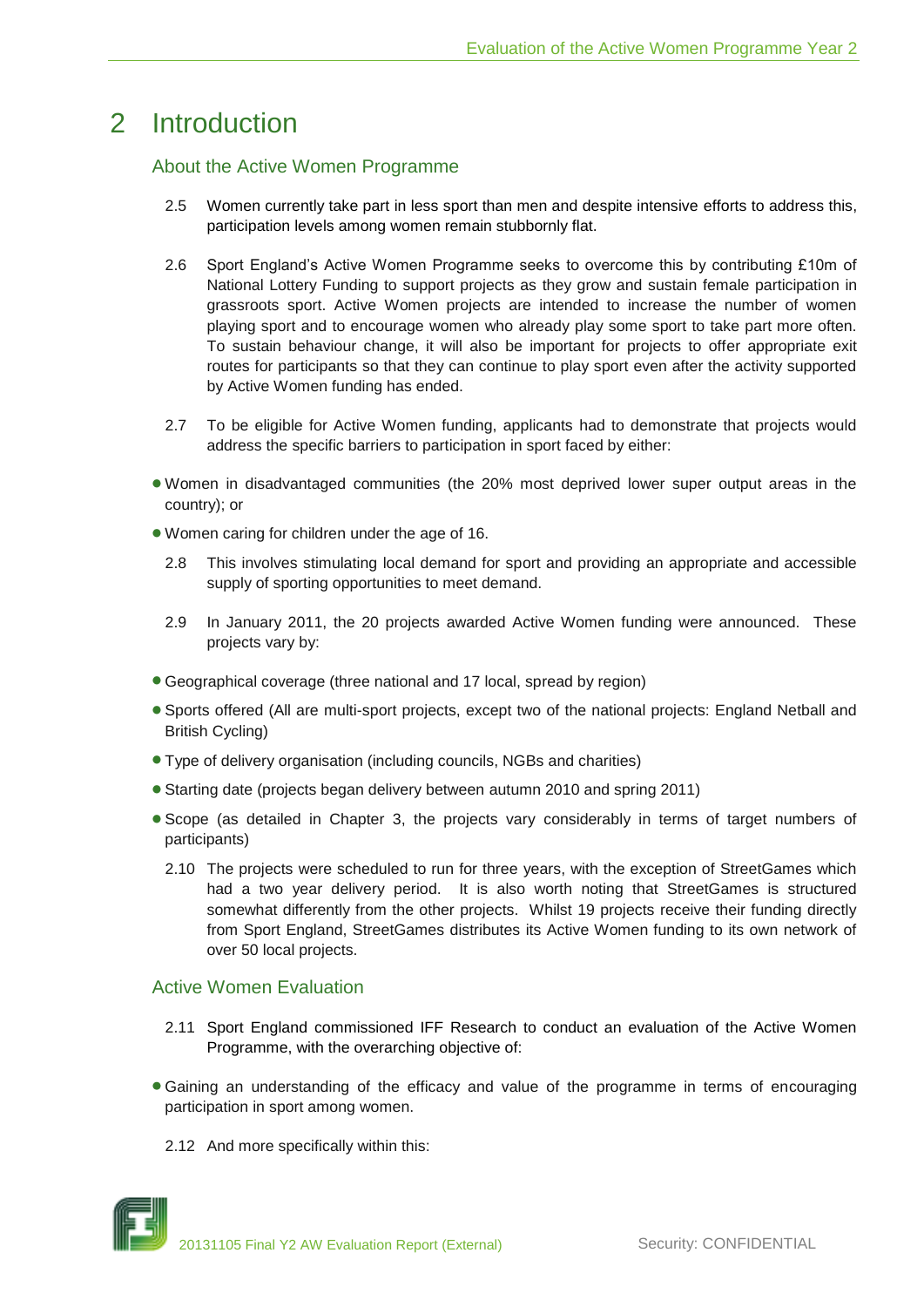# 2 Introduction

## About the Active Women Programme

2.5 Women currently take part in less sport than men and despite intensive efforts to address this, participation levels among women remain stubbornly flat.

2.6 Sport England's Active Women Programme seeks to overcome this by contributing £10m of National Lottery Funding to support projects as they grow and sustain female participation in grassroots sport. Active Women projects are intended to increase the number of women playing sport and to encourage women who already play some sport to take part more often. To sustain behaviour change, it will also be important for projects to offer appropriate exit routes for participants so that they can continue to play sport even after the activity supported by Active Women funding has ended.

2.7 To be eligible for Active Women funding, applicants had to demonstrate that projects would address the specific barriers to participation in sport faced by either:

- Women in disadvantaged communities (the 20% most deprived lower super output areas in the country); or
- Women caring for children under the age of 16.

2.8 This involves stimulating local demand for sport and providing an appropriate and accessible supply of sporting opportunities to meet demand.

2.9 In January 2011, the 20 projects awarded Active Women funding were announced. These projects vary by:

- Geographical coverage (three national and 17 local, spread by region)
- Sports offered (All are multi-sport projects, except two of the national projects: England Netball and British Cycling)
- Type of delivery organisation (including councils, NGBs and charities)
- Starting date (projects began delivery between autumn 2010 and spring 2011)
- Scope (as detailed in Chapter 3, the projects vary considerably in terms of target numbers of participants)

2.10 The projects were scheduled to run for three years, with the exception of StreetGames which had a two year delivery period. It is also worth noting that StreetGames is structured somewhat differently from the other projects. Whilst 19 projects receive their funding directly from Sport England, StreetGames distributes its Active Women funding to its own network of over 50 local projects.

## Active Women Evaluation

2.11 Sport England commissioned IFF Research to conduct an evaluation of the Active Women Programme, with the overarching objective of:

- Gaining an understanding of the efficacy and value of the programme in terms of encouraging participation in sport among women.

2.12 And more specifically within this: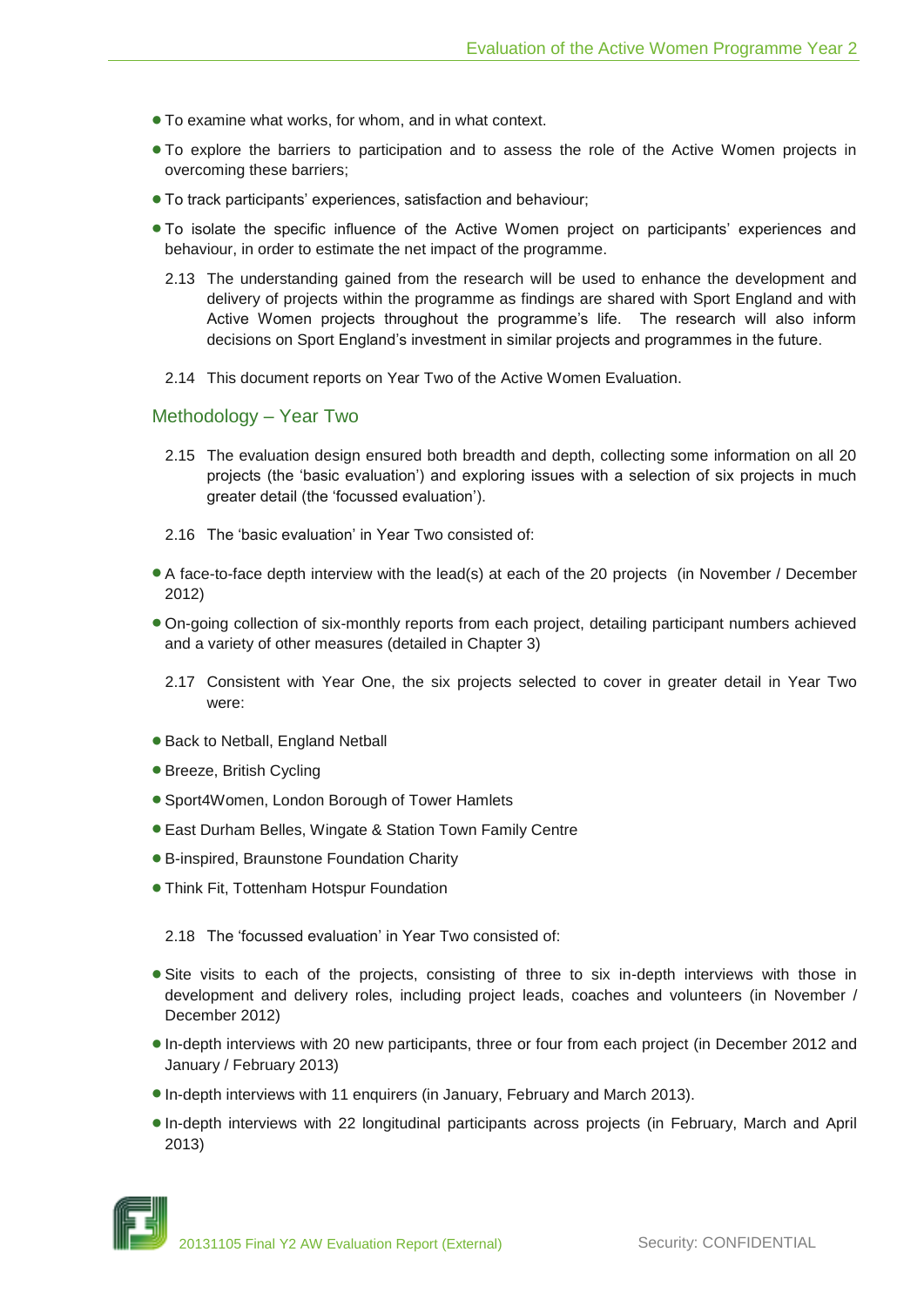- To examine what works, for whom, and in what context.
- To explore the barriers to participation and to assess the role of the Active Women projects in overcoming these barriers;
- To track participants' experiences, satisfaction and behaviour;
- To isolate the specific influence of the Active Women project on participants' experiences and behaviour, in order to estimate the net impact of the programme.

2.13 The understanding gained from the research will be used to enhance the development and delivery of projects within the programme as findings are shared with Sport England and with Active Women projects throughout the programme's life. The research will also inform decisions on Sport England's investment in similar projects and programmes in the future.

2.14 This document reports on Year Two of the Active Women Evaluation.

## Methodology – Year Two

2.15 The evaluation design ensured both breadth and depth, collecting some information on all 20 projects (the 'basic evaluation') and exploring issues with a selection of six projects in much greater detail (the 'focussed evaluation').

2.16 The 'basic evaluation' in Year Two consisted of:

- A face-to-face depth interview with the lead(s) at each of the 20 projects (in November / December 2012)
- On-going collection of six-monthly reports from each project, detailing participant numbers achieved and a variety of other measures (detailed in Chapter 3)

2.17 Consistent with Year One, the six projects selected to cover in greater detail in Year Two were:

- Back to Netball, England Netball
- Breeze, British Cycling
- Sport4Women, London Borough of Tower Hamlets
- East Durham Belles, Wingate & Station Town Family Centre
- B-inspired, Braunstone Foundation Charity
- Think Fit, Tottenham Hotspur Foundation

2.18 The 'focussed evaluation' in Year Two consisted of:

- Site visits to each of the projects, consisting of three to six in-depth interviews with those in development and delivery roles, including project leads, coaches and volunteers (in November / December 2012)
- In-depth interviews with 20 new participants, three or four from each project (in December 2012 and January / February 2013)
- In-depth interviews with 11 enquirers (in January, February and March 2013).
- In-depth interviews with 22 longitudinal participants across projects (in February, March and April 2013)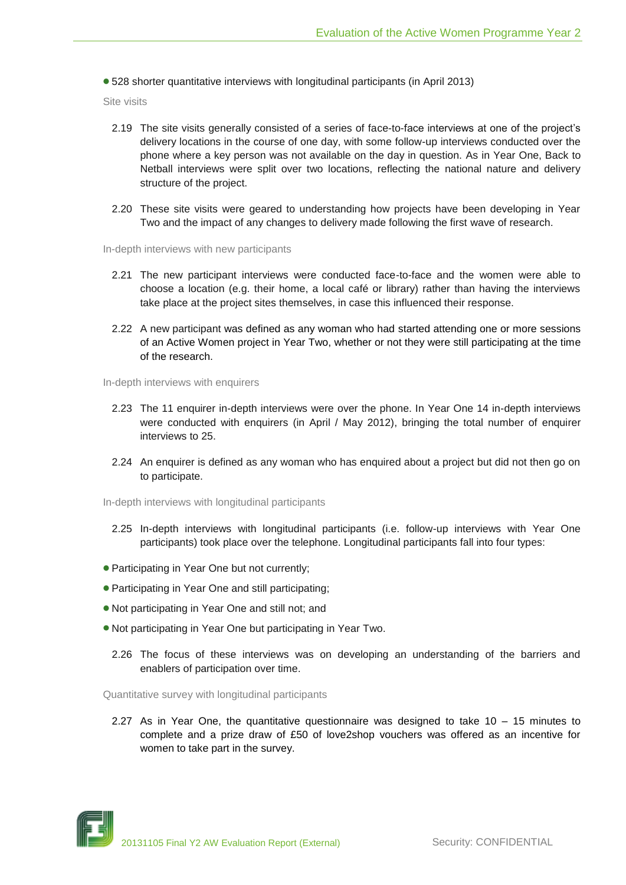- 528 shorter quantitative interviews with longitudinal participants (in April 2013)

### Site visits

2.19 The site visits generally consisted of a series of face-to-face interviews at one of the project's delivery locations in the course of one day, with some follow-up interviews conducted over the phone where a key person was not available on the day in question. As in Year One, Back to Netball interviews were split over two locations, reflecting the national nature and delivery structure of the project.

2.20 These site visits were geared to understanding how projects have been developing in Year Two and the impact of any changes to delivery made following the first wave of research.

### In-depth interviews with new participants

2.21 The new participant interviews were conducted face-to-face and the women were able to choose a location (e.g. their home, a local café or library) rather than having the interviews take place at the project sites themselves, in case this influenced their response.

2.22 A new participant was defined as any woman who had started attending one or more sessions of an Active Women project in Year Two, whether or not they were still participating at the time of the research.

### In-depth interviews with enquirers

2.23 The 11 enquirer in-depth interviews were over the phone. In Year One 14 in-depth interviews were conducted with enquirers (in April / May 2012), bringing the total number of enquirer interviews to 25.

2.24 An enquirer is defined as any woman who has enquired about a project but did not then go on to participate.

### In-depth interviews with longitudinal participants

2.25 In-depth interviews with longitudinal participants (i.e. follow-up interviews with Year One participants) took place over the telephone. Longitudinal participants fall into four types:

- Participating in Year One but not currently;
- Participating in Year One and still participating;
- Not participating in Year One and still not; and
- Not participating in Year One but participating in Year Two.

2.26 The focus of these interviews was on developing an understanding of the barriers and enablers of participation over time.

### Quantitative survey with longitudinal participants

2.27 As in Year One, the quantitative questionnaire was designed to take 10 – 15 minutes to complete and a prize draw of £50 of love2shop vouchers was offered as an incentive for women to take part in the survey.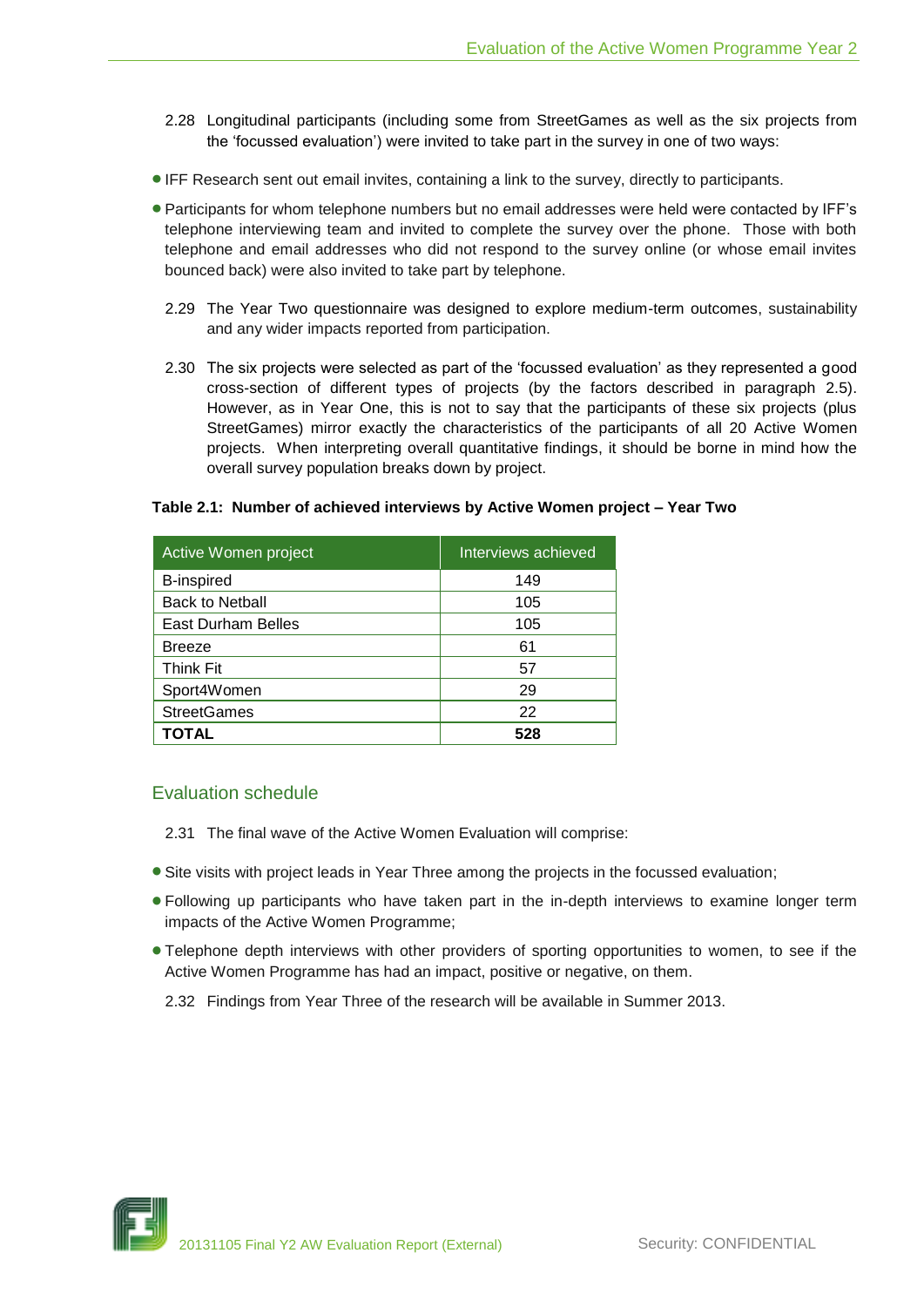2.28 Longitudinal participants (including some from StreetGames as well as the six projects from the 'focussed evaluation') were invited to take part in the survey in one of two ways:

- IFF Research sent out email invites, containing a link to the survey, directly to participants.
- Participants for whom telephone numbers but no email addresses were held were contacted by IFF's telephone interviewing team and invited to complete the survey over the phone. Those with both telephone and email addresses who did not respond to the survey online (or whose email invites bounced back) were also invited to take part by telephone.

2.29 The Year Two questionnaire was designed to explore medium-term outcomes, sustainability and any wider impacts reported from participation.

2.30 The six projects were selected as part of the 'focussed evaluation' as they represented a good cross-section of different types of projects (by the factors described in paragraph 2.5). However, as in Year One, this is not to say that the participants of these six projects (plus StreetGames) mirror exactly the characteristics of the participants of all 20 Active Women projects. When interpreting overall quantitative findings, it should be borne in mind how the overall survey population breaks down by project.

**Table 2.1: Number of achieved interviews by Active Women project – Year Two**

| Active Women project | Interviews achieved |
|---|---|
| B-inspired | 149 |
| Back to Netball | 105 |
| East Durham Belles | 105 |
| Breeze | 61 |
| Think Fit | 57 |
| Sport4Women | 29 |
| StreetGames | 22 |
| **TOTAL** | **528** |

## Evaluation schedule

2.31 The final wave of the Active Women Evaluation will comprise:

- Site visits with project leads in Year Three among the projects in the focussed evaluation;
- Following up participants who have taken part in the in-depth interviews to examine longer term impacts of the Active Women Programme;
- Telephone depth interviews with other providers of sporting opportunities to women, to see if the Active Women Programme has had an impact, positive or negative, on them.

2.32 Findings from Year Three of the research will be available in Summer 2013.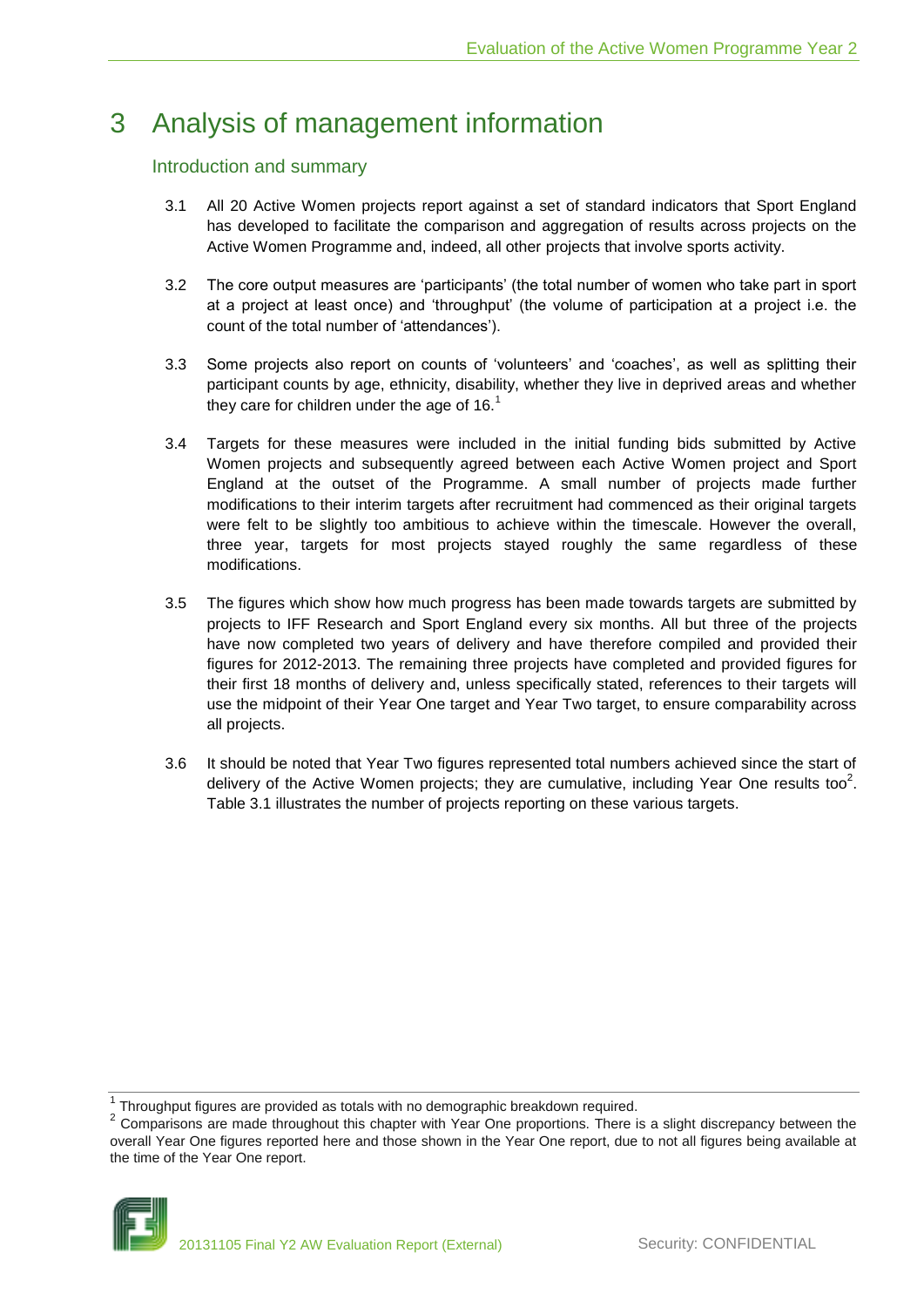# 3 Analysis of management information

## Introduction and summary

3.1 All 20 Active Women projects report against a set of standard indicators that Sport England has developed to facilitate the comparison and aggregation of results across projects on the Active Women Programme and, indeed, all other projects that involve sports activity.

3.2 The core output measures are 'participants' (the total number of women who take part in sport at a project at least once) and 'throughput' (the volume of participation at a project i.e. the count of the total number of 'attendances').

3.3 Some projects also report on counts of 'volunteers' and 'coaches', as well as splitting their participant counts by age, ethnicity, disability, whether they live in deprived areas and whether they care for children under the age of 16.[1]

3.4 Targets for these measures were included in the initial funding bids submitted by Active Women projects and subsequently agreed between each Active Women project and Sport England at the outset of the Programme. A small number of projects made further modifications to their interim targets after recruitment had commenced as their original targets were felt to be slightly too ambitious to achieve within the timescale. However the overall, three year, targets for most projects stayed roughly the same regardless of these modifications.

3.5 The figures which show how much progress has been made towards targets are submitted by projects to IFF Research and Sport England every six months. All but three of the projects have now completed two years of delivery and have therefore compiled and provided their figures for 2012-2013. The remaining three projects have completed and provided figures for their first 18 months of delivery and, unless specifically stated, references to their targets will use the midpoint of their Year One target and Year Two target, to ensure comparability across all projects.

3.6 It should be noted that Year Two figures represented total numbers achieved since the start of delivery of the Active Women projects; they are cumulative, including Year One results too[2]. Table 3.1 illustrates the number of projects reporting on these various targets.

---

[1] Throughput figures are provided as totals with no demographic breakdown required.

[2] Comparisons are made throughout this chapter with Year One proportions. There is a slight discrepancy between the overall Year One figures reported here and those shown in the Year One report, due to not all figures being available at the time of the Year One report.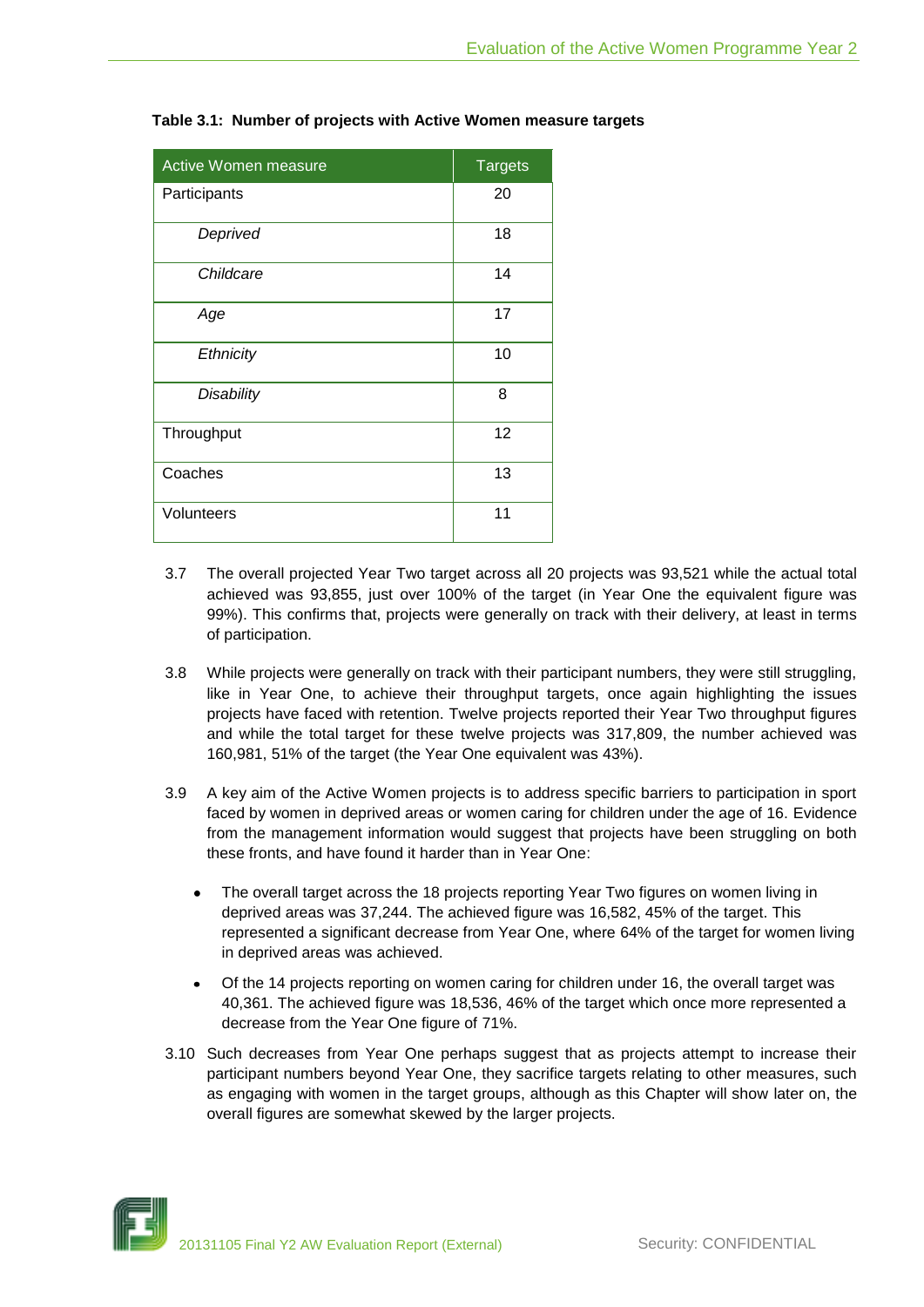**Table 3.1: Number of projects with Active Women measure targets**

| Active Women measure | Targets |
|---|---|
| Participants | 20 |
| *Deprived* | 18 |
| *Childcare* | 14 |
| *Age* | 17 |
| *Ethnicity* | 10 |
| *Disability* | 8 |
| Throughput | 12 |
| Coaches | 13 |
| Volunteers | 11 |

3.7 The overall projected Year Two target across all 20 projects was 93,521 while the actual total achieved was 93,855, just over 100% of the target (in Year One the equivalent figure was 99%). This confirms that, projects were generally on track with their delivery, at least in terms of participation.

3.8 While projects were generally on track with their participant numbers, they were still struggling, like in Year One, to achieve their throughput targets, once again highlighting the issues projects have faced with retention. Twelve projects reported their Year Two throughput figures and while the total target for these twelve projects was 317,809, the number achieved was 160,981, 51% of the target (the Year One equivalent was 43%).

3.9 A key aim of the Active Women projects is to address specific barriers to participation in sport faced by women in deprived areas or women caring for children under the age of 16. Evidence from the management information would suggest that projects have been struggling on both these fronts, and have found it harder than in Year One:

- The overall target across the 18 projects reporting Year Two figures on women living in deprived areas was 37,244. The achieved figure was 16,582, 45% of the target. This represented a significant decrease from Year One, where 64% of the target for women living in deprived areas was achieved.
- Of the 14 projects reporting on women caring for children under 16, the overall target was 40,361. The achieved figure was 18,536, 46% of the target which once more represented a decrease from the Year One figure of 71%.

3.10 Such decreases from Year One perhaps suggest that as projects attempt to increase their participant numbers beyond Year One, they sacrifice targets relating to other measures, such as engaging with women in the target groups, although as this Chapter will show later on, the overall figures are somewhat skewed by the larger projects.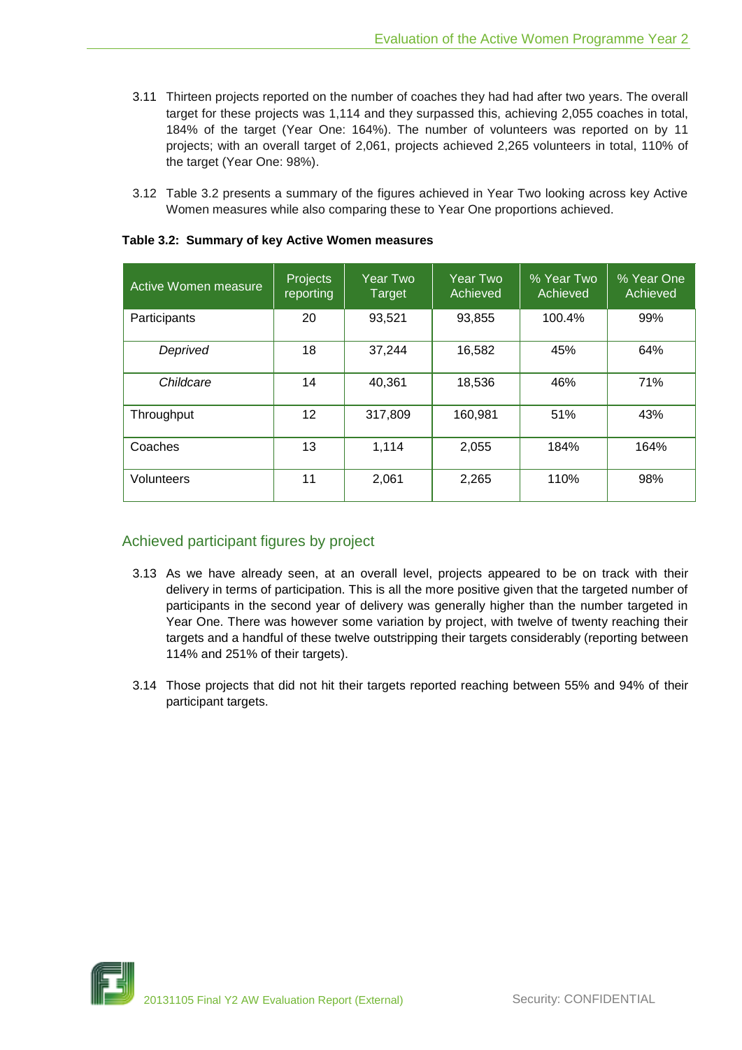3.11 Thirteen projects reported on the number of coaches they had had after two years. The overall target for these projects was 1,114 and they surpassed this, achieving 2,055 coaches in total, 184% of the target (Year One: 164%). The number of volunteers was reported on by 11 projects; with an overall target of 2,061, projects achieved 2,265 volunteers in total, 110% of the target (Year One: 98%).

3.12 Table 3.2 presents a summary of the figures achieved in Year Two looking across key Active Women measures while also comparing these to Year One proportions achieved.

**Table 3.2: Summary of key Active Women measures**

| Active Women measure | Projects reporting | Year Two Target | Year Two Achieved | % Year Two Achieved | % Year One Achieved |
|---|---|---|---|---|---|
| Participants | 20 | 93,521 | 93,855 | 100.4% | 99% |
| *Deprived* | 18 | 37,244 | 16,582 | 45% | 64% |
| *Childcare* | 14 | 40,361 | 18,536 | 46% | 71% |
| Throughput | 12 | 317,809 | 160,981 | 51% | 43% |
| Coaches | 13 | 1,114 | 2,055 | 184% | 164% |
| Volunteers | 11 | 2,061 | 2,265 | 110% | 98% |

## Achieved participant figures by project

3.13 As we have already seen, at an overall level, projects appeared to be on track with their delivery in terms of participation. This is all the more positive given that the targeted number of participants in the second year of delivery was generally higher than the number targeted in Year One. There was however some variation by project, with twelve of twenty reaching their targets and a handful of these twelve outstripping their targets considerably (reporting between 114% and 251% of their targets).

3.14 Those projects that did not hit their targets reported reaching between 55% and 94% of their participant targets.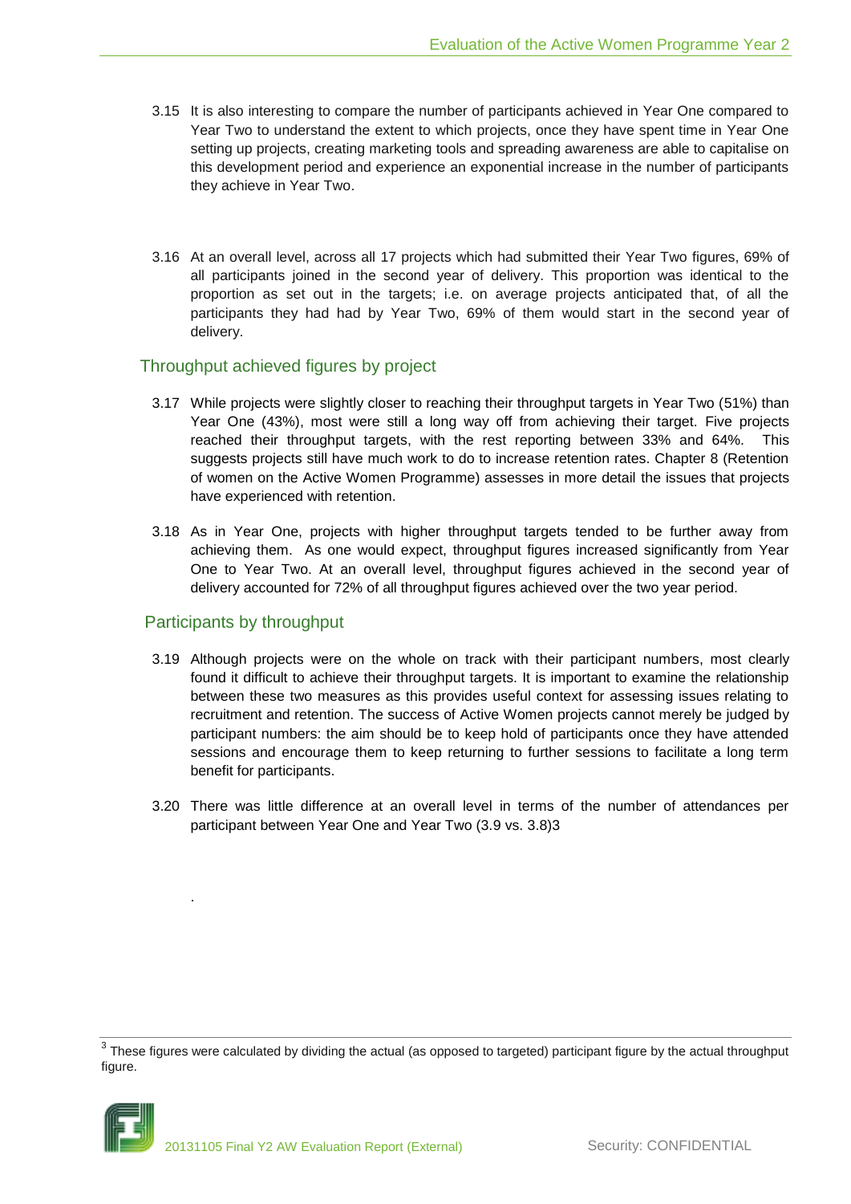3.15 It is also interesting to compare the number of participants achieved in Year One compared to Year Two to understand the extent to which projects, once they have spent time in Year One setting up projects, creating marketing tools and spreading awareness are able to capitalise on this development period and experience an exponential increase in the number of participants they achieve in Year Two.

3.16 At an overall level, across all 17 projects which had submitted their Year Two figures, 69% of all participants joined in the second year of delivery. This proportion was identical to the proportion as set out in the targets; i.e. on average projects anticipated that, of all the participants they had had by Year Two, 69% of them would start in the second year of delivery.

## Throughput achieved figures by project

3.17 While projects were slightly closer to reaching their throughput targets in Year Two (51%) than Year One (43%), most were still a long way off from achieving their target. Five projects reached their throughput targets, with the rest reporting between 33% and 64%. This suggests projects still have much work to do to increase retention rates. Chapter 8 (Retention of women on the Active Women Programme) assesses in more detail the issues that projects have experienced with retention.

3.18 As in Year One, projects with higher throughput targets tended to be further away from achieving them. As one would expect, throughput figures increased significantly from Year One to Year Two. At an overall level, throughput figures achieved in the second year of delivery accounted for 72% of all throughput figures achieved over the two year period.

## Participants by throughput

3.19 Although projects were on the whole on track with their participant numbers, most clearly found it difficult to achieve their throughput targets. It is important to examine the relationship between these two measures as this provides useful context for assessing issues relating to recruitment and retention. The success of Active Women projects cannot merely be judged by participant numbers: the aim should be to keep hold of participants once they have attended sessions and encourage them to keep returning to further sessions to facilitate a long term benefit for participants.

3.20 There was little difference at an overall level in terms of the number of attendances per participant between Year One and Year Two (3.9 vs. 3.8)3

.

[3] These figures were calculated by dividing the actual (as opposed to targeted) participant figure by the actual throughput figure.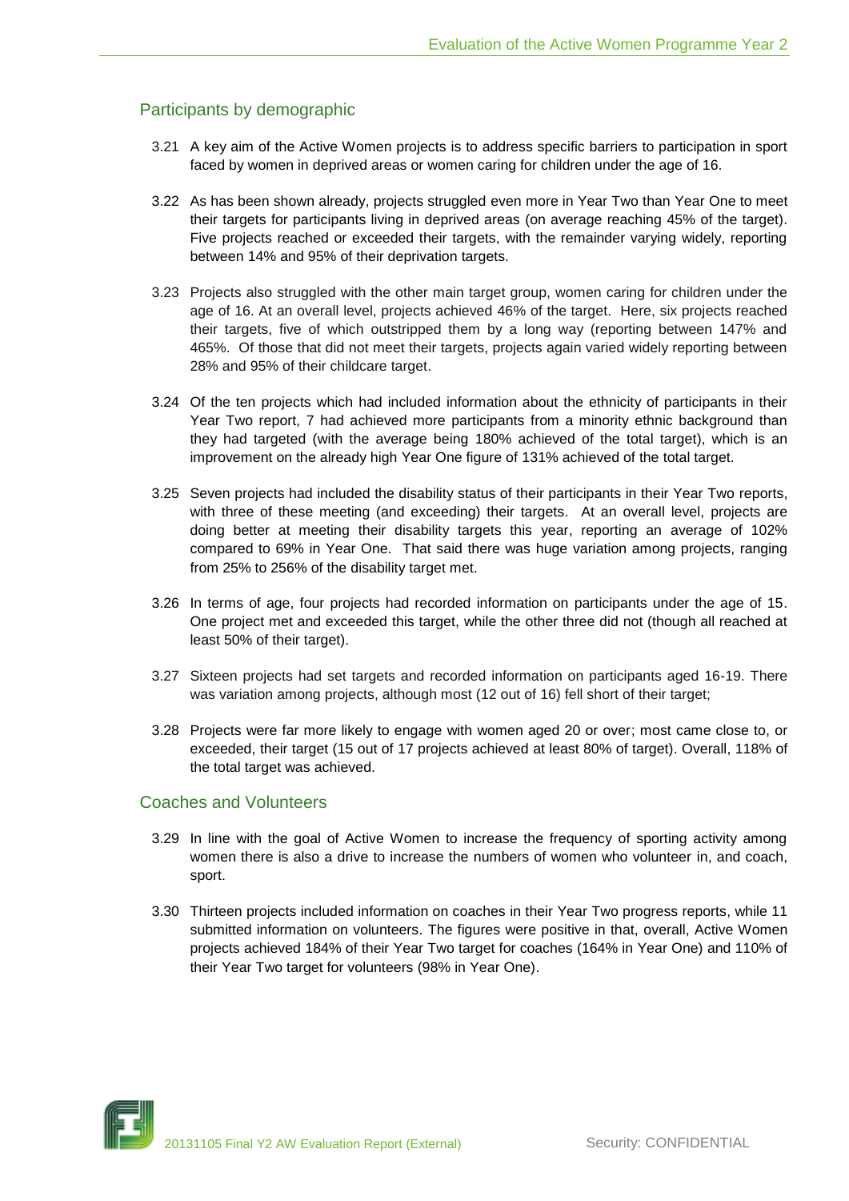## Participants by demographic

3.21 A key aim of the Active Women projects is to address specific barriers to participation in sport faced by women in deprived areas or women caring for children under the age of 16.

3.22 As has been shown already, projects struggled even more in Year Two than Year One to meet their targets for participants living in deprived areas (on average reaching 45% of the target). Five projects reached or exceeded their targets, with the remainder varying widely, reporting between 14% and 95% of their deprivation targets.

3.23 Projects also struggled with the other main target group, women caring for children under the age of 16. At an overall level, projects achieved 46% of the target. Here, six projects reached their targets, five of which outstripped them by a long way (reporting between 147% and 465%. Of those that did not meet their targets, projects again varied widely reporting between 28% and 95% of their childcare target.

3.24 Of the ten projects which had included information about the ethnicity of participants in their Year Two report, 7 had achieved more participants from a minority ethnic background than they had targeted (with the average being 180% achieved of the total target), which is an improvement on the already high Year One figure of 131% achieved of the total target.

3.25 Seven projects had included the disability status of their participants in their Year Two reports, with three of these meeting (and exceeding) their targets. At an overall level, projects are doing better at meeting their disability targets this year, reporting an average of 102% compared to 69% in Year One. That said there was huge variation among projects, ranging from 25% to 256% of the disability target met.

3.26 In terms of age, four projects had recorded information on participants under the age of 15. One project met and exceeded this target, while the other three did not (though all reached at least 50% of their target).

3.27 Sixteen projects had set targets and recorded information on participants aged 16-19. There was variation among projects, although most (12 out of 16) fell short of their target;

3.28 Projects were far more likely to engage with women aged 20 or over; most came close to, or exceeded, their target (15 out of 17 projects achieved at least 80% of target). Overall, 118% of the total target was achieved.

## Coaches and Volunteers

3.29 In line with the goal of Active Women to increase the frequency of sporting activity among women there is also a drive to increase the numbers of women who volunteer in, and coach, sport.

3.30 Thirteen projects included information on coaches in their Year Two progress reports, while 11 submitted information on volunteers. The figures were positive in that, overall, Active Women projects achieved 184% of their Year Two target for coaches (164% in Year One) and 110% of their Year Two target for volunteers (98% in Year One).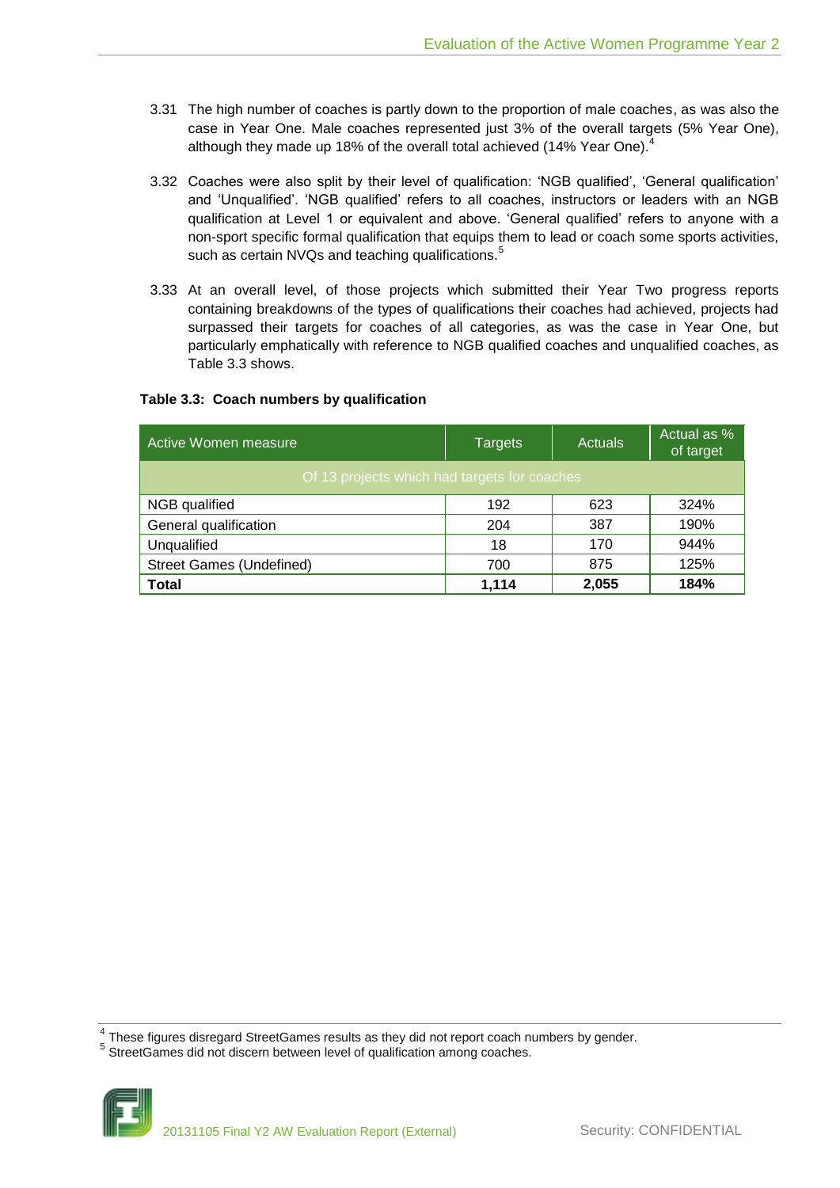3.31 The high number of coaches is partly down to the proportion of male coaches, as was also the case in Year One. Male coaches represented just 3% of the overall targets (5% Year One), although they made up 18% of the overall total achieved (14% Year One).[4]

3.32 Coaches were also split by their level of qualification: 'NGB qualified', 'General qualification' and 'Unqualified'. 'NGB qualified' refers to all coaches, instructors or leaders with an NGB qualification at Level 1 or equivalent and above. 'General qualified' refers to anyone with a non-sport specific formal qualification that equips them to lead or coach some sports activities, such as certain NVQs and teaching qualifications.[5]

3.33 At an overall level, of those projects which submitted their Year Two progress reports containing breakdowns of the types of qualifications their coaches had achieved, projects had surpassed their targets for coaches of all categories, as was the case in Year One, but particularly emphatically with reference to NGB qualified coaches and unqualified coaches, as Table 3.3 shows.

**Table 3.3: Coach numbers by qualification**

| Active Women measure | Targets | Actuals | Actual as % of target |
|---|---|---|---|
| Of 13 projects which had targets for coaches | | | |
| NGB qualified | 192 | 623 | 324% |
| General qualification | 204 | 387 | 190% |
| Unqualified | 18 | 170 | 944% |
| Street Games (Undefined) | 700 | 875 | 125% |
| **Total** | **1,114** | **2,055** | **184%** |

[4] These figures disregard StreetGames results as they did not report coach numbers by gender.

[5] StreetGames did not discern between level of qualification among coaches.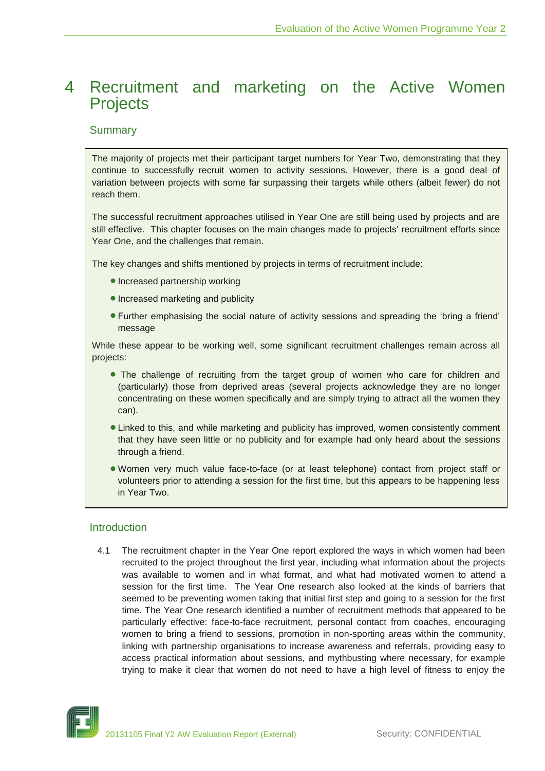# 4 Recruitment and marketing on the Active Women Projects

## Summary

The majority of projects met their participant target numbers for Year Two, demonstrating that they continue to successfully recruit women to activity sessions. However, there is a good deal of variation between projects with some far surpassing their targets while others (albeit fewer) do not reach them.

The successful recruitment approaches utilised in Year One are still being used by projects and are still effective. This chapter focuses on the main changes made to projects' recruitment efforts since Year One, and the challenges that remain.

The key changes and shifts mentioned by projects in terms of recruitment include:

- Increased partnership working
- Increased marketing and publicity
- Further emphasising the social nature of activity sessions and spreading the 'bring a friend' message

While these appear to be working well, some significant recruitment challenges remain across all projects:

- The challenge of recruiting from the target group of women who care for children and (particularly) those from deprived areas (several projects acknowledge they are no longer concentrating on these women specifically and are simply trying to attract all the women they can).
- Linked to this, and while marketing and publicity has improved, women consistently comment that they have seen little or no publicity and for example had only heard about the sessions through a friend.
- Women very much value face-to-face (or at least telephone) contact from project staff or volunteers prior to attending a session for the first time, but this appears to be happening less in Year Two.

## Introduction

4.1 The recruitment chapter in the Year One report explored the ways in which women had been recruited to the project throughout the first year, including what information about the projects was available to women and in what format, and what had motivated women to attend a session for the first time. The Year One research also looked at the kinds of barriers that seemed to be preventing women taking that initial first step and going to a session for the first time. The Year One research identified a number of recruitment methods that appeared to be particularly effective: face-to-face recruitment, personal contact from coaches, encouraging women to bring a friend to sessions, promotion in non-sporting areas within the community, linking with partnership organisations to increase awareness and referrals, providing easy to access practical information about sessions, and mythbusting where necessary, for example trying to make it clear that women do not need to have a high level of fitness to enjoy the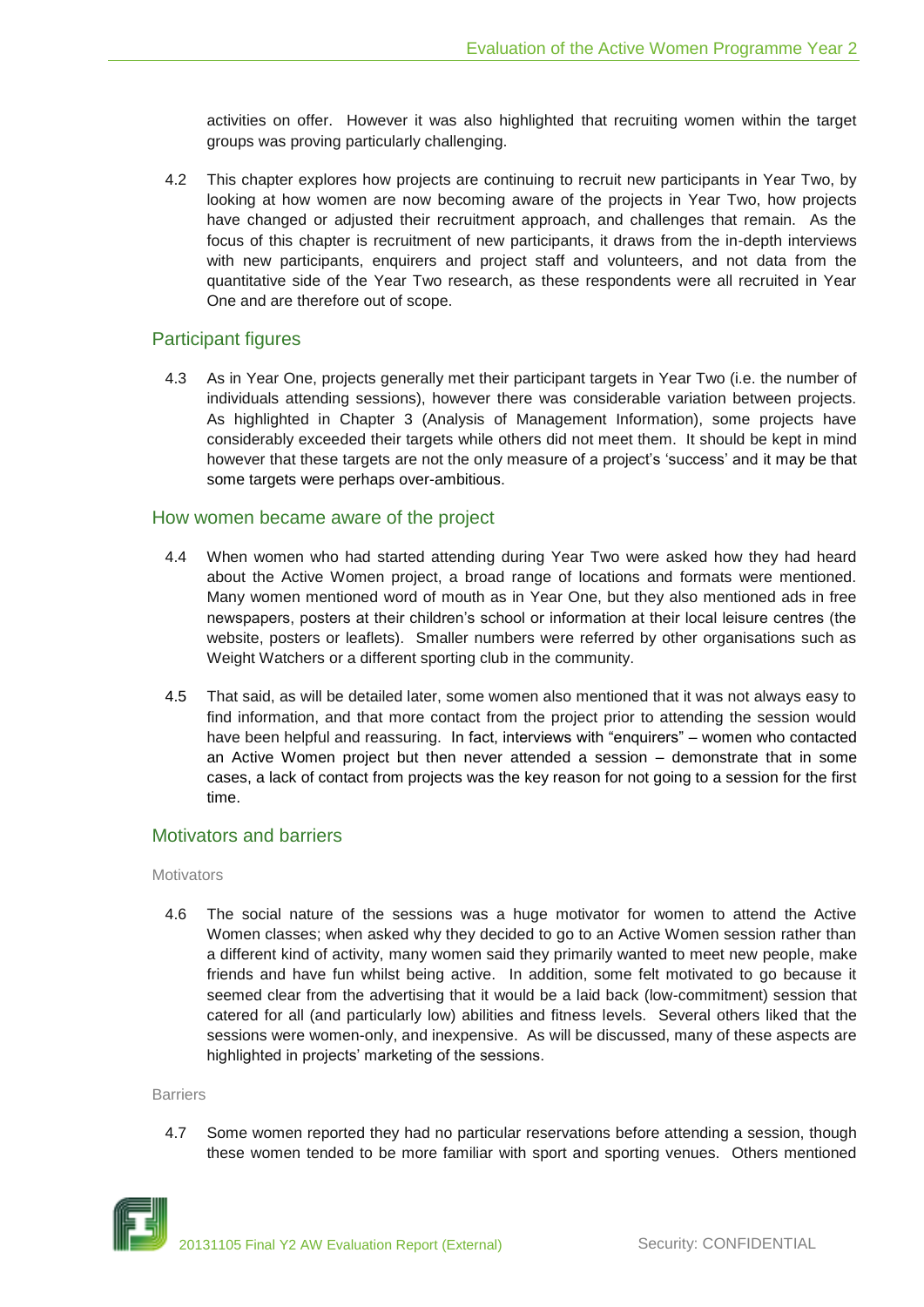activities on offer. However it was also highlighted that recruiting women within the target groups was proving particularly challenging.

4.2 This chapter explores how projects are continuing to recruit new participants in Year Two, by looking at how women are now becoming aware of the projects in Year Two, how projects have changed or adjusted their recruitment approach, and challenges that remain. As the focus of this chapter is recruitment of new participants, it draws from the in-depth interviews with new participants, enquirers and project staff and volunteers, and not data from the quantitative side of the Year Two research, as these respondents were all recruited in Year One and are therefore out of scope.

## Participant figures

4.3 As in Year One, projects generally met their participant targets in Year Two (i.e. the number of individuals attending sessions), however there was considerable variation between projects. As highlighted in Chapter 3 (Analysis of Management Information), some projects have considerably exceeded their targets while others did not meet them. It should be kept in mind however that these targets are not the only measure of a project's 'success' and it may be that some targets were perhaps over-ambitious.

## How women became aware of the project

4.4 When women who had started attending during Year Two were asked how they had heard about the Active Women project, a broad range of locations and formats were mentioned. Many women mentioned word of mouth as in Year One, but they also mentioned ads in free newspapers, posters at their children's school or information at their local leisure centres (the website, posters or leaflets). Smaller numbers were referred by other organisations such as Weight Watchers or a different sporting club in the community.

4.5 That said, as will be detailed later, some women also mentioned that it was not always easy to find information, and that more contact from the project prior to attending the session would have been helpful and reassuring. In fact, interviews with "enquirers" – women who contacted an Active Women project but then never attended a session – demonstrate that in some cases, a lack of contact from projects was the key reason for not going to a session for the first time.

## Motivators and barriers

### Motivators

4.6 The social nature of the sessions was a huge motivator for women to attend the Active Women classes; when asked why they decided to go to an Active Women session rather than a different kind of activity, many women said they primarily wanted to meet new people, make friends and have fun whilst being active. In addition, some felt motivated to go because it seemed clear from the advertising that it would be a laid back (low-commitment) session that catered for all (and particularly low) abilities and fitness levels. Several others liked that the sessions were women-only, and inexpensive. As will be discussed, many of these aspects are highlighted in projects' marketing of the sessions.

### Barriers

4.7 Some women reported they had no particular reservations before attending a session, though these women tended to be more familiar with sport and sporting venues. Others mentioned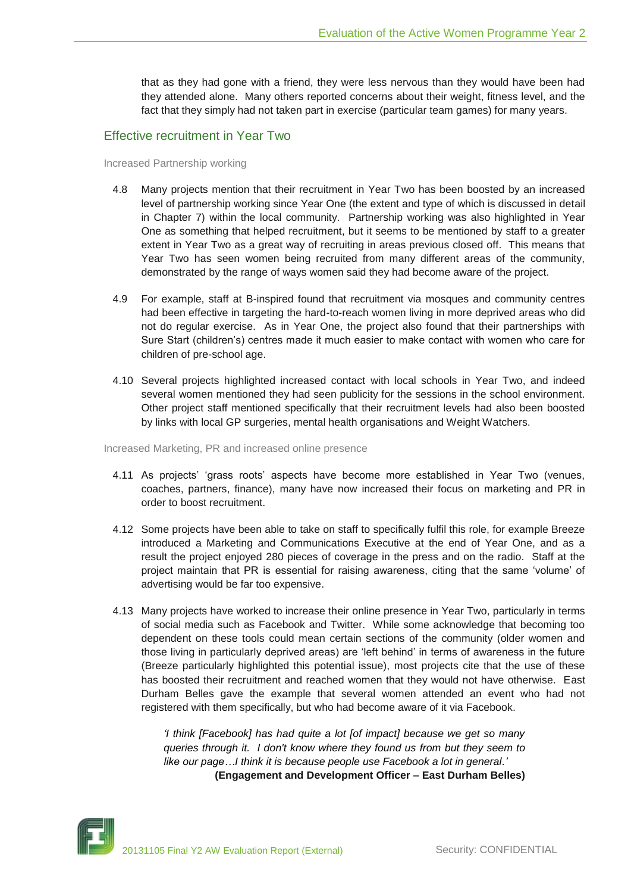that as they had gone with a friend, they were less nervous than they would have been had they attended alone. Many others reported concerns about their weight, fitness level, and the fact that they simply had not taken part in exercise (particular team games) for many years.

## Effective recruitment in Year Two

### Increased Partnership working

4.8 Many projects mention that their recruitment in Year Two has been boosted by an increased level of partnership working since Year One (the extent and type of which is discussed in detail in Chapter 7) within the local community. Partnership working was also highlighted in Year One as something that helped recruitment, but it seems to be mentioned by staff to a greater extent in Year Two as a great way of recruiting in areas previous closed off. This means that Year Two has seen women being recruited from many different areas of the community, demonstrated by the range of ways women said they had become aware of the project.

4.9 For example, staff at B-inspired found that recruitment via mosques and community centres had been effective in targeting the hard-to-reach women living in more deprived areas who did not do regular exercise. As in Year One, the project also found that their partnerships with Sure Start (children's) centres made it much easier to make contact with women who care for children of pre-school age.

4.10 Several projects highlighted increased contact with local schools in Year Two, and indeed several women mentioned they had seen publicity for the sessions in the school environment. Other project staff mentioned specifically that their recruitment levels had also been boosted by links with local GP surgeries, mental health organisations and Weight Watchers.

### Increased Marketing, PR and increased online presence

4.11 As projects' 'grass roots' aspects have become more established in Year Two (venues, coaches, partners, finance), many have now increased their focus on marketing and PR in order to boost recruitment.

4.12 Some projects have been able to take on staff to specifically fulfil this role, for example Breeze introduced a Marketing and Communications Executive at the end of Year One, and as a result the project enjoyed 280 pieces of coverage in the press and on the radio. Staff at the project maintain that PR is essential for raising awareness, citing that the same 'volume' of advertising would be far too expensive.

4.13 Many projects have worked to increase their online presence in Year Two, particularly in terms of social media such as Facebook and Twitter. While some acknowledge that becoming too dependent on these tools could mean certain sections of the community (older women and those living in particularly deprived areas) are 'left behind' in terms of awareness in the future (Breeze particularly highlighted this potential issue), most projects cite that the use of these has boosted their recruitment and reached women that they would not have otherwise. East Durham Belles gave the example that several women attended an event who had not registered with them specifically, but who had become aware of it via Facebook.

> *'I think [Facebook] has had quite a lot [of impact] because we get so many queries through it. I don't know where they found us from but they seem to like our page…I think it is because people use Facebook a lot in general.'*
> **(Engagement and Development Officer – East Durham Belles)**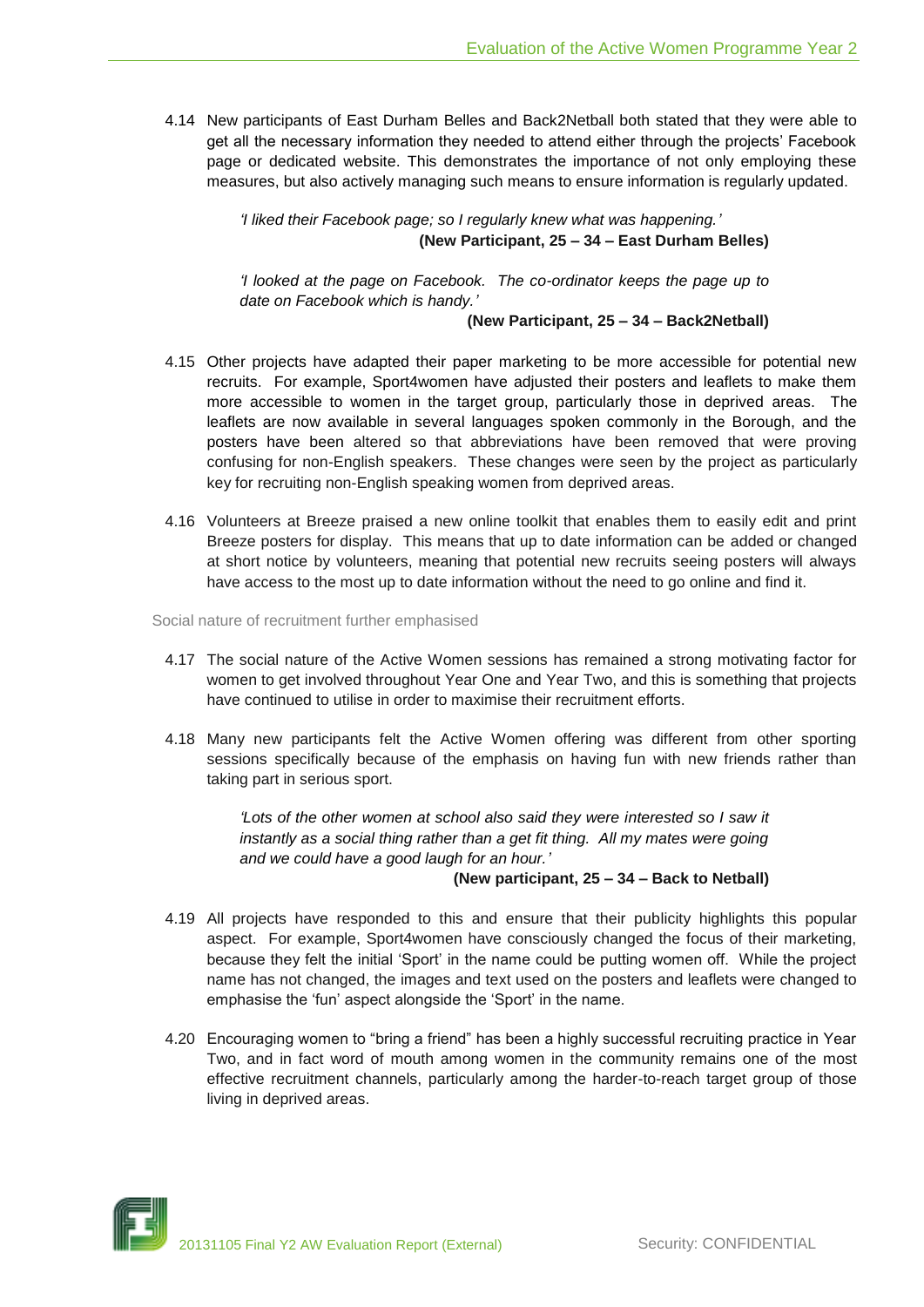4.14 New participants of East Durham Belles and Back2Netball both stated that they were able to get all the necessary information they needed to attend either through the projects' Facebook page or dedicated website. This demonstrates the importance of not only employing these measures, but also actively managing such means to ensure information is regularly updated.

> *'I liked their Facebook page; so I regularly knew what was happening.'*
>
> **(New Participant, 25 – 34 – East Durham Belles)**

> *'I looked at the page on Facebook. The co-ordinator keeps the page up to date on Facebook which is handy.'*
>
> **(New Participant, 25 – 34 – Back2Netball)**

4.15 Other projects have adapted their paper marketing to be more accessible for potential new recruits. For example, Sport4women have adjusted their posters and leaflets to make them more accessible to women in the target group, particularly those in deprived areas. The leaflets are now available in several languages spoken commonly in the Borough, and the posters have been altered so that abbreviations have been removed that were proving confusing for non-English speakers. These changes were seen by the project as particularly key for recruiting non-English speaking women from deprived areas.

4.16 Volunteers at Breeze praised a new online toolkit that enables them to easily edit and print Breeze posters for display. This means that up to date information can be added or changed at short notice by volunteers, meaning that potential new recruits seeing posters will always have access to the most up to date information without the need to go online and find it.

### Social nature of recruitment further emphasised

4.17 The social nature of the Active Women sessions has remained a strong motivating factor for women to get involved throughout Year One and Year Two, and this is something that projects have continued to utilise in order to maximise their recruitment efforts.

4.18 Many new participants felt the Active Women offering was different from other sporting sessions specifically because of the emphasis on having fun with new friends rather than taking part in serious sport.

> *'Lots of the other women at school also said they were interested so I saw it instantly as a social thing rather than a get fit thing. All my mates were going and we could have a good laugh for an hour.'*
>
> **(New participant, 25 – 34 – Back to Netball)**

4.19 All projects have responded to this and ensure that their publicity highlights this popular aspect. For example, Sport4women have consciously changed the focus of their marketing, because they felt the initial 'Sport' in the name could be putting women off. While the project name has not changed, the images and text used on the posters and leaflets were changed to emphasise the 'fun' aspect alongside the 'Sport' in the name.

4.20 Encouraging women to "bring a friend" has been a highly successful recruiting practice in Year Two, and in fact word of mouth among women in the community remains one of the most effective recruitment channels, particularly among the harder-to-reach target group of those living in deprived areas.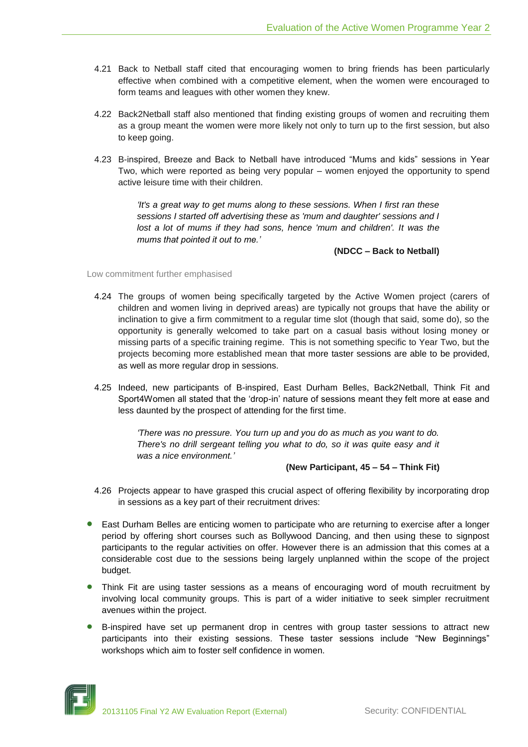4.21 Back to Netball staff cited that encouraging women to bring friends has been particularly effective when combined with a competitive element, when the women were encouraged to form teams and leagues with other women they knew.

4.22 Back2Netball staff also mentioned that finding existing groups of women and recruiting them as a group meant the women were more likely not only to turn up to the first session, but also to keep going.

4.23 B-inspired, Breeze and Back to Netball have introduced "Mums and kids" sessions in Year Two, which were reported as being very popular – women enjoyed the opportunity to spend active leisure time with their children.

> *'It's a great way to get mums along to these sessions. When I first ran these sessions I started off advertising these as 'mum and daughter' sessions and I lost a lot of mums if they had sons, hence 'mum and children'. It was the mums that pointed it out to me.'*
>
> **(NDCC – Back to Netball)**

### Low commitment further emphasised

4.24 The groups of women being specifically targeted by the Active Women project (carers of children and women living in deprived areas) are typically not groups that have the ability or inclination to give a firm commitment to a regular time slot (though that said, some do), so the opportunity is generally welcomed to take part on a casual basis without losing money or missing parts of a specific training regime. This is not something specific to Year Two, but the projects becoming more established mean that more taster sessions are able to be provided, as well as more regular drop in sessions.

4.25 Indeed, new participants of B-inspired, East Durham Belles, Back2Netball, Think Fit and Sport4Women all stated that the 'drop-in' nature of sessions meant they felt more at ease and less daunted by the prospect of attending for the first time.

> *'There was no pressure. You turn up and you do as much as you want to do. There's no drill sergeant telling you what to do, so it was quite easy and it was a nice environment.'*
>
> **(New Participant, 45 – 54 – Think Fit)**

4.26 Projects appear to have grasped this crucial aspect of offering flexibility by incorporating drop in sessions as a key part of their recruitment drives:

- East Durham Belles are enticing women to participate who are returning to exercise after a longer period by offering short courses such as Bollywood Dancing, and then using these to signpost participants to the regular activities on offer. However there is an admission that this comes at a considerable cost due to the sessions being largely unplanned within the scope of the project budget.
- Think Fit are using taster sessions as a means of encouraging word of mouth recruitment by involving local community groups. This is part of a wider initiative to seek simpler recruitment avenues within the project.
- B-inspired have set up permanent drop in centres with group taster sessions to attract new participants into their existing sessions. These taster sessions include "New Beginnings" workshops which aim to foster self confidence in women.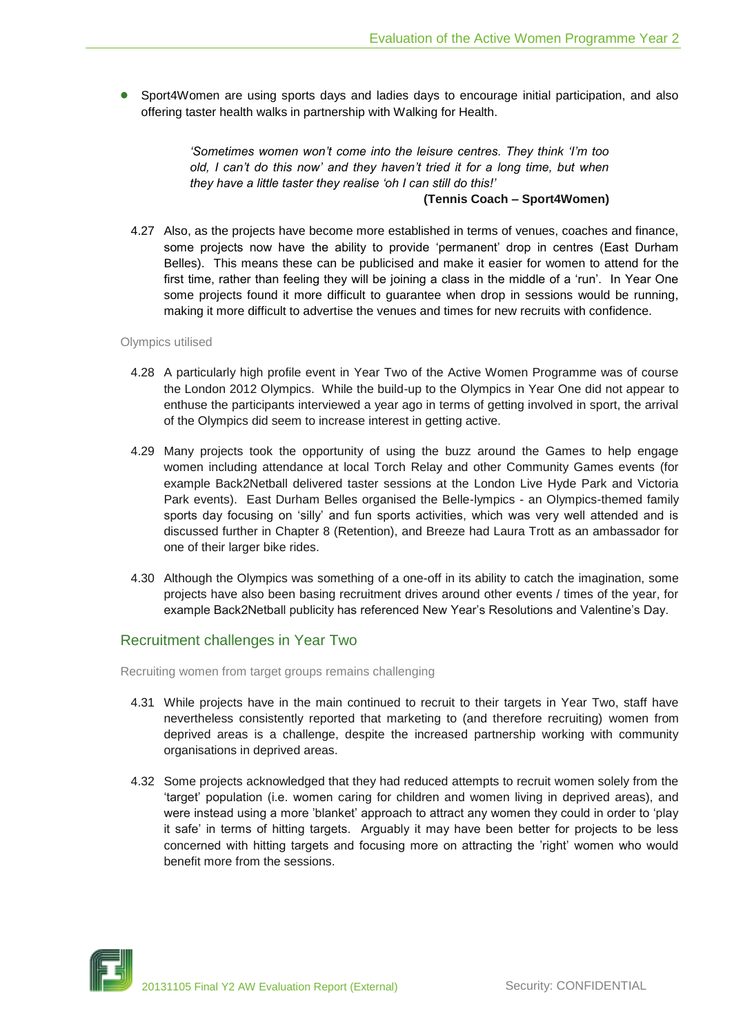- Sport4Women are using sports days and ladies days to encourage initial participation, and also offering taster health walks in partnership with Walking for Health.

> *'Sometimes women won't come into the leisure centres. They think 'I'm too old, I can't do this now' and they haven't tried it for a long time, but when they have a little taster they realise 'oh I can still do this!'*
>
> **(Tennis Coach – Sport4Women)**

4.27 Also, as the projects have become more established in terms of venues, coaches and finance, some projects now have the ability to provide 'permanent' drop in centres (East Durham Belles). This means these can be publicised and make it easier for women to attend for the first time, rather than feeling they will be joining a class in the middle of a 'run'. In Year One some projects found it more difficult to guarantee when drop in sessions would be running, making it more difficult to advertise the venues and times for new recruits with confidence.

#### Olympics utilised

4.28 A particularly high profile event in Year Two of the Active Women Programme was of course the London 2012 Olympics. While the build-up to the Olympics in Year One did not appear to enthuse the participants interviewed a year ago in terms of getting involved in sport, the arrival of the Olympics did seem to increase interest in getting active.

4.29 Many projects took the opportunity of using the buzz around the Games to help engage women including attendance at local Torch Relay and other Community Games events (for example Back2Netball delivered taster sessions at the London Live Hyde Park and Victoria Park events). East Durham Belles organised the Belle-lympics - an Olympics-themed family sports day focusing on 'silly' and fun sports activities, which was very well attended and is discussed further in Chapter 8 (Retention), and Breeze had Laura Trott as an ambassador for one of their larger bike rides.

4.30 Although the Olympics was something of a one-off in its ability to catch the imagination, some projects have also been basing recruitment drives around other events / times of the year, for example Back2Netball publicity has referenced New Year's Resolutions and Valentine's Day.

### Recruitment challenges in Year Two

#### Recruiting women from target groups remains challenging

4.31 While projects have in the main continued to recruit to their targets in Year Two, staff have nevertheless consistently reported that marketing to (and therefore recruiting) women from deprived areas is a challenge, despite the increased partnership working with community organisations in deprived areas.

4.32 Some projects acknowledged that they had reduced attempts to recruit women solely from the 'target' population (i.e. women caring for children and women living in deprived areas), and were instead using a more 'blanket' approach to attract any women they could in order to 'play it safe' in terms of hitting targets. Arguably it may have been better for projects to be less concerned with hitting targets and focusing more on attracting the 'right' women who would benefit more from the sessions.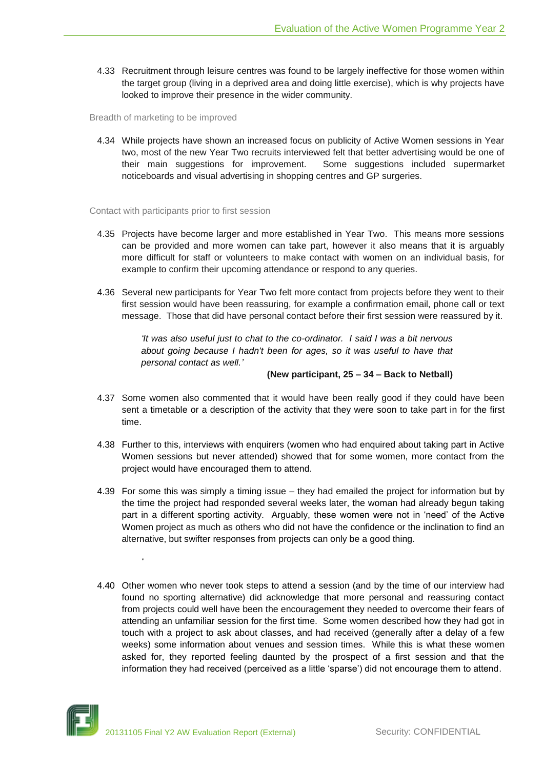4.33 Recruitment through leisure centres was found to be largely ineffective for those women within the target group (living in a deprived area and doing little exercise), which is why projects have looked to improve their presence in the wider community.

### Breadth of marketing to be improved

4.34 While projects have shown an increased focus on publicity of Active Women sessions in Year two, most of the new Year Two recruits interviewed felt that better advertising would be one of their main suggestions for improvement. Some suggestions included supermarket noticeboards and visual advertising in shopping centres and GP surgeries.

### Contact with participants prior to first session

4.35 Projects have become larger and more established in Year Two. This means more sessions can be provided and more women can take part, however it also means that it is arguably more difficult for staff or volunteers to make contact with women on an individual basis, for example to confirm their upcoming attendance or respond to any queries.

4.36 Several new participants for Year Two felt more contact from projects before they went to their first session would have been reassuring, for example a confirmation email, phone call or text message. Those that did have personal contact before their first session were reassured by it.

> *'It was also useful just to chat to the co-ordinator. I said I was a bit nervous about going because I hadn't been for ages, so it was useful to have that personal contact as well.'*
>
> **(New participant, 25 – 34 – Back to Netball)**

4.37 Some women also commented that it would have been really good if they could have been sent a timetable or a description of the activity that they were soon to take part in for the first time.

4.38 Further to this, interviews with enquirers (women who had enquired about taking part in Active Women sessions but never attended) showed that for some women, more contact from the project would have encouraged them to attend.

4.39 For some this was simply a timing issue – they had emailed the project for information but by the time the project had responded several weeks later, the woman had already begun taking part in a different sporting activity. Arguably, these women were not in 'need' of the Active Women project as much as others who did not have the confidence or the inclination to find an alternative, but swifter responses from projects can only be a good thing.

'

4.40 Other women who never took steps to attend a session (and by the time of our interview had found no sporting alternative) did acknowledge that more personal and reassuring contact from projects could well have been the encouragement they needed to overcome their fears of attending an unfamiliar session for the first time. Some women described how they had got in touch with a project to ask about classes, and had received (generally after a delay of a few weeks) some information about venues and session times. While this is what these women asked for, they reported feeling daunted by the prospect of a first session and that the information they had received (perceived as a little 'sparse') did not encourage them to attend.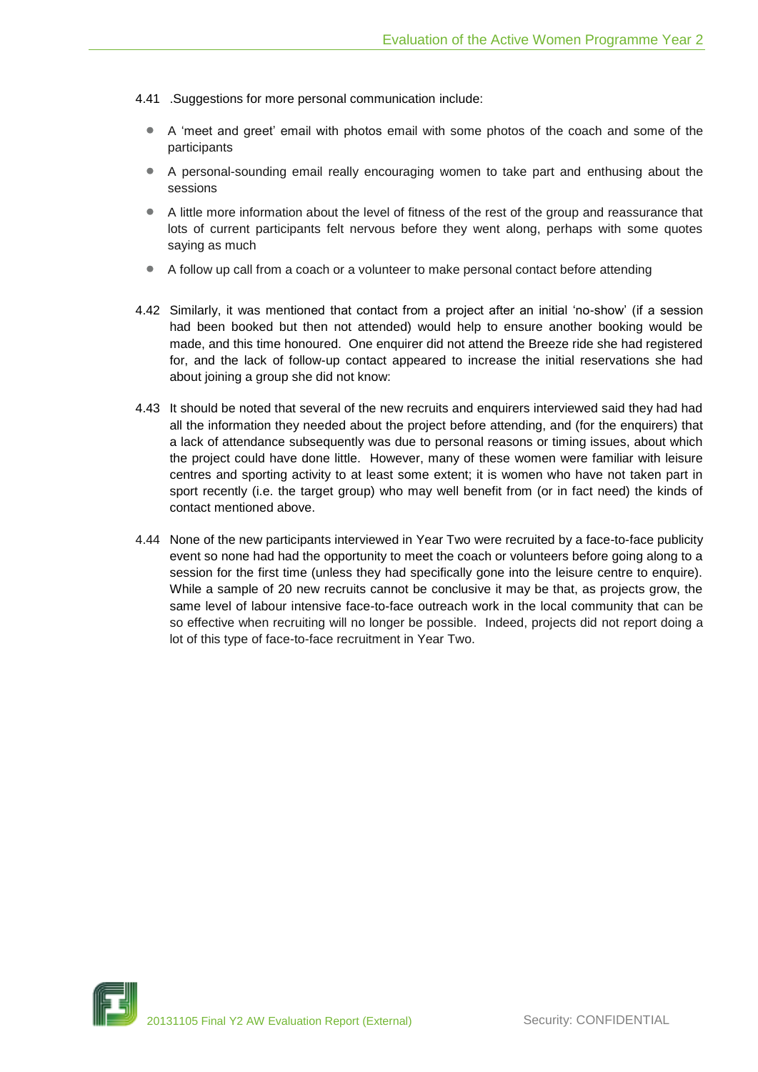4.41 .Suggestions for more personal communication include:

- A 'meet and greet' email with photos email with some photos of the coach and some of the participants
- A personal-sounding email really encouraging women to take part and enthusing about the sessions
- A little more information about the level of fitness of the rest of the group and reassurance that lots of current participants felt nervous before they went along, perhaps with some quotes saying as much
- A follow up call from a coach or a volunteer to make personal contact before attending

4.42 Similarly, it was mentioned that contact from a project after an initial 'no-show' (if a session had been booked but then not attended) would help to ensure another booking would be made, and this time honoured. One enquirer did not attend the Breeze ride she had registered for, and the lack of follow-up contact appeared to increase the initial reservations she had about joining a group she did not know:

4.43 It should be noted that several of the new recruits and enquirers interviewed said they had had all the information they needed about the project before attending, and (for the enquirers) that a lack of attendance subsequently was due to personal reasons or timing issues, about which the project could have done little. However, many of these women were familiar with leisure centres and sporting activity to at least some extent; it is women who have not taken part in sport recently (i.e. the target group) who may well benefit from (or in fact need) the kinds of contact mentioned above.

4.44 None of the new participants interviewed in Year Two were recruited by a face-to-face publicity event so none had had the opportunity to meet the coach or volunteers before going along to a session for the first time (unless they had specifically gone into the leisure centre to enquire). While a sample of 20 new recruits cannot be conclusive it may be that, as projects grow, the same level of labour intensive face-to-face outreach work in the local community that can be so effective when recruiting will no longer be possible. Indeed, projects did not report doing a lot of this type of face-to-face recruitment in Year Two.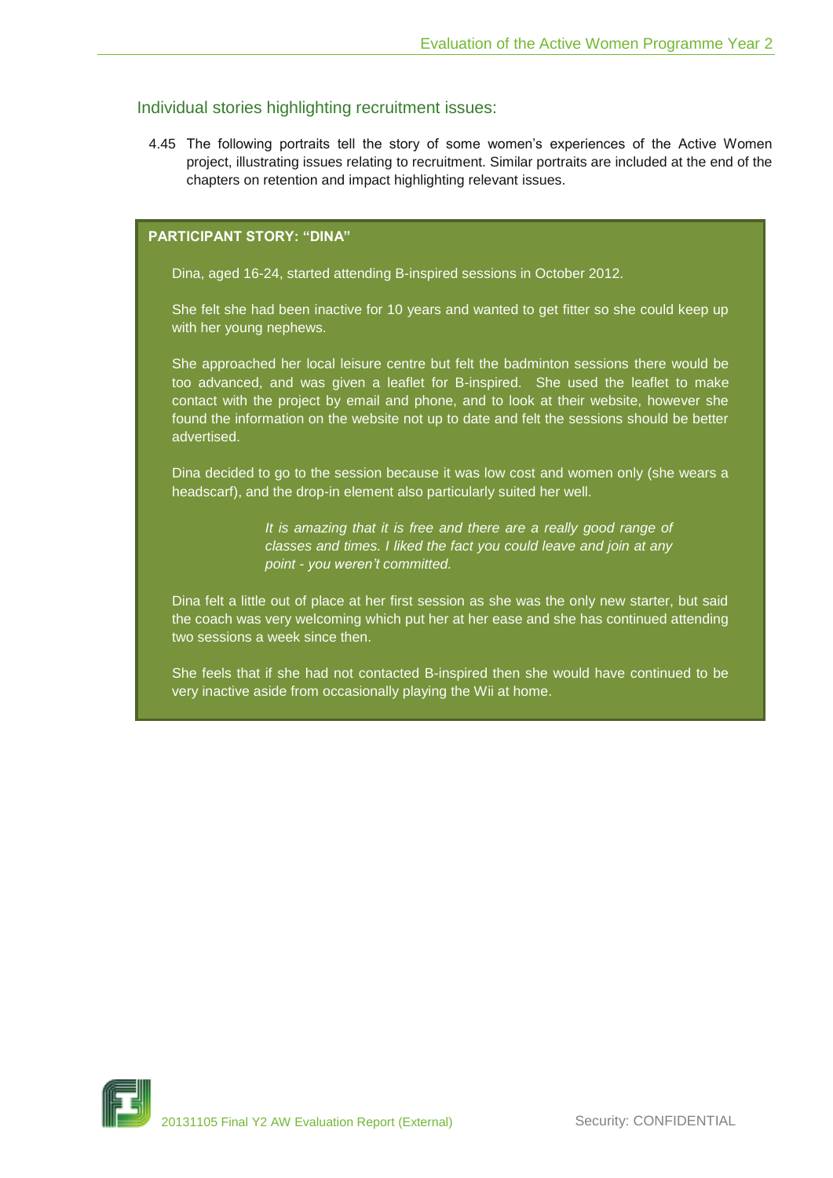## Individual stories highlighting recruitment issues:

4.45 The following portraits tell the story of some women's experiences of the Active Women project, illustrating issues relating to recruitment. Similar portraits are included at the end of the chapters on retention and impact highlighting relevant issues.

**PARTICIPANT STORY: "DINA"**

Dina, aged 16-24, started attending B-inspired sessions in October 2012.

She felt she had been inactive for 10 years and wanted to get fitter so she could keep up with her young nephews.

She approached her local leisure centre but felt the badminton sessions there would be too advanced, and was given a leaflet for B-inspired. She used the leaflet to make contact with the project by email and phone, and to look at their website, however she found the information on the website not up to date and felt the sessions should be better advertised.

Dina decided to go to the session because it was low cost and women only (she wears a headscarf), and the drop-in element also particularly suited her well.

> *It is amazing that it is free and there are a really good range of classes and times. I liked the fact you could leave and join at any point - you weren't committed.*

Dina felt a little out of place at her first session as she was the only new starter, but said the coach was very welcoming which put her at her ease and she has continued attending two sessions a week since then.

She feels that if she had not contacted B-inspired then she would have continued to be very inactive aside from occasionally playing the Wii at home.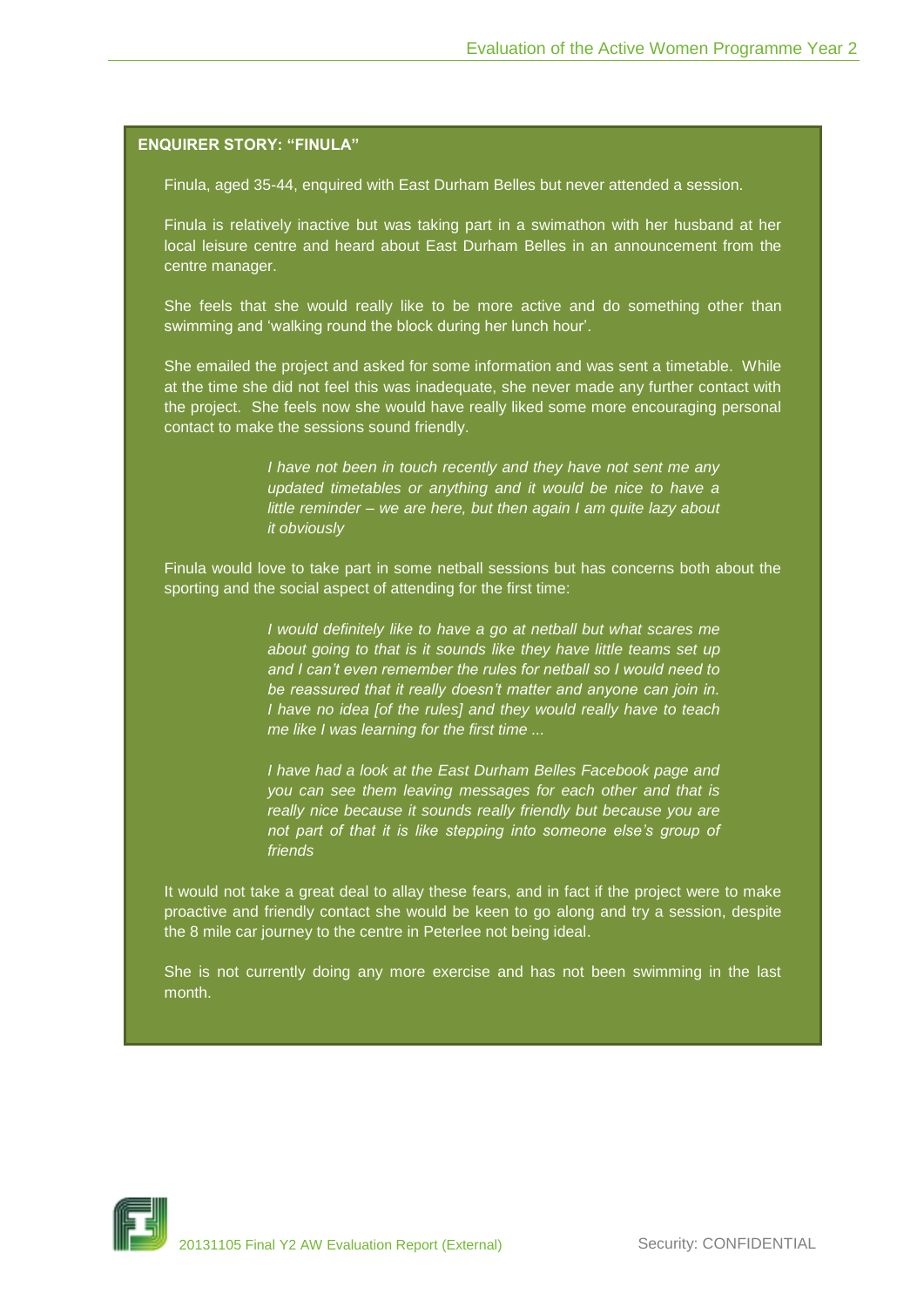**ENQUIRER STORY: "FINULA"**

Finula, aged 35-44, enquired with East Durham Belles but never attended a session.

Finula is relatively inactive but was taking part in a swimathon with her husband at her local leisure centre and heard about East Durham Belles in an announcement from the centre manager.

She feels that she would really like to be more active and do something other than swimming and 'walking round the block during her lunch hour'.

She emailed the project and asked for some information and was sent a timetable. While at the time she did not feel this was inadequate, she never made any further contact with the project. She feels now she would have really liked some more encouraging personal contact to make the sessions sound friendly.

> *I have not been in touch recently and they have not sent me any updated timetables or anything and it would be nice to have a little reminder – we are here, but then again I am quite lazy about it obviously*

Finula would love to take part in some netball sessions but has concerns both about the sporting and the social aspect of attending for the first time:

> *I would definitely like to have a go at netball but what scares me about going to that is it sounds like they have little teams set up and I can't even remember the rules for netball so I would need to be reassured that it really doesn't matter and anyone can join in. I have no idea [of the rules] and they would really have to teach me like I was learning for the first time ...*
>
> *I have had a look at the East Durham Belles Facebook page and you can see them leaving messages for each other and that is really nice because it sounds really friendly but because you are not part of that it is like stepping into someone else's group of friends*

It would not take a great deal to allay these fears, and in fact if the project were to make proactive and friendly contact she would be keen to go along and try a session, despite the 8 mile car journey to the centre in Peterlee not being ideal.

She is not currently doing any more exercise and has not been swimming in the last month.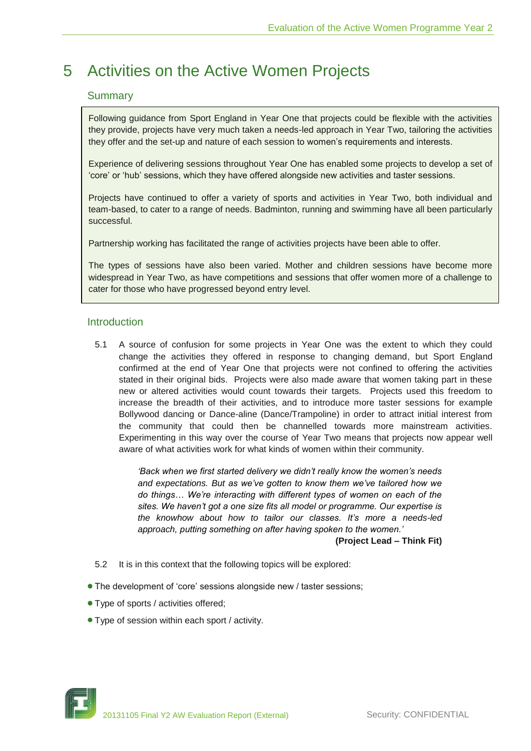# 5 Activities on the Active Women Projects

## Summary

Following guidance from Sport England in Year One that projects could be flexible with the activities they provide, projects have very much taken a needs-led approach in Year Two, tailoring the activities they offer and the set-up and nature of each session to women's requirements and interests.

Experience of delivering sessions throughout Year One has enabled some projects to develop a set of 'core' or 'hub' sessions, which they have offered alongside new activities and taster sessions.

Projects have continued to offer a variety of sports and activities in Year Two, both individual and team-based, to cater to a range of needs. Badminton, running and swimming have all been particularly successful.

Partnership working has facilitated the range of activities projects have been able to offer.

The types of sessions have also been varied. Mother and children sessions have become more widespread in Year Two, as have competitions and sessions that offer women more of a challenge to cater for those who have progressed beyond entry level.

## Introduction

5.1 A source of confusion for some projects in Year One was the extent to which they could change the activities they offered in response to changing demand, but Sport England confirmed at the end of Year One that projects were not confined to offering the activities stated in their original bids. Projects were also made aware that women taking part in these new or altered activities would count towards their targets. Projects used this freedom to increase the breadth of their activities, and to introduce more taster sessions for example Bollywood dancing or Dance-aline (Dance/Trampoline) in order to attract initial interest from the community that could then be channelled towards more mainstream activities. Experimenting in this way over the course of Year Two means that projects now appear well aware of what activities work for what kinds of women within their community.

> *'Back when we first started delivery we didn't really know the women's needs and expectations. But as we've gotten to know them we've tailored how we do things… We're interacting with different types of women on each of the sites. We haven't got a one size fits all model or programme. Our expertise is the knowhow about how to tailor our classes. It's more a needs-led approach, putting something on after having spoken to the women.'*
>
> **(Project Lead – Think Fit)**

5.2 It is in this context that the following topics will be explored:

- The development of 'core' sessions alongside new / taster sessions;
- Type of sports / activities offered;
- Type of session within each sport / activity.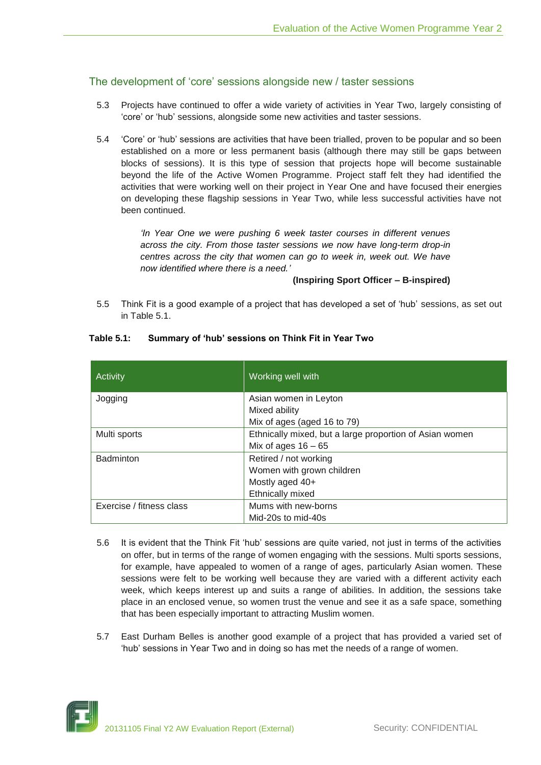## The development of 'core' sessions alongside new / taster sessions

5.3 Projects have continued to offer a wide variety of activities in Year Two, largely consisting of 'core' or 'hub' sessions, alongside some new activities and taster sessions.

5.4 'Core' or 'hub' sessions are activities that have been trialled, proven to be popular and so been established on a more or less permanent basis (although there may still be gaps between blocks of sessions). It is this type of session that projects hope will become sustainable beyond the life of the Active Women Programme. Project staff felt they had identified the activities that were working well on their project in Year One and have focused their energies on developing these flagship sessions in Year Two, while less successful activities have not been continued.

> *'In Year One we were pushing 6 week taster courses in different venues across the city. From those taster sessions we now have long-term drop-in centres across the city that women can go to week in, week out. We have now identified where there is a need.'*
>
> **(Inspiring Sport Officer – B-inspired)**

5.5 Think Fit is a good example of a project that has developed a set of 'hub' sessions, as set out in Table 5.1.

**Table 5.1: Summary of 'hub' sessions on Think Fit in Year Two**

| Activity | Working well with |
|---|---|
| Jogging | Asian women in Leyton<br>Mixed ability<br>Mix of ages (aged 16 to 79) |
| Multi sports | Ethnically mixed, but a large proportion of Asian women<br>Mix of ages 16 – 65 |
| Badminton | Retired / not working<br>Women with grown children<br>Mostly aged 40+<br>Ethnically mixed |
| Exercise / fitness class | Mums with new-borns<br>Mid-20s to mid-40s |

5.6 It is evident that the Think Fit 'hub' sessions are quite varied, not just in terms of the activities on offer, but in terms of the range of women engaging with the sessions. Multi sports sessions, for example, have appealed to women of a range of ages, particularly Asian women. These sessions were felt to be working well because they are varied with a different activity each week, which keeps interest up and suits a range of abilities. In addition, the sessions take place in an enclosed venue, so women trust the venue and see it as a safe space, something that has been especially important to attracting Muslim women.

5.7 East Durham Belles is another good example of a project that has provided a varied set of 'hub' sessions in Year Two and in doing so has met the needs of a range of women.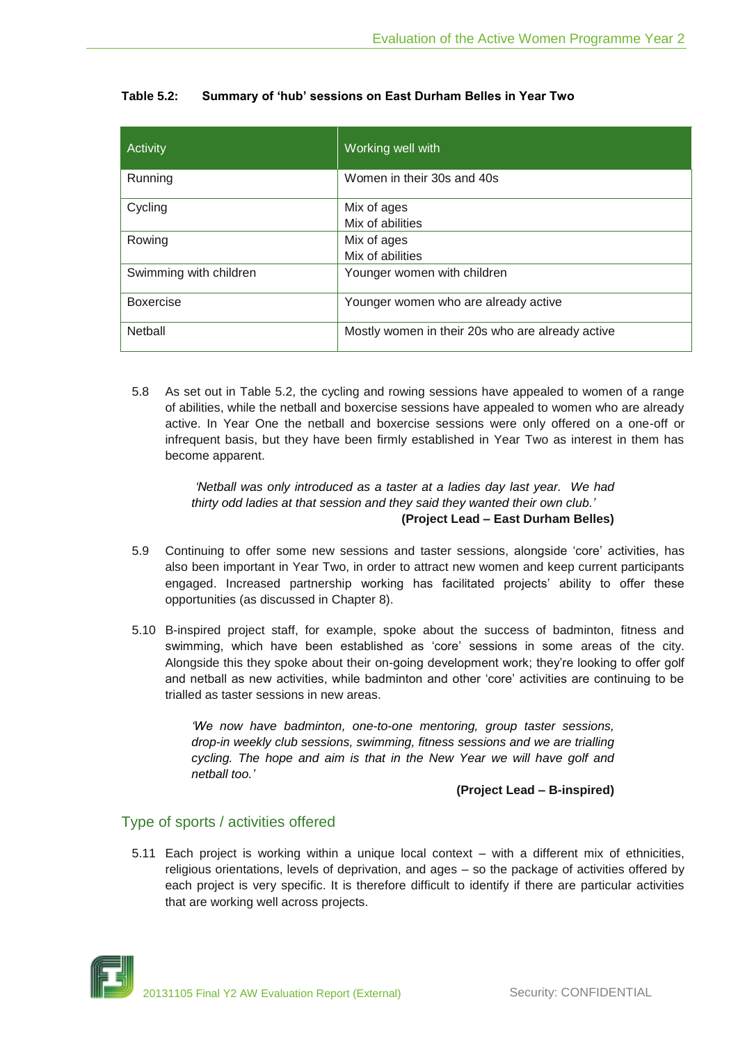**Table 5.2: Summary of 'hub' sessions on East Durham Belles in Year Two**

| Activity | Working well with |
|---|---|
| Running | Women in their 30s and 40s |
| Cycling | Mix of ages<br>Mix of abilities |
| Rowing | Mix of ages<br>Mix of abilities |
| Swimming with children | Younger women with children |
| Boxercise | Younger women who are already active |
| Netball | Mostly women in their 20s who are already active |

5.8 As set out in Table 5.2, the cycling and rowing sessions have appealed to women of a range of abilities, while the netball and boxercise sessions have appealed to women who are already active. In Year One the netball and boxercise sessions were only offered on a one-off or infrequent basis, but they have been firmly established in Year Two as interest in them has become apparent.

> *'Netball was only introduced as a taster at a ladies day last year. We had thirty odd ladies at that session and they said they wanted their own club.'*
> **(Project Lead – East Durham Belles)**

5.9 Continuing to offer some new sessions and taster sessions, alongside 'core' activities, has also been important in Year Two, in order to attract new women and keep current participants engaged. Increased partnership working has facilitated projects' ability to offer these opportunities (as discussed in Chapter 8).

5.10 B-inspired project staff, for example, spoke about the success of badminton, fitness and swimming, which have been established as 'core' sessions in some areas of the city. Alongside this they spoke about their on-going development work; they're looking to offer golf and netball as new activities, while badminton and other 'core' activities are continuing to be trialled as taster sessions in new areas.

> *'We now have badminton, one-to-one mentoring, group taster sessions, drop-in weekly club sessions, swimming, fitness sessions and we are trialling cycling. The hope and aim is that in the New Year we will have golf and netball too.'*
> **(Project Lead – B-inspired)**

## Type of sports / activities offered

5.11 Each project is working within a unique local context – with a different mix of ethnicities, religious orientations, levels of deprivation, and ages – so the package of activities offered by each project is very specific. It is therefore difficult to identify if there are particular activities that are working well across projects.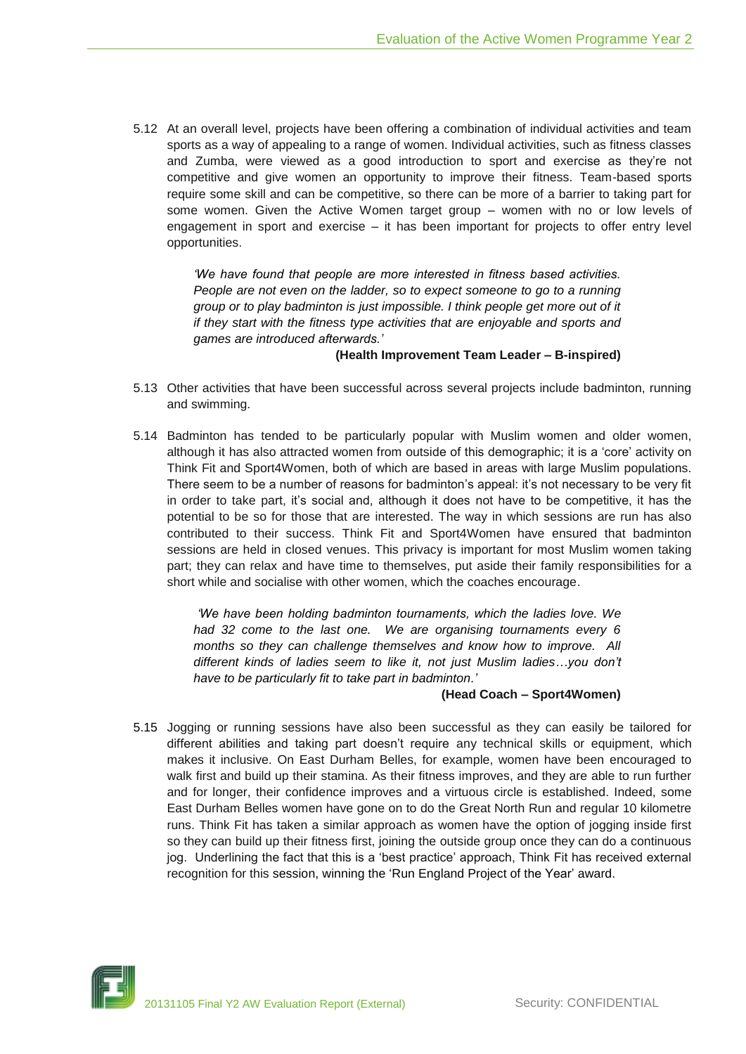5.12 At an overall level, projects have been offering a combination of individual activities and team sports as a way of appealing to a range of women. Individual activities, such as fitness classes and Zumba, were viewed as a good introduction to sport and exercise as they're not competitive and give women an opportunity to improve their fitness. Team-based sports require some skill and can be competitive, so there can be more of a barrier to taking part for some women. Given the Active Women target group – women with no or low levels of engagement in sport and exercise – it has been important for projects to offer entry level opportunities.

> *'We have found that people are more interested in fitness based activities. People are not even on the ladder, so to expect someone to go to a running group or to play badminton is just impossible. I think people get more out of it if they start with the fitness type activities that are enjoyable and sports and games are introduced afterwards.'*
>
> **(Health Improvement Team Leader – B-inspired)**

5.13 Other activities that have been successful across several projects include badminton, running and swimming.

5.14 Badminton has tended to be particularly popular with Muslim women and older women, although it has also attracted women from outside of this demographic; it is a 'core' activity on Think Fit and Sport4Women, both of which are based in areas with large Muslim populations. There seem to be a number of reasons for badminton's appeal: it's not necessary to be very fit in order to take part, it's social and, although it does not have to be competitive, it has the potential to be so for those that are interested. The way in which sessions are run has also contributed to their success. Think Fit and Sport4Women have ensured that badminton sessions are held in closed venues. This privacy is important for most Muslim women taking part; they can relax and have time to themselves, put aside their family responsibilities for a short while and socialise with other women, which the coaches encourage.

> *'We have been holding badminton tournaments, which the ladies love. We had 32 come to the last one. We are organising tournaments every 6 months so they can challenge themselves and know how to improve. All different kinds of ladies seem to like it, not just Muslim ladies…you don't have to be particularly fit to take part in badminton.'*
>
> **(Head Coach – Sport4Women)**

5.15 Jogging or running sessions have also been successful as they can easily be tailored for different abilities and taking part doesn't require any technical skills or equipment, which makes it inclusive. On East Durham Belles, for example, women have been encouraged to walk first and build up their stamina. As their fitness improves, and they are able to run further and for longer, their confidence improves and a virtuous circle is established. Indeed, some East Durham Belles women have gone on to do the Great North Run and regular 10 kilometre runs. Think Fit has taken a similar approach as women have the option of jogging inside first so they can build up their fitness first, joining the outside group once they can do a continuous jog. Underlining the fact that this is a 'best practice' approach, Think Fit has received external recognition for this session, winning the 'Run England Project of the Year' award.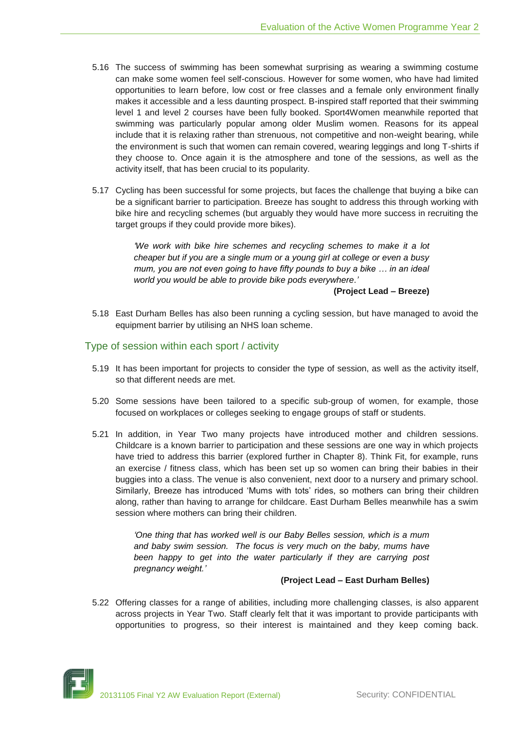5.16 The success of swimming has been somewhat surprising as wearing a swimming costume can make some women feel self-conscious. However for some women, who have had limited opportunities to learn before, low cost or free classes and a female only environment finally makes it accessible and a less daunting prospect. B-inspired staff reported that their swimming level 1 and level 2 courses have been fully booked. Sport4Women meanwhile reported that swimming was particularly popular among older Muslim women. Reasons for its appeal include that it is relaxing rather than strenuous, not competitive and non-weight bearing, while the environment is such that women can remain covered, wearing leggings and long T-shirts if they choose to. Once again it is the atmosphere and tone of the sessions, as well as the activity itself, that has been crucial to its popularity.

5.17 Cycling has been successful for some projects, but faces the challenge that buying a bike can be a significant barrier to participation. Breeze has sought to address this through working with bike hire and recycling schemes (but arguably they would have more success in recruiting the target groups if they could provide more bikes).

> *'We work with bike hire schemes and recycling schemes to make it a lot cheaper but if you are a single mum or a young girl at college or even a busy mum, you are not even going to have fifty pounds to buy a bike … in an ideal world you would be able to provide bike pods everywhere.'*
>
> **(Project Lead – Breeze)**

5.18 East Durham Belles has also been running a cycling session, but have managed to avoid the equipment barrier by utilising an NHS loan scheme.

## Type of session within each sport / activity

5.19 It has been important for projects to consider the type of session, as well as the activity itself, so that different needs are met.

5.20 Some sessions have been tailored to a specific sub-group of women, for example, those focused on workplaces or colleges seeking to engage groups of staff or students.

5.21 In addition, in Year Two many projects have introduced mother and children sessions. Childcare is a known barrier to participation and these sessions are one way in which projects have tried to address this barrier (explored further in Chapter 8). Think Fit, for example, runs an exercise / fitness class, which has been set up so women can bring their babies in their buggies into a class. The venue is also convenient, next door to a nursery and primary school. Similarly, Breeze has introduced 'Mums with tots' rides, so mothers can bring their children along, rather than having to arrange for childcare. East Durham Belles meanwhile has a swim session where mothers can bring their children.

> *'One thing that has worked well is our Baby Belles session, which is a mum and baby swim session. The focus is very much on the baby, mums have been happy to get into the water particularly if they are carrying post pregnancy weight.'*
>
> **(Project Lead – East Durham Belles)**

5.22 Offering classes for a range of abilities, including more challenging classes, is also apparent across projects in Year Two. Staff clearly felt that it was important to provide participants with opportunities to progress, so their interest is maintained and they keep coming back.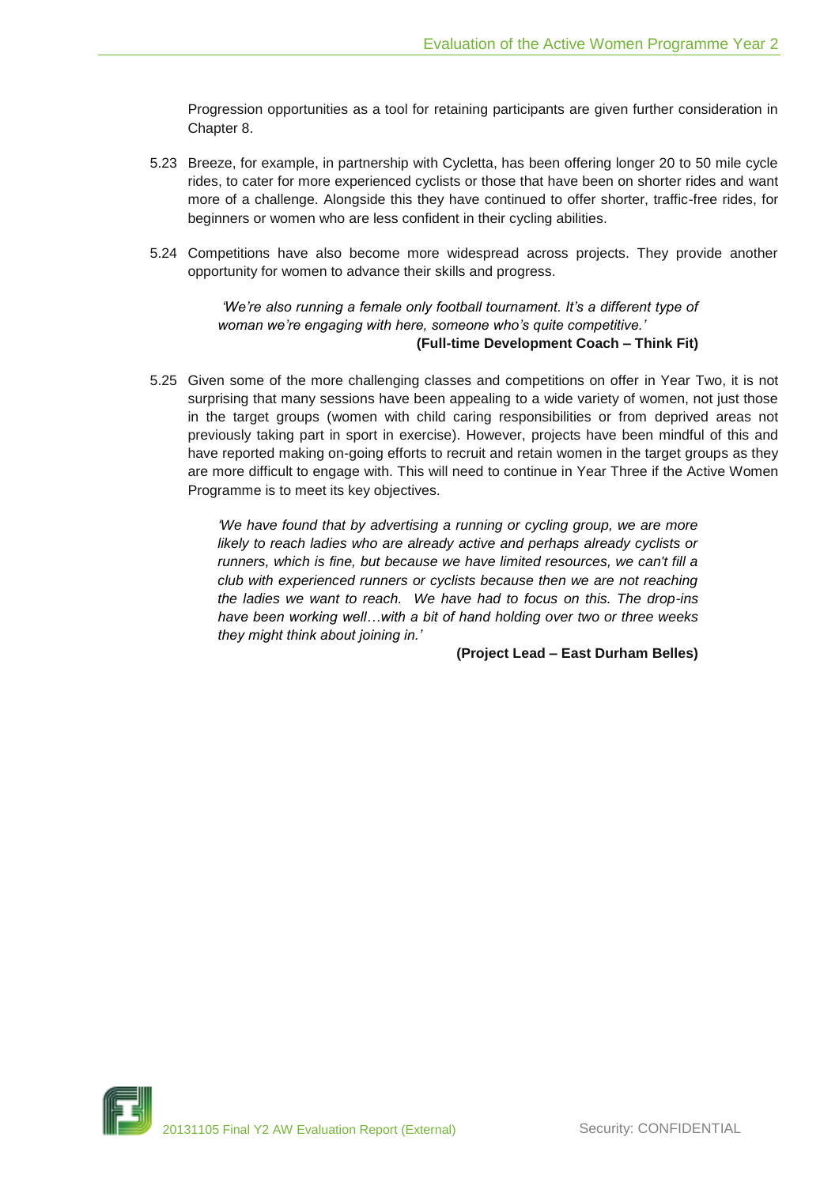Progression opportunities as a tool for retaining participants are given further consideration in Chapter 8.

5.23 Breeze, for example, in partnership with Cycletta, has been offering longer 20 to 50 mile cycle rides, to cater for more experienced cyclists or those that have been on shorter rides and want more of a challenge. Alongside this they have continued to offer shorter, traffic-free rides, for beginners or women who are less confident in their cycling abilities.

5.24 Competitions have also become more widespread across projects. They provide another opportunity for women to advance their skills and progress.

> *'We're also running a female only football tournament. It's a different type of woman we're engaging with here, someone who's quite competitive.'*
>
> **(Full-time Development Coach – Think Fit)**

5.25 Given some of the more challenging classes and competitions on offer in Year Two, it is not surprising that many sessions have been appealing to a wide variety of women, not just those in the target groups (women with child caring responsibilities or from deprived areas not previously taking part in sport in exercise). However, projects have been mindful of this and have reported making on-going efforts to recruit and retain women in the target groups as they are more difficult to engage with. This will need to continue in Year Three if the Active Women Programme is to meet its key objectives.

> *'We have found that by advertising a running or cycling group, we are more likely to reach ladies who are already active and perhaps already cyclists or runners, which is fine, but because we have limited resources, we can't fill a club with experienced runners or cyclists because then we are not reaching the ladies we want to reach. We have had to focus on this. The drop-ins have been working well…with a bit of hand holding over two or three weeks they might think about joining in.'*
>
> **(Project Lead – East Durham Belles)**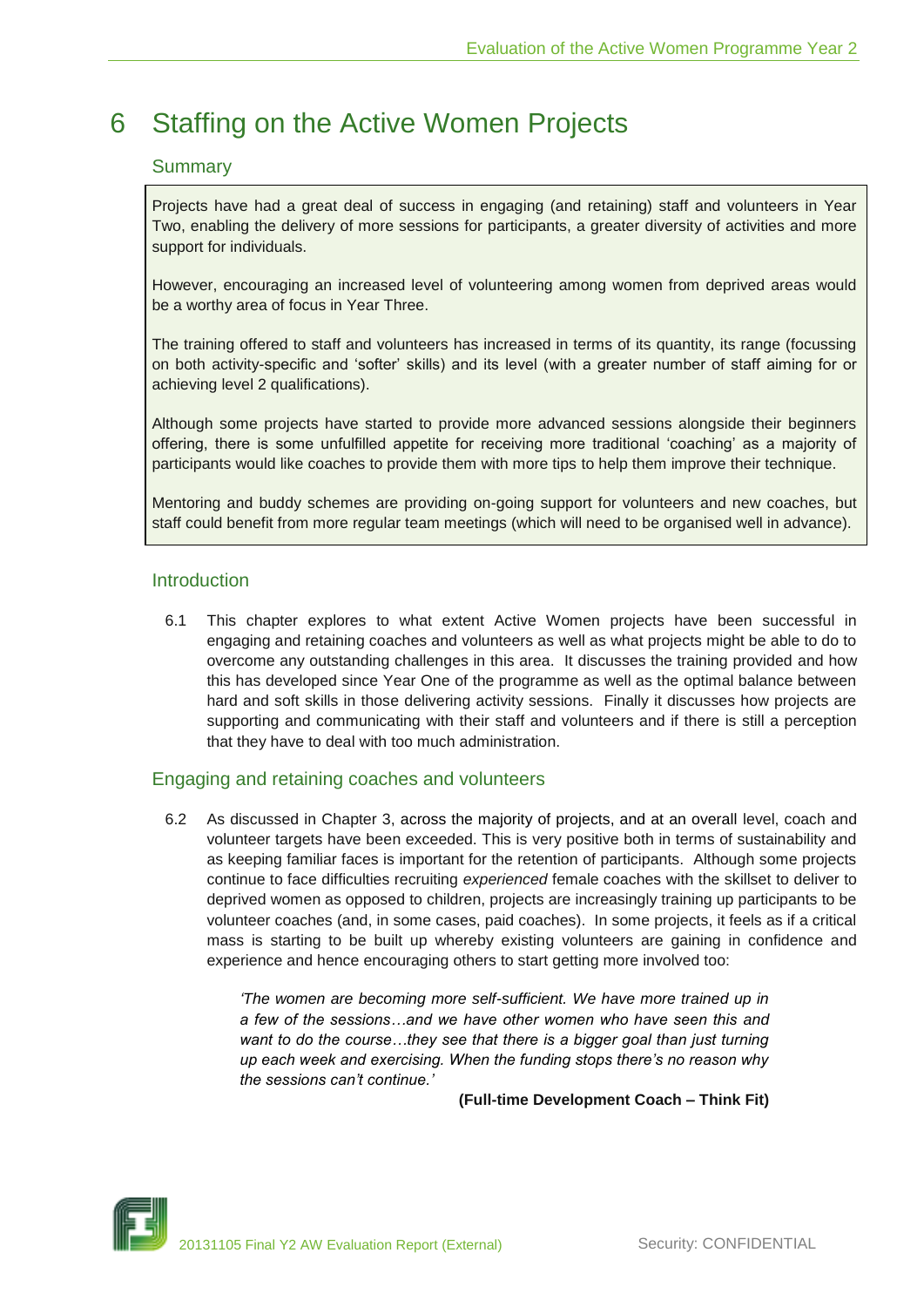# 6 Staffing on the Active Women Projects

## Summary

Projects have had a great deal of success in engaging (and retaining) staff and volunteers in Year Two, enabling the delivery of more sessions for participants, a greater diversity of activities and more support for individuals.

However, encouraging an increased level of volunteering among women from deprived areas would be a worthy area of focus in Year Three.

The training offered to staff and volunteers has increased in terms of its quantity, its range (focussing on both activity-specific and 'softer' skills) and its level (with a greater number of staff aiming for or achieving level 2 qualifications).

Although some projects have started to provide more advanced sessions alongside their beginners offering, there is some unfulfilled appetite for receiving more traditional 'coaching' as a majority of participants would like coaches to provide them with more tips to help them improve their technique.

Mentoring and buddy schemes are providing on-going support for volunteers and new coaches, but staff could benefit from more regular team meetings (which will need to be organised well in advance).

## Introduction

6.1 This chapter explores to what extent Active Women projects have been successful in engaging and retaining coaches and volunteers as well as what projects might be able to do to overcome any outstanding challenges in this area. It discusses the training provided and how this has developed since Year One of the programme as well as the optimal balance between hard and soft skills in those delivering activity sessions. Finally it discusses how projects are supporting and communicating with their staff and volunteers and if there is still a perception that they have to deal with too much administration.

## Engaging and retaining coaches and volunteers

6.2 As discussed in Chapter 3, across the majority of projects, and at an overall level, coach and volunteer targets have been exceeded. This is very positive both in terms of sustainability and as keeping familiar faces is important for the retention of participants. Although some projects continue to face difficulties recruiting *experienced* female coaches with the skillset to deliver to deprived women as opposed to children, projects are increasingly training up participants to be volunteer coaches (and, in some cases, paid coaches). In some projects, it feels as if a critical mass is starting to be built up whereby existing volunteers are gaining in confidence and experience and hence encouraging others to start getting more involved too:

> *'The women are becoming more self-sufficient. We have more trained up in a few of the sessions…and we have other women who have seen this and want to do the course…they see that there is a bigger goal than just turning up each week and exercising. When the funding stops there's no reason why the sessions can't continue.'*
>
> **(Full-time Development Coach – Think Fit)**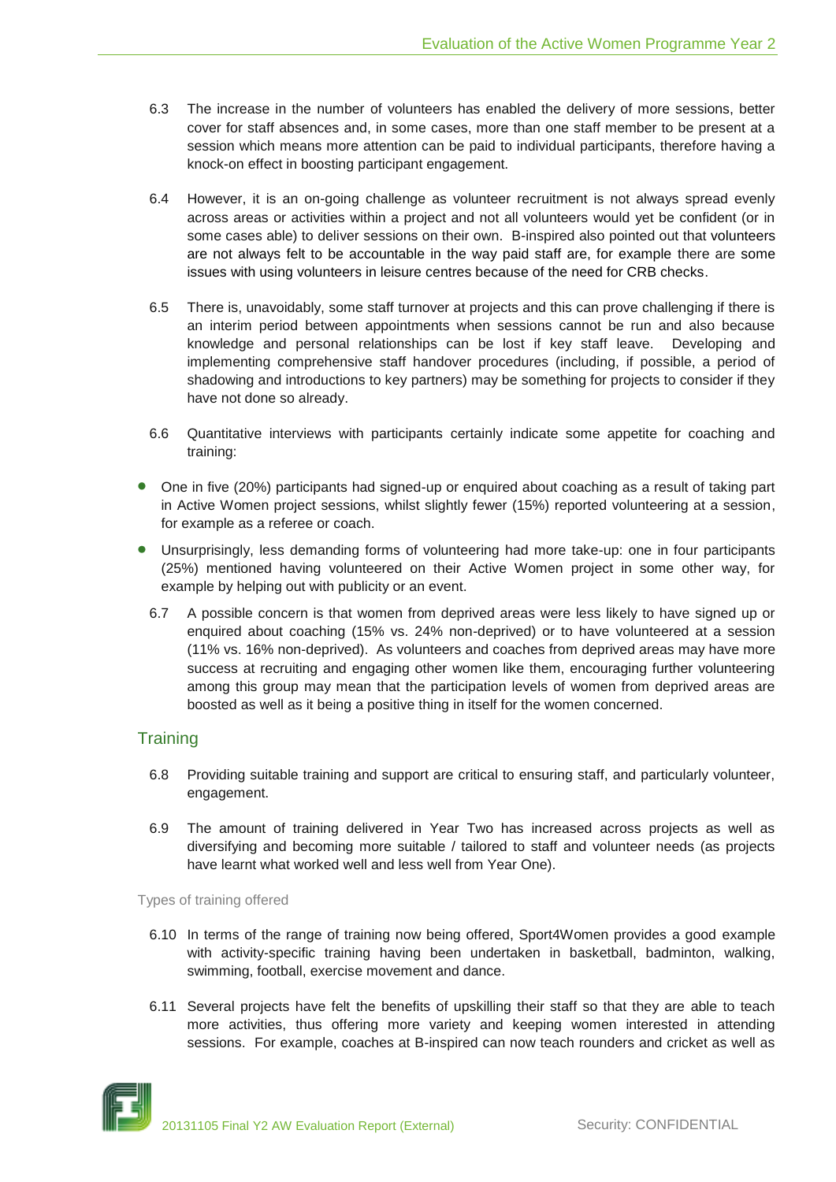6.3 The increase in the number of volunteers has enabled the delivery of more sessions, better cover for staff absences and, in some cases, more than one staff member to be present at a session which means more attention can be paid to individual participants, therefore having a knock-on effect in boosting participant engagement.

6.4 However, it is an on-going challenge as volunteer recruitment is not always spread evenly across areas or activities within a project and not all volunteers would yet be confident (or in some cases able) to deliver sessions on their own. B-inspired also pointed out that volunteers are not always felt to be accountable in the way paid staff are, for example there are some issues with using volunteers in leisure centres because of the need for CRB checks.

6.5 There is, unavoidably, some staff turnover at projects and this can prove challenging if there is an interim period between appointments when sessions cannot be run and also because knowledge and personal relationships can be lost if key staff leave. Developing and implementing comprehensive staff handover procedures (including, if possible, a period of shadowing and introductions to key partners) may be something for projects to consider if they have not done so already.

6.6 Quantitative interviews with participants certainly indicate some appetite for coaching and training:

- One in five (20%) participants had signed-up or enquired about coaching as a result of taking part in Active Women project sessions, whilst slightly fewer (15%) reported volunteering at a session, for example as a referee or coach.
- Unsurprisingly, less demanding forms of volunteering had more take-up: one in four participants (25%) mentioned having volunteered on their Active Women project in some other way, for example by helping out with publicity or an event.

6.7 A possible concern is that women from deprived areas were less likely to have signed up or enquired about coaching (15% vs. 24% non-deprived) or to have volunteered at a session (11% vs. 16% non-deprived). As volunteers and coaches from deprived areas may have more success at recruiting and engaging other women like them, encouraging further volunteering among this group may mean that the participation levels of women from deprived areas are boosted as well as it being a positive thing in itself for the women concerned.

## Training

6.8 Providing suitable training and support are critical to ensuring staff, and particularly volunteer, engagement.

6.9 The amount of training delivered in Year Two has increased across projects as well as diversifying and becoming more suitable / tailored to staff and volunteer needs (as projects have learnt what worked well and less well from Year One).

### Types of training offered

6.10 In terms of the range of training now being offered, Sport4Women provides a good example with activity-specific training having been undertaken in basketball, badminton, walking, swimming, football, exercise movement and dance.

6.11 Several projects have felt the benefits of upskilling their staff so that they are able to teach more activities, thus offering more variety and keeping women interested in attending sessions. For example, coaches at B-inspired can now teach rounders and cricket as well as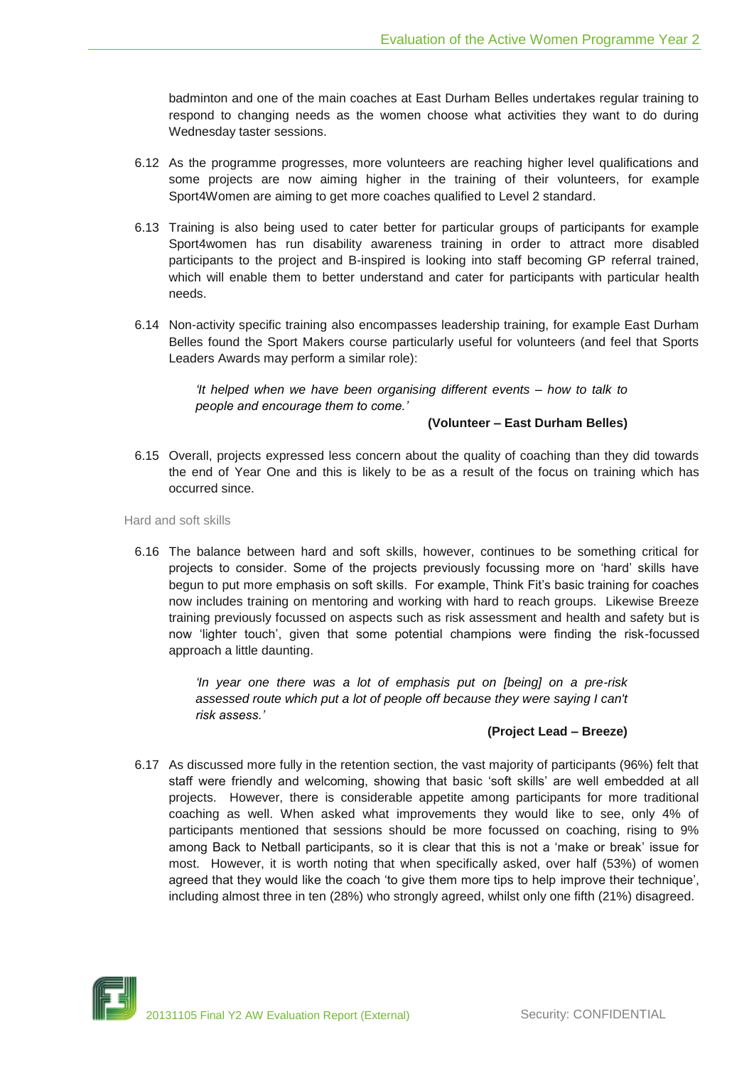badminton and one of the main coaches at East Durham Belles undertakes regular training to respond to changing needs as the women choose what activities they want to do during Wednesday taster sessions.

6.12 As the programme progresses, more volunteers are reaching higher level qualifications and some projects are now aiming higher in the training of their volunteers, for example Sport4Women are aiming to get more coaches qualified to Level 2 standard.

6.13 Training is also being used to cater better for particular groups of participants for example Sport4women has run disability awareness training in order to attract more disabled participants to the project and B-inspired is looking into staff becoming GP referral trained, which will enable them to better understand and cater for participants with particular health needs.

6.14 Non-activity specific training also encompasses leadership training, for example East Durham Belles found the Sport Makers course particularly useful for volunteers (and feel that Sports Leaders Awards may perform a similar role):

> *'It helped when we have been organising different events – how to talk to people and encourage them to come.'*
>
> **(Volunteer – East Durham Belles)**

6.15 Overall, projects expressed less concern about the quality of coaching than they did towards the end of Year One and this is likely to be as a result of the focus on training which has occurred since.

### Hard and soft skills

6.16 The balance between hard and soft skills, however, continues to be something critical for projects to consider. Some of the projects previously focussing more on 'hard' skills have begun to put more emphasis on soft skills. For example, Think Fit's basic training for coaches now includes training on mentoring and working with hard to reach groups. Likewise Breeze training previously focussed on aspects such as risk assessment and health and safety but is now 'lighter touch', given that some potential champions were finding the risk-focussed approach a little daunting.

> *'In year one there was a lot of emphasis put on [being] on a pre-risk assessed route which put a lot of people off because they were saying I can't risk assess.'*
>
> **(Project Lead – Breeze)**

6.17 As discussed more fully in the retention section, the vast majority of participants (96%) felt that staff were friendly and welcoming, showing that basic 'soft skills' are well embedded at all projects. However, there is considerable appetite among participants for more traditional coaching as well. When asked what improvements they would like to see, only 4% of participants mentioned that sessions should be more focussed on coaching, rising to 9% among Back to Netball participants, so it is clear that this is not a 'make or break' issue for most. However, it is worth noting that when specifically asked, over half (53%) of women agreed that they would like the coach 'to give them more tips to help improve their technique', including almost three in ten (28%) who strongly agreed, whilst only one fifth (21%) disagreed.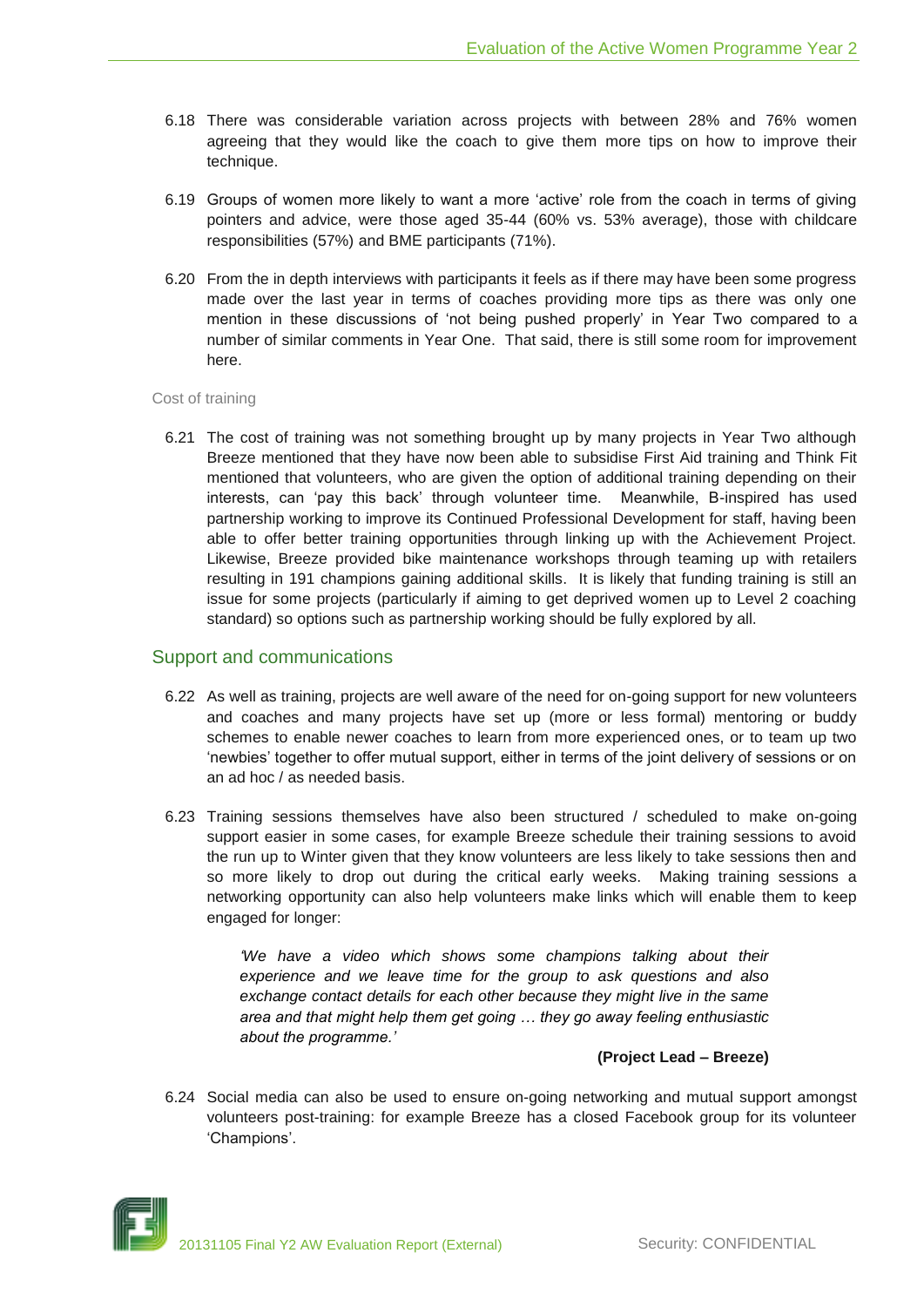6.18 There was considerable variation across projects with between 28% and 76% women agreeing that they would like the coach to give them more tips on how to improve their technique.

6.19 Groups of women more likely to want a more 'active' role from the coach in terms of giving pointers and advice, were those aged 35-44 (60% vs. 53% average), those with childcare responsibilities (57%) and BME participants (71%).

6.20 From the in depth interviews with participants it feels as if there may have been some progress made over the last year in terms of coaches providing more tips as there was only one mention in these discussions of 'not being pushed properly' in Year Two compared to a number of similar comments in Year One. That said, there is still some room for improvement here.

### Cost of training

6.21 The cost of training was not something brought up by many projects in Year Two although Breeze mentioned that they have now been able to subsidise First Aid training and Think Fit mentioned that volunteers, who are given the option of additional training depending on their interests, can 'pay this back' through volunteer time. Meanwhile, B-inspired has used partnership working to improve its Continued Professional Development for staff, having been able to offer better training opportunities through linking up with the Achievement Project. Likewise, Breeze provided bike maintenance workshops through teaming up with retailers resulting in 191 champions gaining additional skills. It is likely that funding training is still an issue for some projects (particularly if aiming to get deprived women up to Level 2 coaching standard) so options such as partnership working should be fully explored by all.

## Support and communications

6.22 As well as training, projects are well aware of the need for on-going support for new volunteers and coaches and many projects have set up (more or less formal) mentoring or buddy schemes to enable newer coaches to learn from more experienced ones, or to team up two 'newbies' together to offer mutual support, either in terms of the joint delivery of sessions or on an ad hoc / as needed basis.

6.23 Training sessions themselves have also been structured / scheduled to make on-going support easier in some cases, for example Breeze schedule their training sessions to avoid the run up to Winter given that they know volunteers are less likely to take sessions then and so more likely to drop out during the critical early weeks. Making training sessions a networking opportunity can also help volunteers make links which will enable them to keep engaged for longer:

> *'We have a video which shows some champions talking about their experience and we leave time for the group to ask questions and also exchange contact details for each other because they might live in the same area and that might help them get going … they go away feeling enthusiastic about the programme.'*
>
> **(Project Lead – Breeze)**

6.24 Social media can also be used to ensure on-going networking and mutual support amongst volunteers post-training: for example Breeze has a closed Facebook group for its volunteer 'Champions'.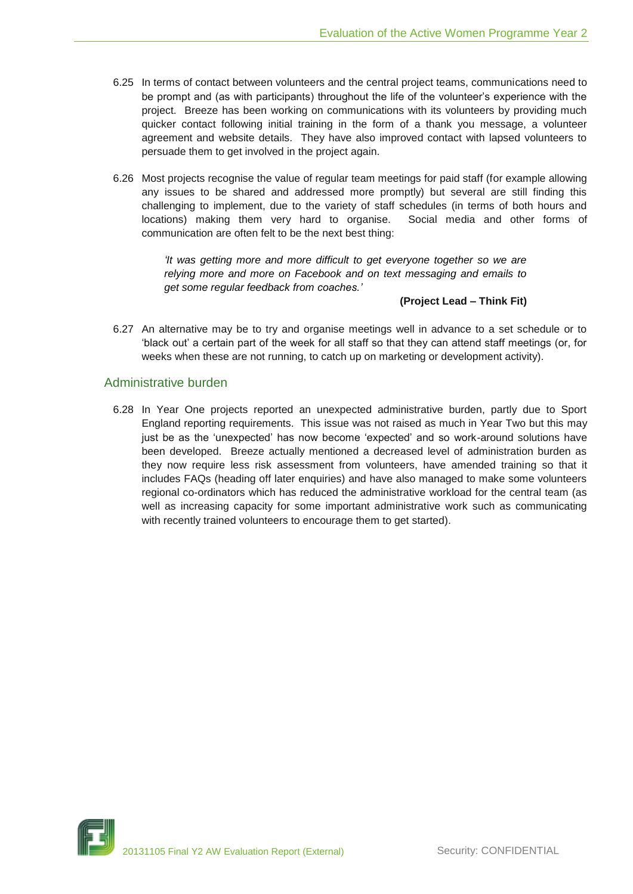6.25 In terms of contact between volunteers and the central project teams, communications need to be prompt and (as with participants) throughout the life of the volunteer's experience with the project. Breeze has been working on communications with its volunteers by providing much quicker contact following initial training in the form of a thank you message, a volunteer agreement and website details. They have also improved contact with lapsed volunteers to persuade them to get involved in the project again.

6.26 Most projects recognise the value of regular team meetings for paid staff (for example allowing any issues to be shared and addressed more promptly) but several are still finding this challenging to implement, due to the variety of staff schedules (in terms of both hours and locations) making them very hard to organise. Social media and other forms of communication are often felt to be the next best thing:

> *'It was getting more and more difficult to get everyone together so we are relying more and more on Facebook and on text messaging and emails to get some regular feedback from coaches.'*
>
> **(Project Lead – Think Fit)**

6.27 An alternative may be to try and organise meetings well in advance to a set schedule or to 'black out' a certain part of the week for all staff so that they can attend staff meetings (or, for weeks when these are not running, to catch up on marketing or development activity).

## Administrative burden

6.28 In Year One projects reported an unexpected administrative burden, partly due to Sport England reporting requirements. This issue was not raised as much in Year Two but this may just be as the 'unexpected' has now become 'expected' and so work-around solutions have been developed. Breeze actually mentioned a decreased level of administration burden as they now require less risk assessment from volunteers, have amended training so that it includes FAQs (heading off later enquiries) and have also managed to make some volunteers regional co-ordinators which has reduced the administrative workload for the central team (as well as increasing capacity for some important administrative work such as communicating with recently trained volunteers to encourage them to get started).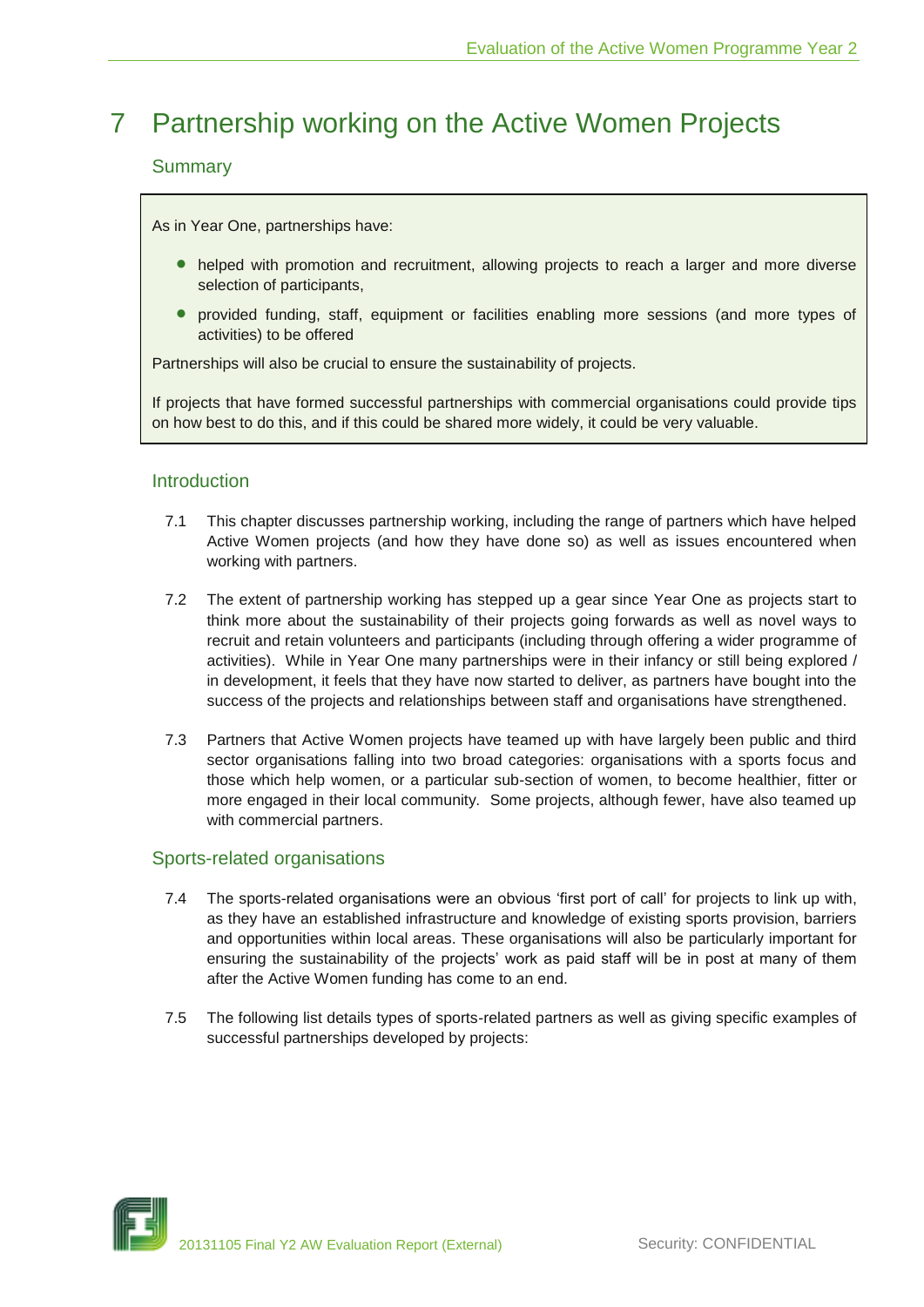# 7 Partnership working on the Active Women Projects

## Summary

As in Year One, partnerships have:

- helped with promotion and recruitment, allowing projects to reach a larger and more diverse selection of participants,
- provided funding, staff, equipment or facilities enabling more sessions (and more types of activities) to be offered

Partnerships will also be crucial to ensure the sustainability of projects.

If projects that have formed successful partnerships with commercial organisations could provide tips on how best to do this, and if this could be shared more widely, it could be very valuable.

## Introduction

7.1 This chapter discusses partnership working, including the range of partners which have helped Active Women projects (and how they have done so) as well as issues encountered when working with partners.

7.2 The extent of partnership working has stepped up a gear since Year One as projects start to think more about the sustainability of their projects going forwards as well as novel ways to recruit and retain volunteers and participants (including through offering a wider programme of activities). While in Year One many partnerships were in their infancy or still being explored / in development, it feels that they have now started to deliver, as partners have bought into the success of the projects and relationships between staff and organisations have strengthened.

7.3 Partners that Active Women projects have teamed up with have largely been public and third sector organisations falling into two broad categories: organisations with a sports focus and those which help women, or a particular sub-section of women, to become healthier, fitter or more engaged in their local community. Some projects, although fewer, have also teamed up with commercial partners.

## Sports-related organisations

7.4 The sports-related organisations were an obvious 'first port of call' for projects to link up with, as they have an established infrastructure and knowledge of existing sports provision, barriers and opportunities within local areas. These organisations will also be particularly important for ensuring the sustainability of the projects' work as paid staff will be in post at many of them after the Active Women funding has come to an end.

7.5 The following list details types of sports-related partners as well as giving specific examples of successful partnerships developed by projects: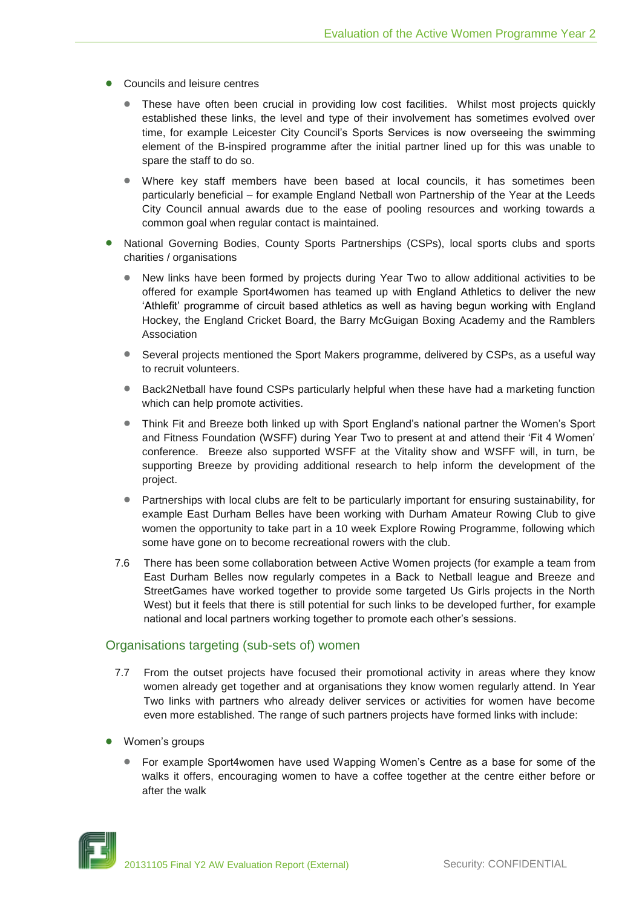- Councils and leisure centres
  - These have often been crucial in providing low cost facilities. Whilst most projects quickly established these links, the level and type of their involvement has sometimes evolved over time, for example Leicester City Council's Sports Services is now overseeing the swimming element of the B-inspired programme after the initial partner lined up for this was unable to spare the staff to do so.
  - Where key staff members have been based at local councils, it has sometimes been particularly beneficial – for example England Netball won Partnership of the Year at the Leeds City Council annual awards due to the ease of pooling resources and working towards a common goal when regular contact is maintained.
- National Governing Bodies, County Sports Partnerships (CSPs), local sports clubs and sports charities / organisations
  - New links have been formed by projects during Year Two to allow additional activities to be offered for example Sport4women has teamed up with England Athletics to deliver the new 'Athlefit' programme of circuit based athletics as well as having begun working with England Hockey, the England Cricket Board, the Barry McGuigan Boxing Academy and the Ramblers Association
  - Several projects mentioned the Sport Makers programme, delivered by CSPs, as a useful way to recruit volunteers.
  - Back2Netball have found CSPs particularly helpful when these have had a marketing function which can help promote activities.
  - Think Fit and Breeze both linked up with Sport England's national partner the Women's Sport and Fitness Foundation (WSFF) during Year Two to present at and attend their 'Fit 4 Women' conference. Breeze also supported WSFF at the Vitality show and WSFF will, in turn, be supporting Breeze by providing additional research to help inform the development of the project.
  - Partnerships with local clubs are felt to be particularly important for ensuring sustainability, for example East Durham Belles have been working with Durham Amateur Rowing Club to give women the opportunity to take part in a 10 week Explore Rowing Programme, following which some have gone on to become recreational rowers with the club.

7.6 There has been some collaboration between Active Women projects (for example a team from East Durham Belles now regularly competes in a Back to Netball league and Breeze and StreetGames have worked together to provide some targeted Us Girls projects in the North West) but it feels that there is still potential for such links to be developed further, for example national and local partners working together to promote each other's sessions.

## Organisations targeting (sub-sets of) women

7.7 From the outset projects have focused their promotional activity in areas where they know women already get together and at organisations they know women regularly attend. In Year Two links with partners who already deliver services or activities for women have become even more established. The range of such partners projects have formed links with include:

- Women's groups
  - For example Sport4women have used Wapping Women's Centre as a base for some of the walks it offers, encouraging women to have a coffee together at the centre either before or after the walk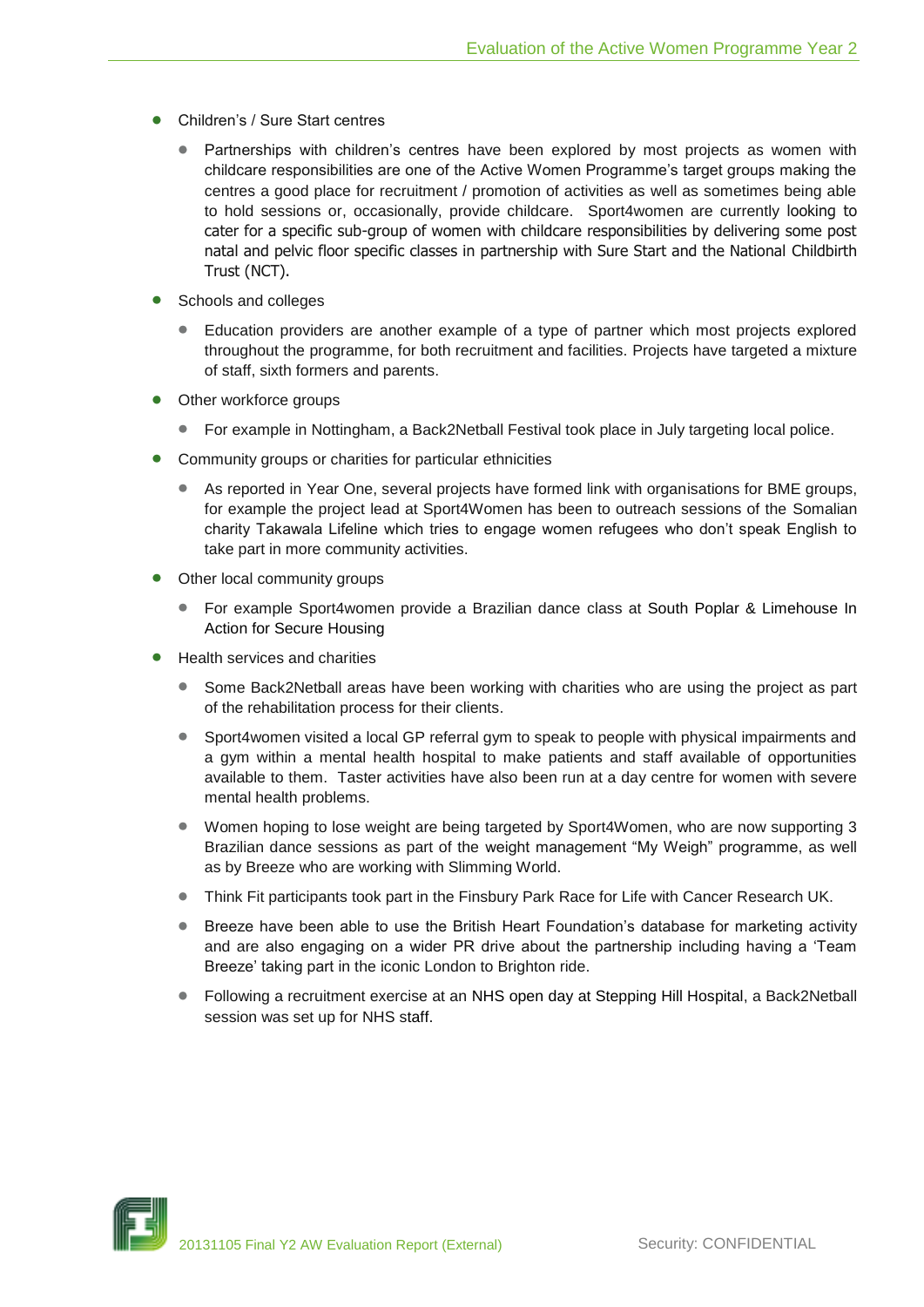- Children's / Sure Start centres
  - Partnerships with children's centres have been explored by most projects as women with childcare responsibilities are one of the Active Women Programme's target groups making the centres a good place for recruitment / promotion of activities as well as sometimes being able to hold sessions or, occasionally, provide childcare. Sport4women are currently looking to cater for a specific sub-group of women with childcare responsibilities by delivering some post natal and pelvic floor specific classes in partnership with Sure Start and the National Childbirth Trust (NCT).
- Schools and colleges
  - Education providers are another example of a type of partner which most projects explored throughout the programme, for both recruitment and facilities. Projects have targeted a mixture of staff, sixth formers and parents.
- Other workforce groups
  - For example in Nottingham, a Back2Netball Festival took place in July targeting local police.
- Community groups or charities for particular ethnicities
  - As reported in Year One, several projects have formed link with organisations for BME groups, for example the project lead at Sport4Women has been to outreach sessions of the Somalian charity Takawala Lifeline which tries to engage women refugees who don't speak English to take part in more community activities.
- Other local community groups
  - For example Sport4women provide a Brazilian dance class at South Poplar & Limehouse In Action for Secure Housing
- Health services and charities
  - Some Back2Netball areas have been working with charities who are using the project as part of the rehabilitation process for their clients.
  - Sport4women visited a local GP referral gym to speak to people with physical impairments and a gym within a mental health hospital to make patients and staff available of opportunities available to them. Taster activities have also been run at a day centre for women with severe mental health problems.
  - Women hoping to lose weight are being targeted by Sport4Women, who are now supporting 3 Brazilian dance sessions as part of the weight management "My Weigh" programme, as well as by Breeze who are working with Slimming World.
  - Think Fit participants took part in the Finsbury Park Race for Life with Cancer Research UK.
  - Breeze have been able to use the British Heart Foundation's database for marketing activity and are also engaging on a wider PR drive about the partnership including having a 'Team Breeze' taking part in the iconic London to Brighton ride.
  - Following a recruitment exercise at an NHS open day at Stepping Hill Hospital, a Back2Netball session was set up for NHS staff.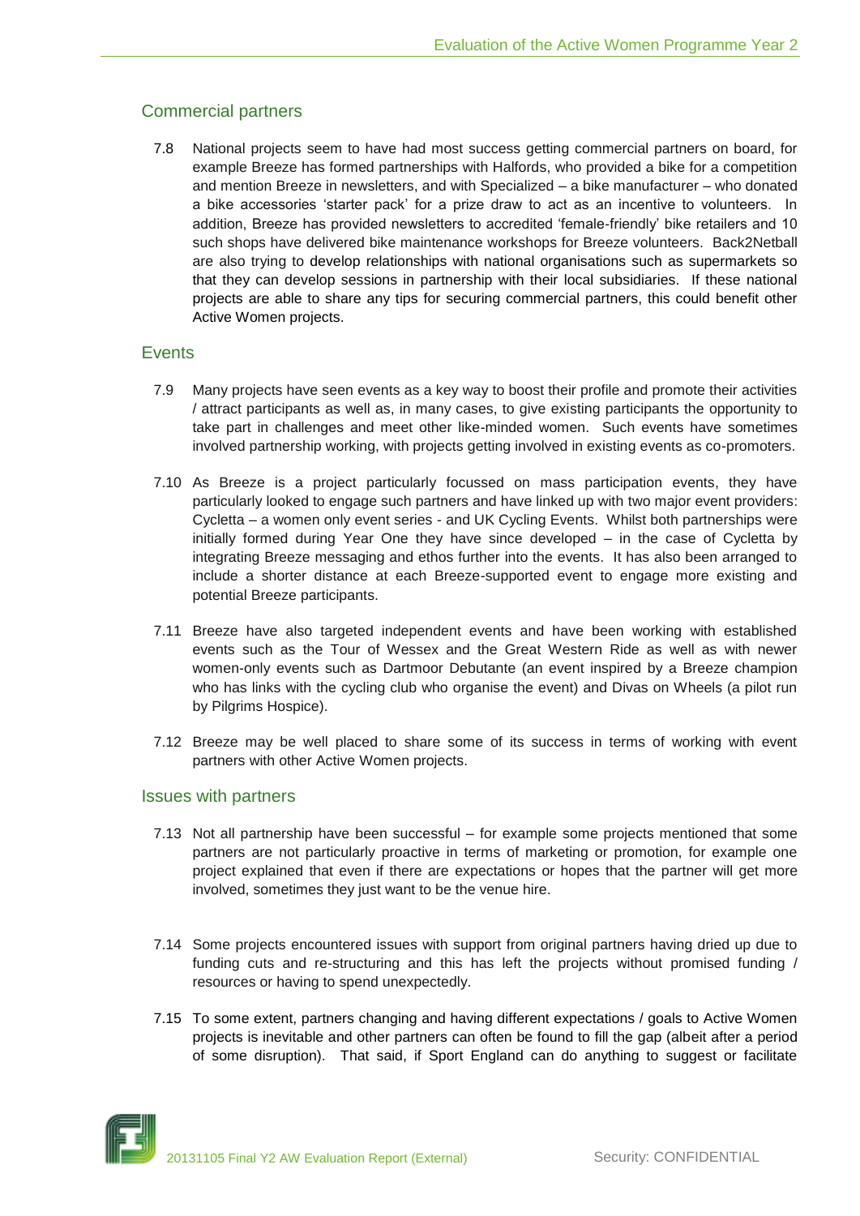## Commercial partners

7.8 National projects seem to have had most success getting commercial partners on board, for example Breeze has formed partnerships with Halfords, who provided a bike for a competition and mention Breeze in newsletters, and with Specialized – a bike manufacturer – who donated a bike accessories 'starter pack' for a prize draw to act as an incentive to volunteers. In addition, Breeze has provided newsletters to accredited 'female-friendly' bike retailers and 10 such shops have delivered bike maintenance workshops for Breeze volunteers. Back2Netball are also trying to develop relationships with national organisations such as supermarkets so that they can develop sessions in partnership with their local subsidiaries. If these national projects are able to share any tips for securing commercial partners, this could benefit other Active Women projects.

## Events

7.9 Many projects have seen events as a key way to boost their profile and promote their activities / attract participants as well as, in many cases, to give existing participants the opportunity to take part in challenges and meet other like-minded women. Such events have sometimes involved partnership working, with projects getting involved in existing events as co-promoters.

7.10 As Breeze is a project particularly focussed on mass participation events, they have particularly looked to engage such partners and have linked up with two major event providers: Cycletta – a women only event series - and UK Cycling Events. Whilst both partnerships were initially formed during Year One they have since developed – in the case of Cycletta by integrating Breeze messaging and ethos further into the events. It has also been arranged to include a shorter distance at each Breeze-supported event to engage more existing and potential Breeze participants.

7.11 Breeze have also targeted independent events and have been working with established events such as the Tour of Wessex and the Great Western Ride as well as with newer women-only events such as Dartmoor Debutante (an event inspired by a Breeze champion who has links with the cycling club who organise the event) and Divas on Wheels (a pilot run by Pilgrims Hospice).

7.12 Breeze may be well placed to share some of its success in terms of working with event partners with other Active Women projects.

## Issues with partners

7.13 Not all partnership have been successful – for example some projects mentioned that some partners are not particularly proactive in terms of marketing or promotion, for example one project explained that even if there are expectations or hopes that the partner will get more involved, sometimes they just want to be the venue hire.

7.14 Some projects encountered issues with support from original partners having dried up due to funding cuts and re-structuring and this has left the projects without promised funding / resources or having to spend unexpectedly.

7.15 To some extent, partners changing and having different expectations / goals to Active Women projects is inevitable and other partners can often be found to fill the gap (albeit after a period of some disruption). That said, if Sport England can do anything to suggest or facilitate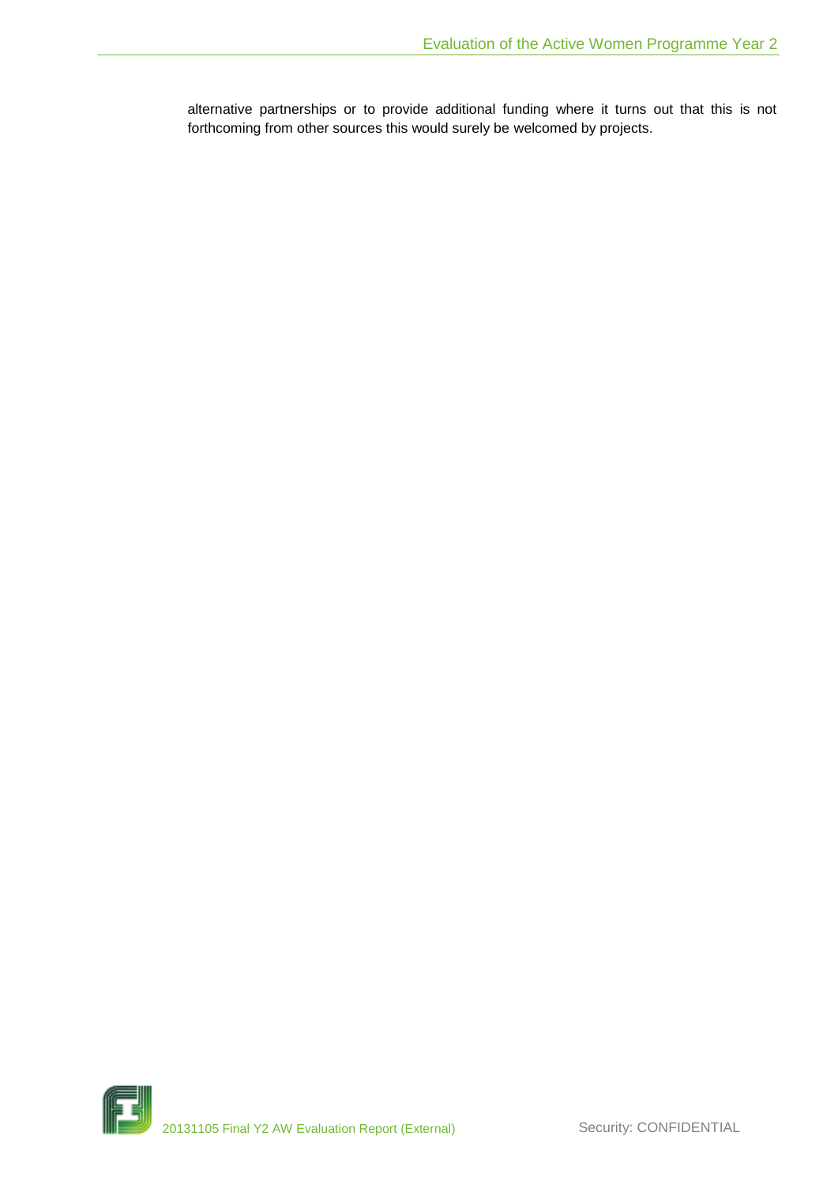alternative partnerships or to provide additional funding where it turns out that this is not forthcoming from other sources this would surely be welcomed by projects.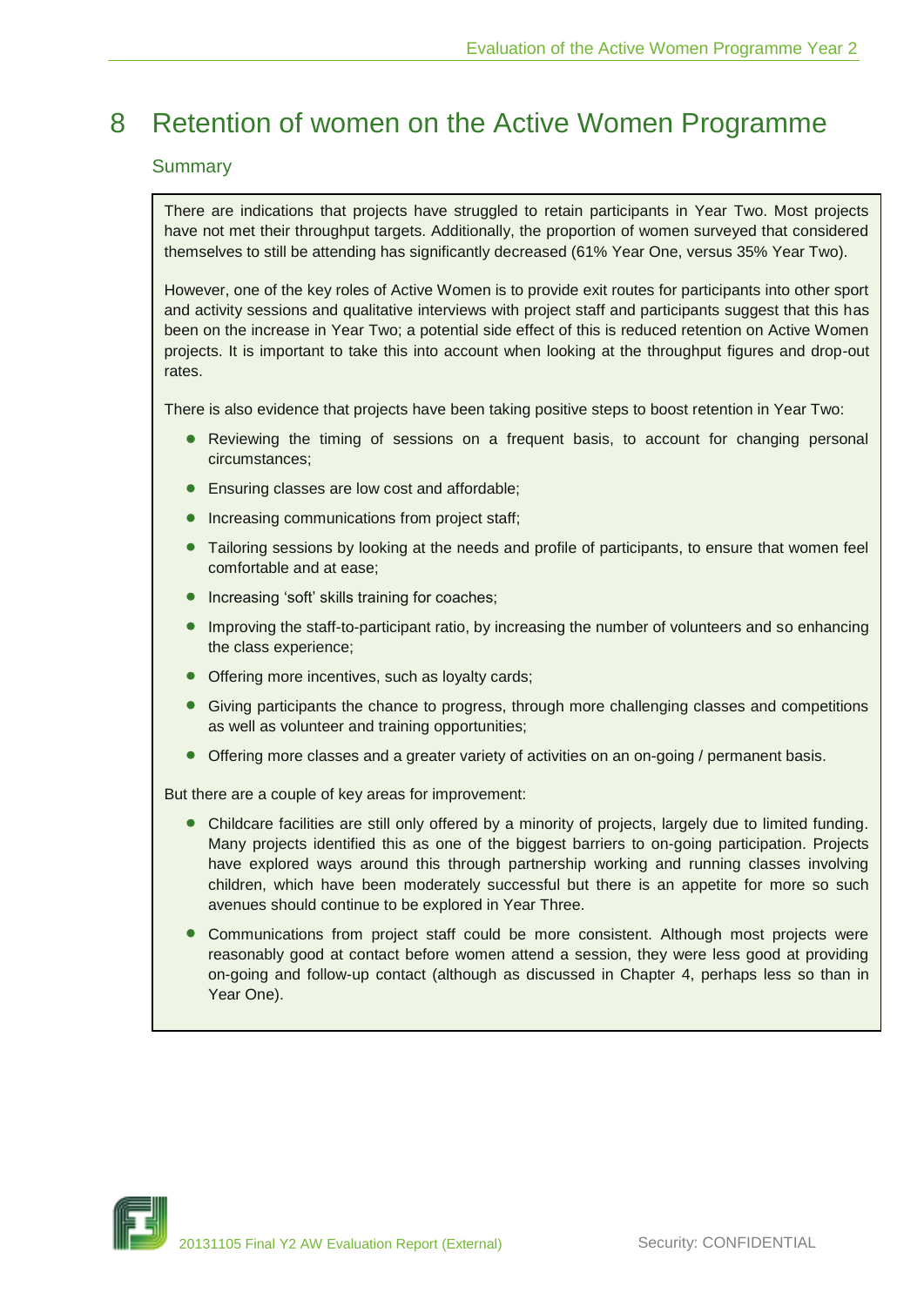# 8 Retention of women on the Active Women Programme

## Summary

There are indications that projects have struggled to retain participants in Year Two. Most projects have not met their throughput targets. Additionally, the proportion of women surveyed that considered themselves to still be attending has significantly decreased (61% Year One, versus 35% Year Two).

However, one of the key roles of Active Women is to provide exit routes for participants into other sport and activity sessions and qualitative interviews with project staff and participants suggest that this has been on the increase in Year Two; a potential side effect of this is reduced retention on Active Women projects. It is important to take this into account when looking at the throughput figures and drop-out rates.

There is also evidence that projects have been taking positive steps to boost retention in Year Two:

- Reviewing the timing of sessions on a frequent basis, to account for changing personal circumstances;
- Ensuring classes are low cost and affordable;
- Increasing communications from project staff;
- Tailoring sessions by looking at the needs and profile of participants, to ensure that women feel comfortable and at ease;
- Increasing 'soft' skills training for coaches;
- Improving the staff-to-participant ratio, by increasing the number of volunteers and so enhancing the class experience;
- Offering more incentives, such as loyalty cards;
- Giving participants the chance to progress, through more challenging classes and competitions as well as volunteer and training opportunities;
- Offering more classes and a greater variety of activities on an on-going / permanent basis.

But there are a couple of key areas for improvement:

- Childcare facilities are still only offered by a minority of projects, largely due to limited funding. Many projects identified this as one of the biggest barriers to on-going participation. Projects have explored ways around this through partnership working and running classes involving children, which have been moderately successful but there is an appetite for more so such avenues should continue to be explored in Year Three.
- Communications from project staff could be more consistent. Although most projects were reasonably good at contact before women attend a session, they were less good at providing on-going and follow-up contact (although as discussed in Chapter 4, perhaps less so than in Year One).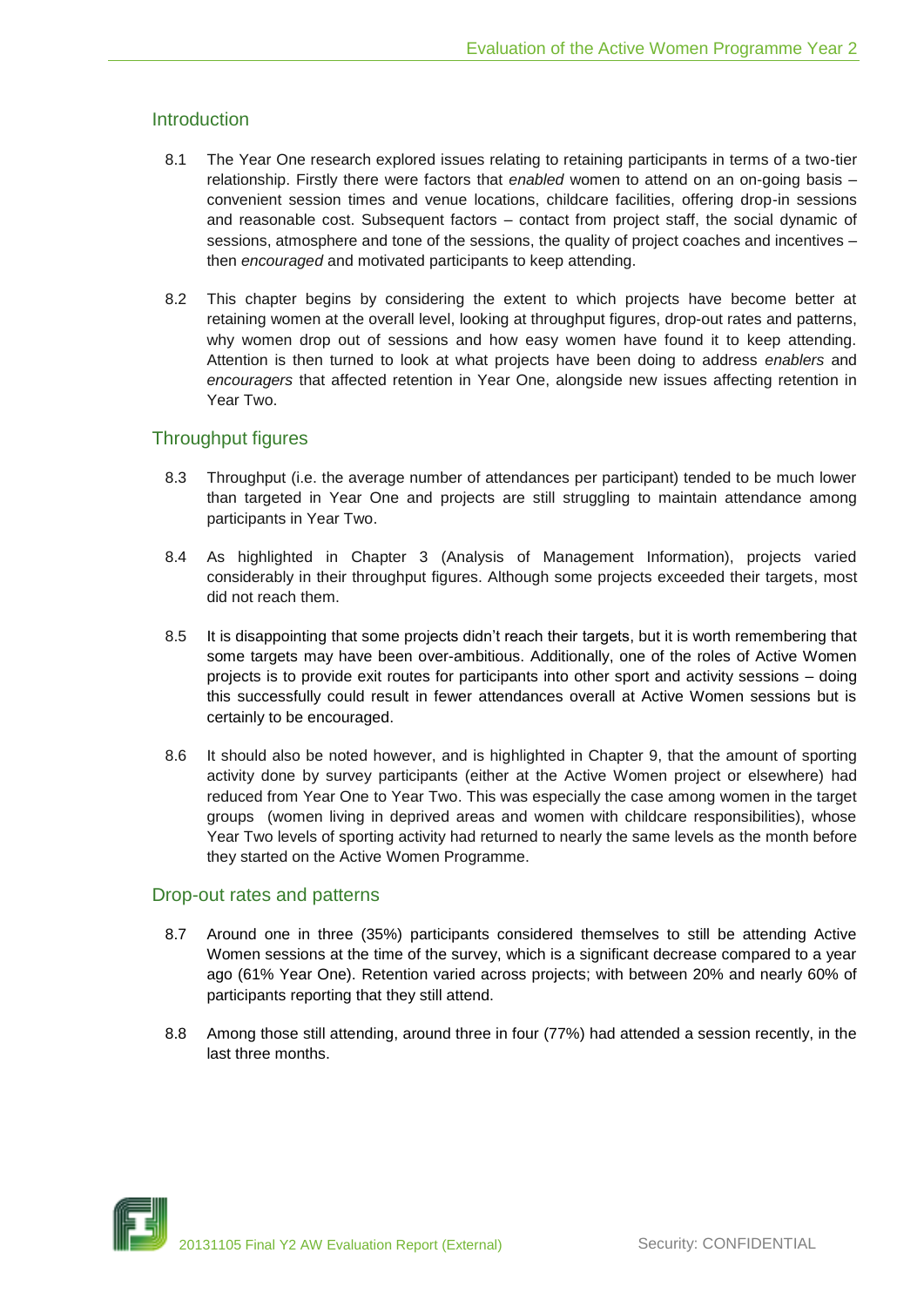## Introduction

8.1 The Year One research explored issues relating to retaining participants in terms of a two-tier relationship. Firstly there were factors that *enabled* women to attend on an on-going basis – convenient session times and venue locations, childcare facilities, offering drop-in sessions and reasonable cost. Subsequent factors – contact from project staff, the social dynamic of sessions, atmosphere and tone of the sessions, the quality of project coaches and incentives – then *encouraged* and motivated participants to keep attending.

8.2 This chapter begins by considering the extent to which projects have become better at retaining women at the overall level, looking at throughput figures, drop-out rates and patterns, why women drop out of sessions and how easy women have found it to keep attending. Attention is then turned to look at what projects have been doing to address *enablers* and *encouragers* that affected retention in Year One, alongside new issues affecting retention in Year Two.

## Throughput figures

8.3 Throughput (i.e. the average number of attendances per participant) tended to be much lower than targeted in Year One and projects are still struggling to maintain attendance among participants in Year Two.

8.4 As highlighted in Chapter 3 (Analysis of Management Information), projects varied considerably in their throughput figures. Although some projects exceeded their targets, most did not reach them.

8.5 It is disappointing that some projects didn't reach their targets, but it is worth remembering that some targets may have been over-ambitious. Additionally, one of the roles of Active Women projects is to provide exit routes for participants into other sport and activity sessions – doing this successfully could result in fewer attendances overall at Active Women sessions but is certainly to be encouraged.

8.6 It should also be noted however, and is highlighted in Chapter 9, that the amount of sporting activity done by survey participants (either at the Active Women project or elsewhere) had reduced from Year One to Year Two. This was especially the case among women in the target groups (women living in deprived areas and women with childcare responsibilities), whose Year Two levels of sporting activity had returned to nearly the same levels as the month before they started on the Active Women Programme.

## Drop-out rates and patterns

8.7 Around one in three (35%) participants considered themselves to still be attending Active Women sessions at the time of the survey, which is a significant decrease compared to a year ago (61% Year One). Retention varied across projects; with between 20% and nearly 60% of participants reporting that they still attend.

8.8 Among those still attending, around three in four (77%) had attended a session recently, in the last three months.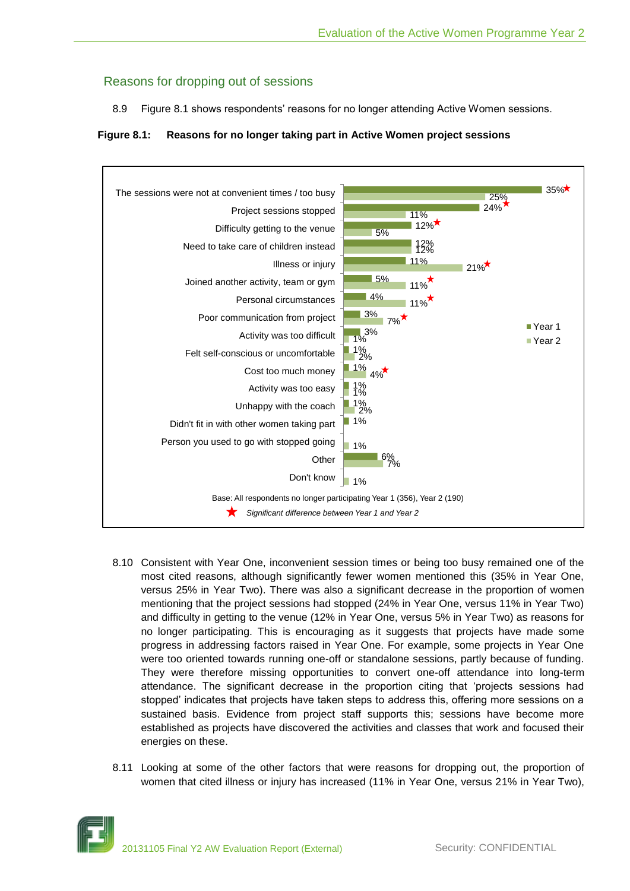## Reasons for dropping out of sessions

8.9 Figure 8.1 shows respondents' reasons for no longer attending Active Women sessions.

**Figure 8.1: Reasons for no longer taking part in Active Women project sessions**

| Reason | Year 1 | Year 2 |
|---|---|---|
| The sessions were not at convenient times / too busy | 35%★ | 25% |
| Project sessions stopped | 24%★ | 11% |
| Difficulty getting to the venue | 12%★ | 5% |
| Need to take care of children instead | 12% | 12% |
| Illness or injury | 11% | 21%★ |
| Joined another activity, team or gym | 5% | 11%★ |
| Personal circumstances | 4% | 11%★ |
| Poor communication from project | 3% | 7%★ |
| Activity was too difficult | 3% | 1% |
| Felt self-conscious or uncomfortable | 1% | 2% |
| Cost too much money | 1% | 4%★ |
| Activity was too easy | 1% | 1% |
| Unhappy with the coach | 1% | 2% |
| Didn't fit in with other women taking part | 1% | |
| Person you used to go with stopped going | | 1% |
| Other | 6% | 7% |
| Don't know | | 1% |

Base: All respondents no longer participating Year 1 (356), Year 2 (190)

★ *Significant difference between Year 1 and Year 2*

8.10 Consistent with Year One, inconvenient session times or being too busy remained one of the most cited reasons, although significantly fewer women mentioned this (35% in Year One, versus 25% in Year Two). There was also a significant decrease in the proportion of women mentioning that the project sessions had stopped (24% in Year One, versus 11% in Year Two) and difficulty in getting to the venue (12% in Year One, versus 5% in Year Two) as reasons for no longer participating. This is encouraging as it suggests that projects have made some progress in addressing factors raised in Year One. For example, some projects in Year One were too oriented towards running one-off or standalone sessions, partly because of funding. They were therefore missing opportunities to convert one-off attendance into long-term attendance. The significant decrease in the proportion citing that 'projects sessions had stopped' indicates that projects have taken steps to address this, offering more sessions on a sustained basis. Evidence from project staff supports this; sessions have become more established as projects have discovered the activities and classes that work and focused their energies on these.

8.11 Looking at some of the other factors that were reasons for dropping out, the proportion of women that cited illness or injury has increased (11% in Year One, versus 21% in Year Two),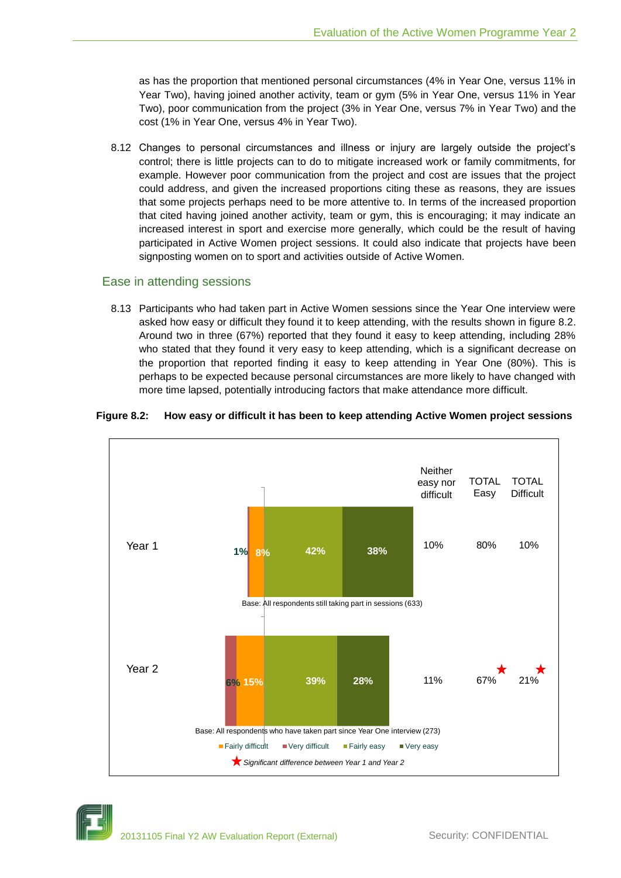as has the proportion that mentioned personal circumstances (4% in Year One, versus 11% in Year Two), having joined another activity, team or gym (5% in Year One, versus 11% in Year Two), poor communication from the project (3% in Year One, versus 7% in Year Two) and the cost (1% in Year One, versus 4% in Year Two).

8.12 Changes to personal circumstances and illness or injury are largely outside the project's control; there is little projects can to do to mitigate increased work or family commitments, for example. However poor communication from the project and cost are issues that the project could address, and given the increased proportions citing these as reasons, they are issues that some projects perhaps need to be more attentive to. In terms of the increased proportion that cited having joined another activity, team or gym, this is encouraging; it may indicate an increased interest in sport and exercise more generally, which could be the result of having participated in Active Women project sessions. It could also indicate that projects have been signposting women on to sport and activities outside of Active Women.

## Ease in attending sessions

8.13 Participants who had taken part in Active Women sessions since the Year One interview were asked how easy or difficult they found it to keep attending, with the results shown in figure 8.2. Around two in three (67%) reported that they found it easy to keep attending, including 28% who stated that they found it very easy to keep attending, which is a significant decrease on the proportion that reported finding it easy to keep attending in Year One (80%). This is perhaps to be expected because personal circumstances are more likely to have changed with more time lapsed, potentially introducing factors that make attendance more difficult.

**Figure 8.2: How easy or difficult it has been to keep attending Active Women project sessions**

| | Very difficult | Fairly difficult | Fairly easy | Very easy | Neither easy nor difficult | TOTAL Easy | TOTAL Difficult |
|---|---|---|---|---|---|---|---|
| Year 1 | 1% | 8% | 42% | 38% | 10% | 80% | 10% |
| Year 2 | 6% | 15% | 39% | 28% | 11% | 67% ★ | 21% ★ |

Year 1 Base: All respondents still taking part in sessions (633)

Year 2 Base: All respondents who have taken part since Year One interview (273)

★ *Significant difference between Year 1 and Year 2*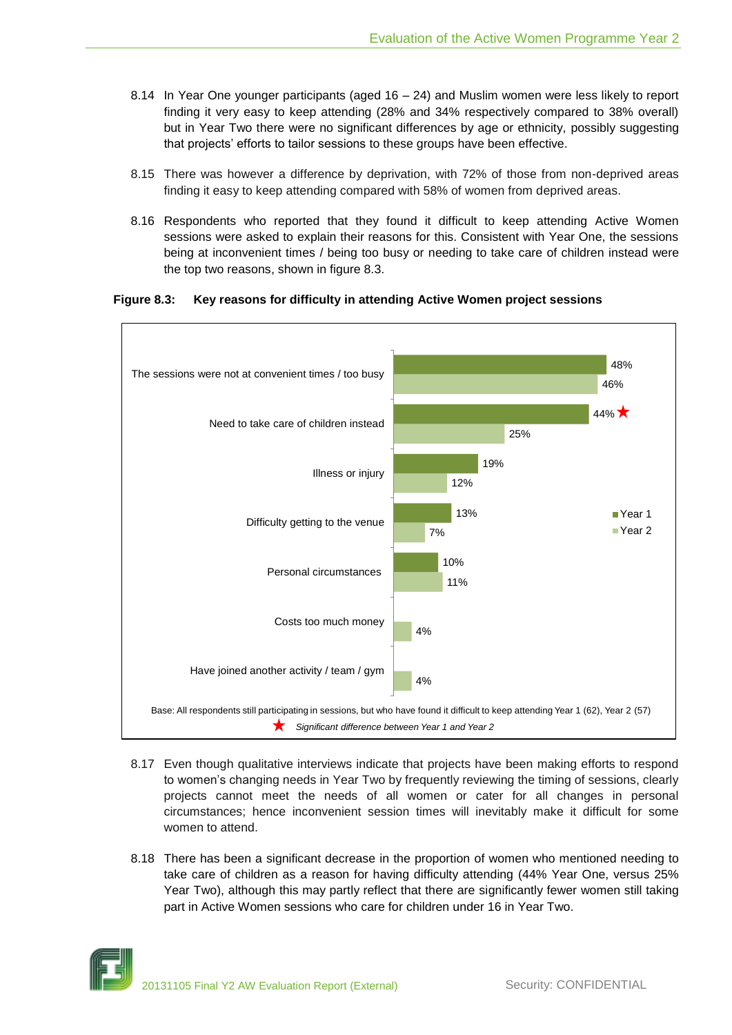8.14 In Year One younger participants (aged 16 – 24) and Muslim women were less likely to report finding it very easy to keep attending (28% and 34% respectively compared to 38% overall) but in Year Two there were no significant differences by age or ethnicity, possibly suggesting that projects' efforts to tailor sessions to these groups have been effective.

8.15 There was however a difference by deprivation, with 72% of those from non-deprived areas finding it easy to keep attending compared with 58% of women from deprived areas.

8.16 Respondents who reported that they found it difficult to keep attending Active Women sessions were asked to explain their reasons for this. Consistent with Year One, the sessions being at inconvenient times / being too busy or needing to take care of children instead were the top two reasons, shown in figure 8.3.

**Figure 8.3: Key reasons for difficulty in attending Active Women project sessions**

| Reason | Year 1 | Year 2 |
|---|---|---|
| The sessions were not at convenient times / too busy | 48% | 46% |
| Need to take care of children instead | 44% ★ | 25% |
| Illness or injury | 19% | 12% |
| Difficulty getting to the venue | 13% | 7% |
| Personal circumstances | 10% | 11% |
| Costs too much money | | 4% |
| Have joined another activity / team / gym | | 4% |

Base: All respondents still participating in sessions, but who have found it difficult to keep attending Year 1 (62), Year 2 (57)

★ *Significant difference between Year 1 and Year 2*

8.17 Even though qualitative interviews indicate that projects have been making efforts to respond to women's changing needs in Year Two by frequently reviewing the timing of sessions, clearly projects cannot meet the needs of all women or cater for all changes in personal circumstances; hence inconvenient session times will inevitably make it difficult for some women to attend.

8.18 There has been a significant decrease in the proportion of women who mentioned needing to take care of children as a reason for having difficulty attending (44% Year One, versus 25% Year Two), although this may partly reflect that there are significantly fewer women still taking part in Active Women sessions who care for children under 16 in Year Two.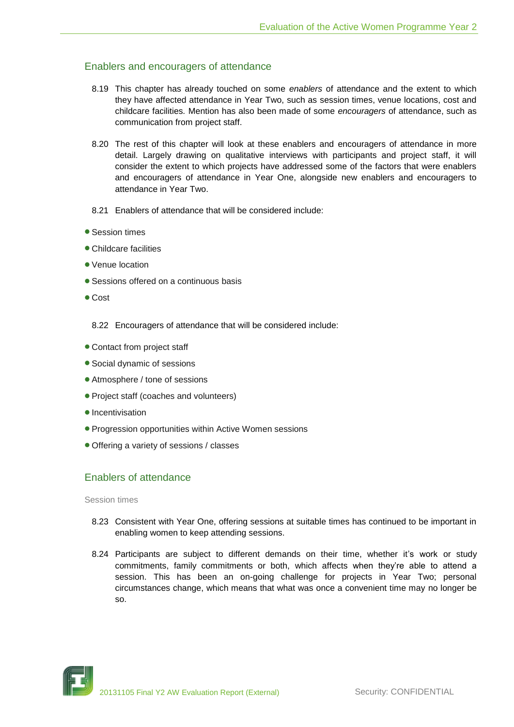## Enablers and encouragers of attendance

8.19 This chapter has already touched on some *enablers* of attendance and the extent to which they have affected attendance in Year Two, such as session times, venue locations, cost and childcare facilities. Mention has also been made of some *encouragers* of attendance, such as communication from project staff.

8.20 The rest of this chapter will look at these enablers and encouragers of attendance in more detail. Largely drawing on qualitative interviews with participants and project staff, it will consider the extent to which projects have addressed some of the factors that were enablers and encouragers of attendance in Year One, alongside new enablers and encouragers to attendance in Year Two.

8.21 Enablers of attendance that will be considered include:

- Session times
- Childcare facilities
- Venue location
- Sessions offered on a continuous basis
- Cost

8.22 Encouragers of attendance that will be considered include:

- Contact from project staff
- Social dynamic of sessions
- Atmosphere / tone of sessions
- Project staff (coaches and volunteers)
- Incentivisation
- Progression opportunities within Active Women sessions
- Offering a variety of sessions / classes

## Enablers of attendance

### Session times

8.23 Consistent with Year One, offering sessions at suitable times has continued to be important in enabling women to keep attending sessions.

8.24 Participants are subject to different demands on their time, whether it's work or study commitments, family commitments or both, which affects when they're able to attend a session. This has been an on-going challenge for projects in Year Two; personal circumstances change, which means that what was once a convenient time may no longer be so.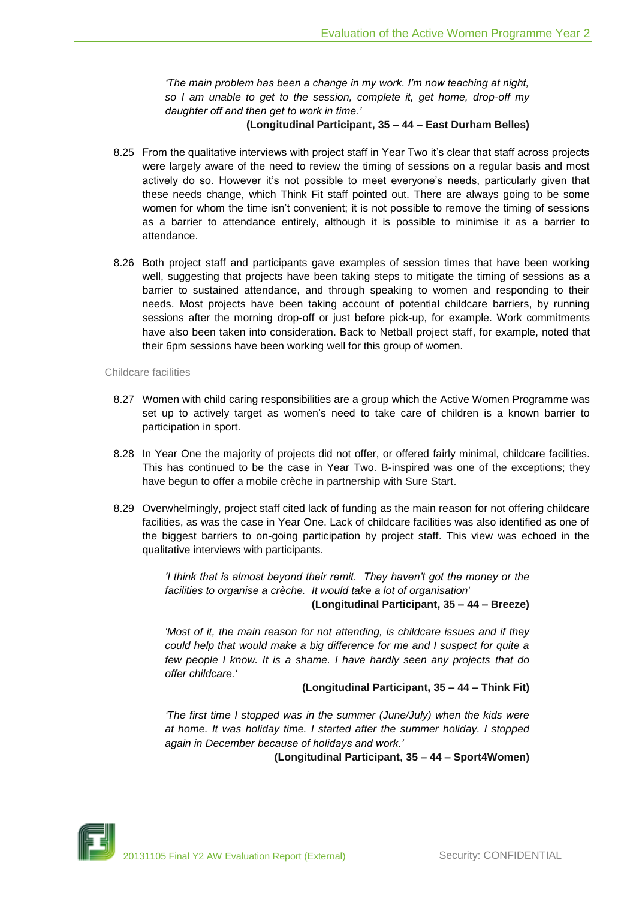*'The main problem has been a change in my work. I'm now teaching at night, so I am unable to get to the session, complete it, get home, drop-off my daughter off and then get to work in time.'*

**(Longitudinal Participant, 35 – 44 – East Durham Belles)**

8.25 From the qualitative interviews with project staff in Year Two it's clear that staff across projects were largely aware of the need to review the timing of sessions on a regular basis and most actively do so. However it's not possible to meet everyone's needs, particularly given that these needs change, which Think Fit staff pointed out. There are always going to be some women for whom the time isn't convenient; it is not possible to remove the timing of sessions as a barrier to attendance entirely, although it is possible to minimise it as a barrier to attendance.

8.26 Both project staff and participants gave examples of session times that have been working well, suggesting that projects have been taking steps to mitigate the timing of sessions as a barrier to sustained attendance, and through speaking to women and responding to their needs. Most projects have been taking account of potential childcare barriers, by running sessions after the morning drop-off or just before pick-up, for example. Work commitments have also been taken into consideration. Back to Netball project staff, for example, noted that their 6pm sessions have been working well for this group of women.

### Childcare facilities

8.27 Women with child caring responsibilities are a group which the Active Women Programme was set up to actively target as women's need to take care of children is a known barrier to participation in sport.

8.28 In Year One the majority of projects did not offer, or offered fairly minimal, childcare facilities. This has continued to be the case in Year Two. B-inspired was one of the exceptions; they have begun to offer a mobile crèche in partnership with Sure Start.

8.29 Overwhelmingly, project staff cited lack of funding as the main reason for not offering childcare facilities, as was the case in Year One. Lack of childcare facilities was also identified as one of the biggest barriers to on-going participation by project staff. This view was echoed in the qualitative interviews with participants.

*'I think that is almost beyond their remit. They haven't got the money or the facilities to organise a crèche. It would take a lot of organisation'*

**(Longitudinal Participant, 35 – 44 – Breeze)**

*'Most of it, the main reason for not attending, is childcare issues and if they could help that would make a big difference for me and I suspect for quite a few people I know. It is a shame. I have hardly seen any projects that do offer childcare.'*

**(Longitudinal Participant, 35 – 44 – Think Fit)**

*'The first time I stopped was in the summer (June/July) when the kids were at home. It was holiday time. I started after the summer holiday. I stopped again in December because of holidays and work.'*

**(Longitudinal Participant, 35 – 44 – Sport4Women)**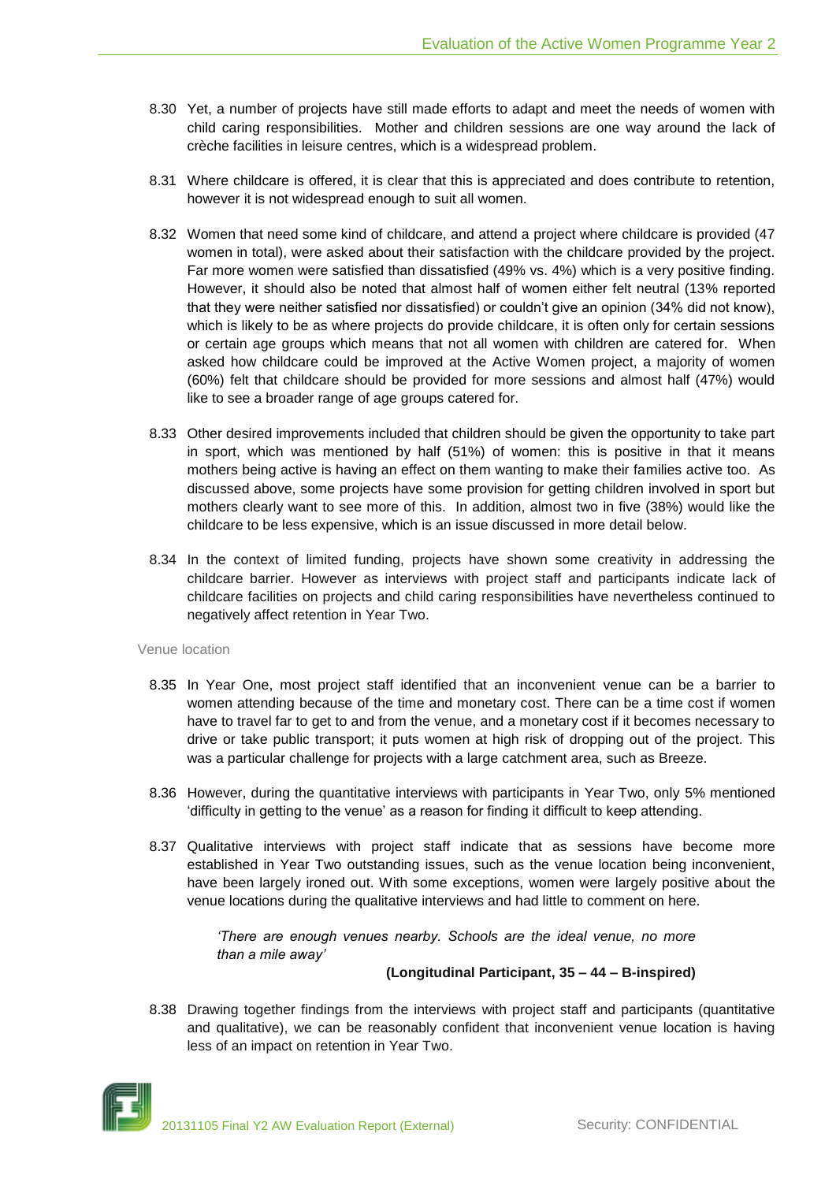8.30 Yet, a number of projects have still made efforts to adapt and meet the needs of women with child caring responsibilities. Mother and children sessions are one way around the lack of crèche facilities in leisure centres, which is a widespread problem.

8.31 Where childcare is offered, it is clear that this is appreciated and does contribute to retention, however it is not widespread enough to suit all women.

8.32 Women that need some kind of childcare, and attend a project where childcare is provided (47 women in total), were asked about their satisfaction with the childcare provided by the project. Far more women were satisfied than dissatisfied (49% vs. 4%) which is a very positive finding. However, it should also be noted that almost half of women either felt neutral (13% reported that they were neither satisfied nor dissatisfied) or couldn't give an opinion (34% did not know), which is likely to be as where projects do provide childcare, it is often only for certain sessions or certain age groups which means that not all women with children are catered for. When asked how childcare could be improved at the Active Women project, a majority of women (60%) felt that childcare should be provided for more sessions and almost half (47%) would like to see a broader range of age groups catered for.

8.33 Other desired improvements included that children should be given the opportunity to take part in sport, which was mentioned by half (51%) of women: this is positive in that it means mothers being active is having an effect on them wanting to make their families active too. As discussed above, some projects have some provision for getting children involved in sport but mothers clearly want to see more of this. In addition, almost two in five (38%) would like the childcare to be less expensive, which is an issue discussed in more detail below.

8.34 In the context of limited funding, projects have shown some creativity in addressing the childcare barrier. However as interviews with project staff and participants indicate lack of childcare facilities on projects and child caring responsibilities have nevertheless continued to negatively affect retention in Year Two.

### Venue location

8.35 In Year One, most project staff identified that an inconvenient venue can be a barrier to women attending because of the time and monetary cost. There can be a time cost if women have to travel far to get to and from the venue, and a monetary cost if it becomes necessary to drive or take public transport; it puts women at high risk of dropping out of the project. This was a particular challenge for projects with a large catchment area, such as Breeze.

8.36 However, during the quantitative interviews with participants in Year Two, only 5% mentioned 'difficulty in getting to the venue' as a reason for finding it difficult to keep attending.

8.37 Qualitative interviews with project staff indicate that as sessions have become more established in Year Two outstanding issues, such as the venue location being inconvenient, have been largely ironed out. With some exceptions, women were largely positive about the venue locations during the qualitative interviews and had little to comment on here.

> *'There are enough venues nearby. Schools are the ideal venue, no more than a mile away'*
>
> **(Longitudinal Participant, 35 – 44 – B-inspired)**

8.38 Drawing together findings from the interviews with project staff and participants (quantitative and qualitative), we can be reasonably confident that inconvenient venue location is having less of an impact on retention in Year Two.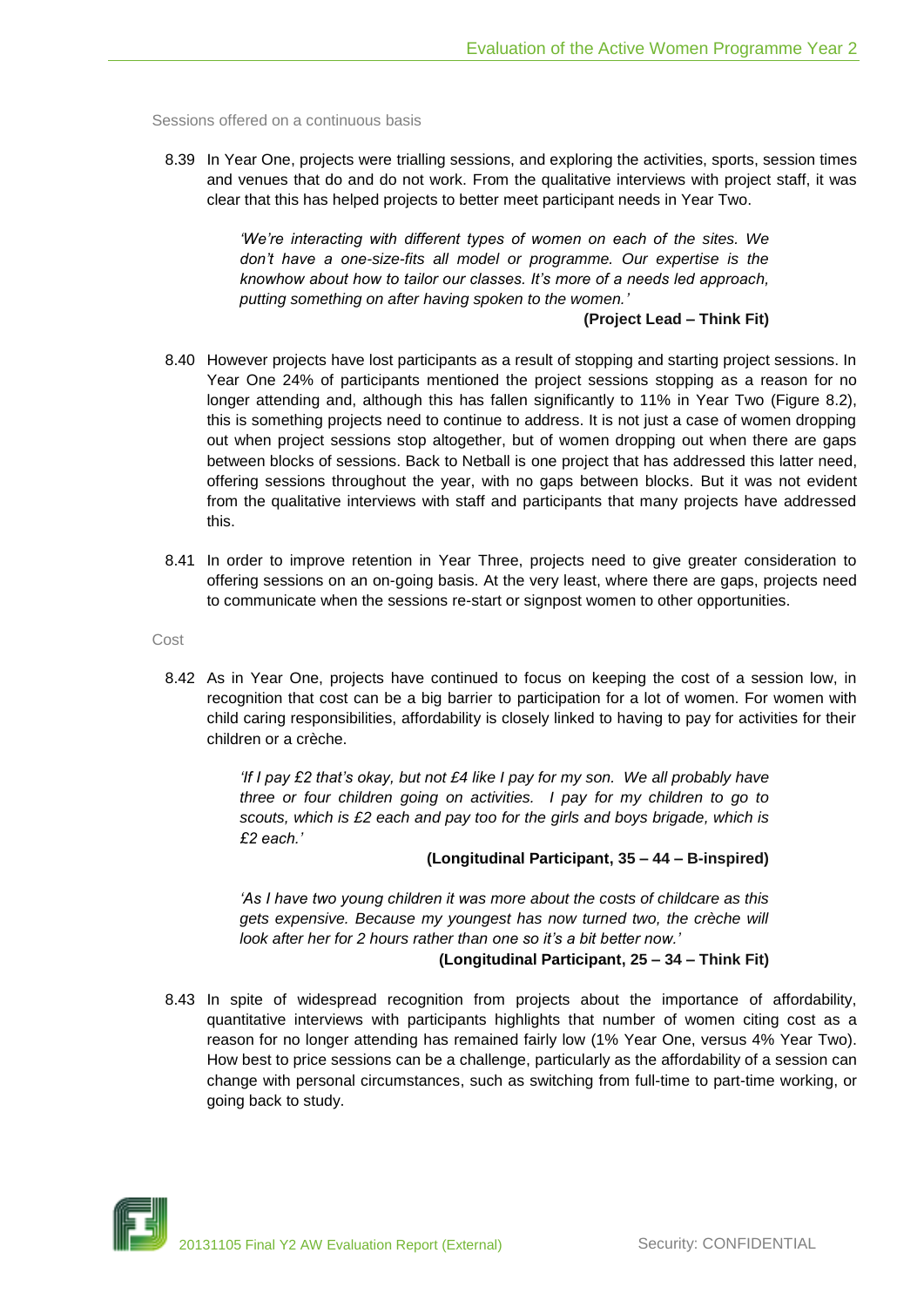### Sessions offered on a continuous basis

8.39 In Year One, projects were trialling sessions, and exploring the activities, sports, session times and venues that do and do not work. From the qualitative interviews with project staff, it was clear that this has helped projects to better meet participant needs in Year Two.

> *'We're interacting with different types of women on each of the sites. We don't have a one-size-fits all model or programme. Our expertise is the knowhow about how to tailor our classes. It's more of a needs led approach, putting something on after having spoken to the women.'*
>
> **(Project Lead – Think Fit)**

8.40 However projects have lost participants as a result of stopping and starting project sessions. In Year One 24% of participants mentioned the project sessions stopping as a reason for no longer attending and, although this has fallen significantly to 11% in Year Two (Figure 8.2), this is something projects need to continue to address. It is not just a case of women dropping out when project sessions stop altogether, but of women dropping out when there are gaps between blocks of sessions. Back to Netball is one project that has addressed this latter need, offering sessions throughout the year, with no gaps between blocks. But it was not evident from the qualitative interviews with staff and participants that many projects have addressed this.

8.41 In order to improve retention in Year Three, projects need to give greater consideration to offering sessions on an on-going basis. At the very least, where there are gaps, projects need to communicate when the sessions re-start or signpost women to other opportunities.

### Cost

8.42 As in Year One, projects have continued to focus on keeping the cost of a session low, in recognition that cost can be a big barrier to participation for a lot of women. For women with child caring responsibilities, affordability is closely linked to having to pay for activities for their children or a crèche.

> *'If I pay £2 that's okay, but not £4 like I pay for my son. We all probably have three or four children going on activities. I pay for my children to go to scouts, which is £2 each and pay too for the girls and boys brigade, which is £2 each.'*
>
> **(Longitudinal Participant, 35 – 44 – B-inspired)**

> *'As I have two young children it was more about the costs of childcare as this gets expensive. Because my youngest has now turned two, the crèche will look after her for 2 hours rather than one so it's a bit better now.'*
>
> **(Longitudinal Participant, 25 – 34 – Think Fit)**

8.43 In spite of widespread recognition from projects about the importance of affordability, quantitative interviews with participants highlights that number of women citing cost as a reason for no longer attending has remained fairly low (1% Year One, versus 4% Year Two). How best to price sessions can be a challenge, particularly as the affordability of a session can change with personal circumstances, such as switching from full-time to part-time working, or going back to study.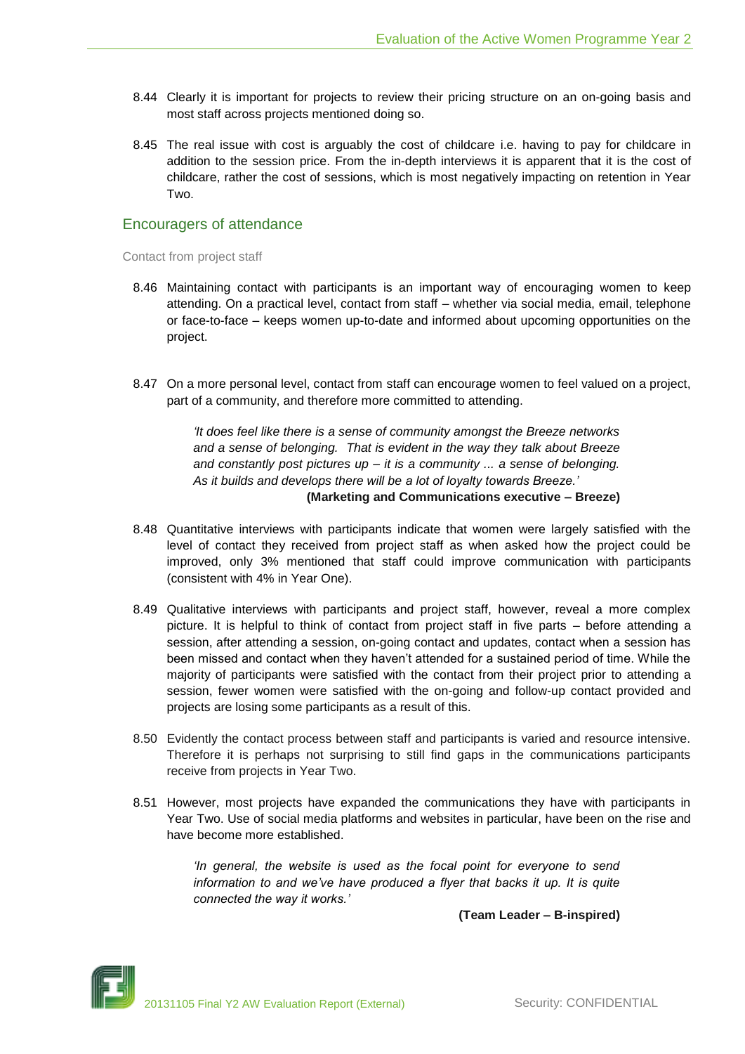8.44 Clearly it is important for projects to review their pricing structure on an on-going basis and most staff across projects mentioned doing so.

8.45 The real issue with cost is arguably the cost of childcare i.e. having to pay for childcare in addition to the session price. From the in-depth interviews it is apparent that it is the cost of childcare, rather the cost of sessions, which is most negatively impacting on retention in Year Two.

## Encouragers of attendance

### Contact from project staff

8.46 Maintaining contact with participants is an important way of encouraging women to keep attending. On a practical level, contact from staff – whether via social media, email, telephone or face-to-face – keeps women up-to-date and informed about upcoming opportunities on the project.

8.47 On a more personal level, contact from staff can encourage women to feel valued on a project, part of a community, and therefore more committed to attending.

> *'It does feel like there is a sense of community amongst the Breeze networks and a sense of belonging. That is evident in the way they talk about Breeze and constantly post pictures up – it is a community ... a sense of belonging. As it builds and develops there will be a lot of loyalty towards Breeze.'*
>
> **(Marketing and Communications executive – Breeze)**

8.48 Quantitative interviews with participants indicate that women were largely satisfied with the level of contact they received from project staff as when asked how the project could be improved, only 3% mentioned that staff could improve communication with participants (consistent with 4% in Year One).

8.49 Qualitative interviews with participants and project staff, however, reveal a more complex picture. It is helpful to think of contact from project staff in five parts – before attending a session, after attending a session, on-going contact and updates, contact when a session has been missed and contact when they haven't attended for a sustained period of time. While the majority of participants were satisfied with the contact from their project prior to attending a session, fewer women were satisfied with the on-going and follow-up contact provided and projects are losing some participants as a result of this.

8.50 Evidently the contact process between staff and participants is varied and resource intensive. Therefore it is perhaps not surprising to still find gaps in the communications participants receive from projects in Year Two.

8.51 However, most projects have expanded the communications they have with participants in Year Two. Use of social media platforms and websites in particular, have been on the rise and have become more established.

> *'In general, the website is used as the focal point for everyone to send information to and we've have produced a flyer that backs it up. It is quite connected the way it works.'*
>
> **(Team Leader – B-inspired)**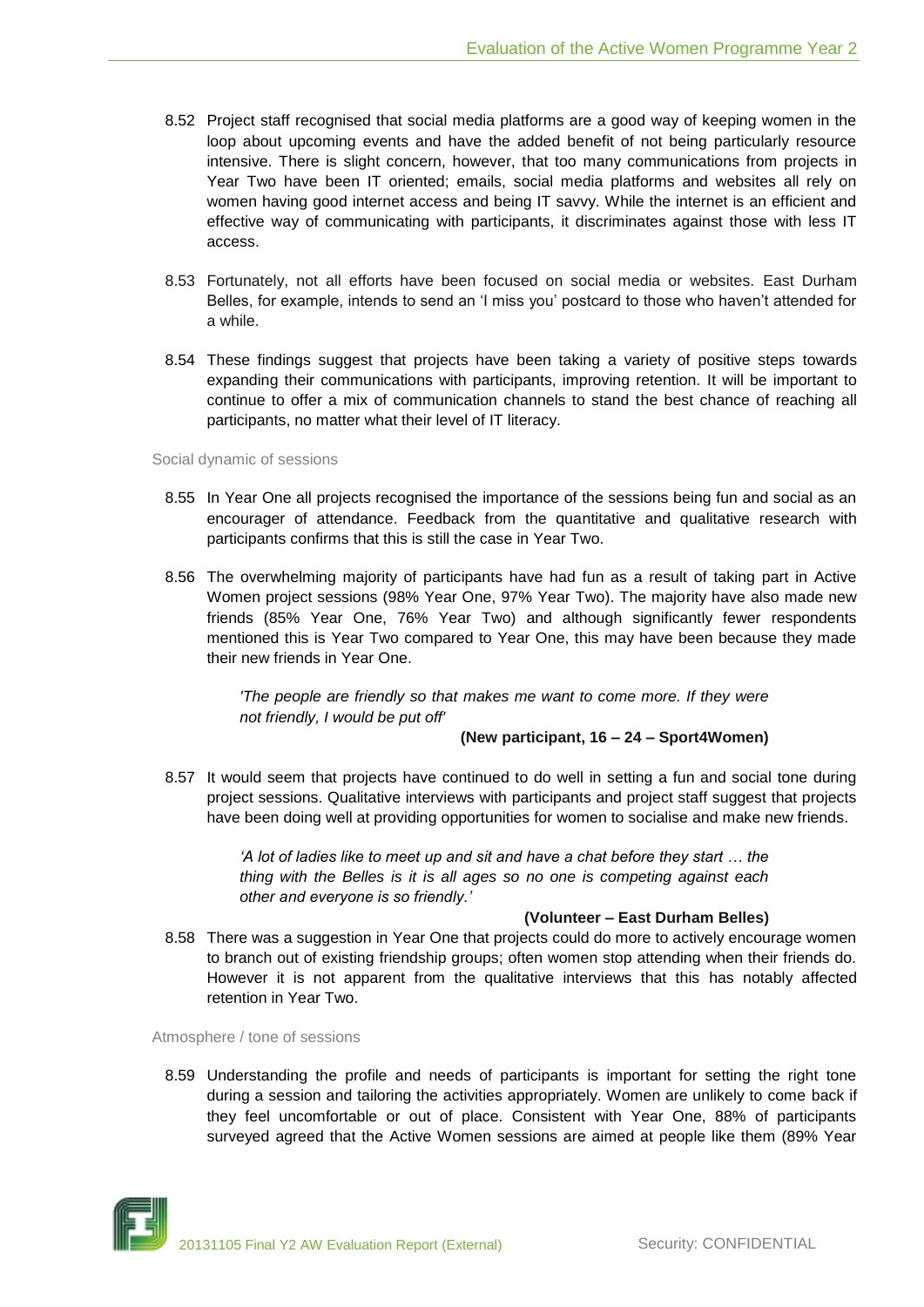8.52 Project staff recognised that social media platforms are a good way of keeping women in the loop about upcoming events and have the added benefit of not being particularly resource intensive. There is slight concern, however, that too many communications from projects in Year Two have been IT oriented; emails, social media platforms and websites all rely on women having good internet access and being IT savvy. While the internet is an efficient and effective way of communicating with participants, it discriminates against those with less IT access.

8.53 Fortunately, not all efforts have been focused on social media or websites. East Durham Belles, for example, intends to send an 'I miss you' postcard to those who haven't attended for a while.

8.54 These findings suggest that projects have been taking a variety of positive steps towards expanding their communications with participants, improving retention. It will be important to continue to offer a mix of communication channels to stand the best chance of reaching all participants, no matter what their level of IT literacy.

### Social dynamic of sessions

8.55 In Year One all projects recognised the importance of the sessions being fun and social as an encourager of attendance. Feedback from the quantitative and qualitative research with participants confirms that this is still the case in Year Two.

8.56 The overwhelming majority of participants have had fun as a result of taking part in Active Women project sessions (98% Year One, 97% Year Two). The majority have also made new friends (85% Year One, 76% Year Two) and although significantly fewer respondents mentioned this is Year Two compared to Year One, this may have been because they made their new friends in Year One.

> *'The people are friendly so that makes me want to come more. If they were not friendly, I would be put off'*
>
> **(New participant, 16 – 24 – Sport4Women)**

8.57 It would seem that projects have continued to do well in setting a fun and social tone during project sessions. Qualitative interviews with participants and project staff suggest that projects have been doing well at providing opportunities for women to socialise and make new friends.

> *'A lot of ladies like to meet up and sit and have a chat before they start … the thing with the Belles is it is all ages so no one is competing against each other and everyone is so friendly.'*
>
> **(Volunteer – East Durham Belles)**

8.58 There was a suggestion in Year One that projects could do more to actively encourage women to branch out of existing friendship groups; often women stop attending when their friends do. However it is not apparent from the qualitative interviews that this has notably affected retention in Year Two.

### Atmosphere / tone of sessions

8.59 Understanding the profile and needs of participants is important for setting the right tone during a session and tailoring the activities appropriately. Women are unlikely to come back if they feel uncomfortable or out of place. Consistent with Year One, 88% of participants surveyed agreed that the Active Women sessions are aimed at people like them (89% Year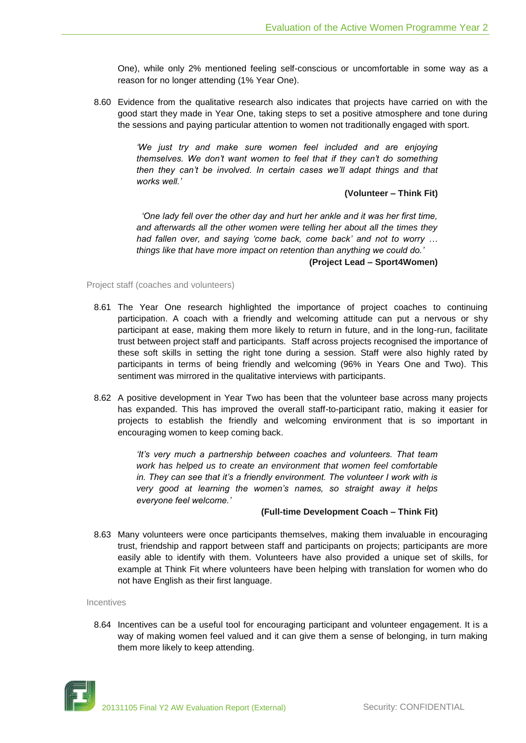One), while only 2% mentioned feeling self-conscious or uncomfortable in some way as a reason for no longer attending (1% Year One).

8.60 Evidence from the qualitative research also indicates that projects have carried on with the good start they made in Year One, taking steps to set a positive atmosphere and tone during the sessions and paying particular attention to women not traditionally engaged with sport.

> *'We just try and make sure women feel included and are enjoying themselves. We don't want women to feel that if they can't do something then they can't be involved. In certain cases we'll adapt things and that works well.'*
>
> **(Volunteer – Think Fit)**

> *'One lady fell over the other day and hurt her ankle and it was her first time, and afterwards all the other women were telling her about all the times they had fallen over, and saying 'come back, come back' and not to worry … things like that have more impact on retention than anything we could do.'*
>
> **(Project Lead – Sport4Women)**

### Project staff (coaches and volunteers)

8.61 The Year One research highlighted the importance of project coaches to continuing participation. A coach with a friendly and welcoming attitude can put a nervous or shy participant at ease, making them more likely to return in future, and in the long-run, facilitate trust between project staff and participants. Staff across projects recognised the importance of these soft skills in setting the right tone during a session. Staff were also highly rated by participants in terms of being friendly and welcoming (96% in Years One and Two). This sentiment was mirrored in the qualitative interviews with participants.

8.62 A positive development in Year Two has been that the volunteer base across many projects has expanded. This has improved the overall staff-to-participant ratio, making it easier for projects to establish the friendly and welcoming environment that is so important in encouraging women to keep coming back.

> *'It's very much a partnership between coaches and volunteers. That team work has helped us to create an environment that women feel comfortable in. They can see that it's a friendly environment. The volunteer I work with is very good at learning the women's names, so straight away it helps everyone feel welcome.'*
>
> **(Full-time Development Coach – Think Fit)**

8.63 Many volunteers were once participants themselves, making them invaluable in encouraging trust, friendship and rapport between staff and participants on projects; participants are more easily able to identify with them. Volunteers have also provided a unique set of skills, for example at Think Fit where volunteers have been helping with translation for women who do not have English as their first language.

### Incentives

8.64 Incentives can be a useful tool for encouraging participant and volunteer engagement. It is a way of making women feel valued and it can give them a sense of belonging, in turn making them more likely to keep attending.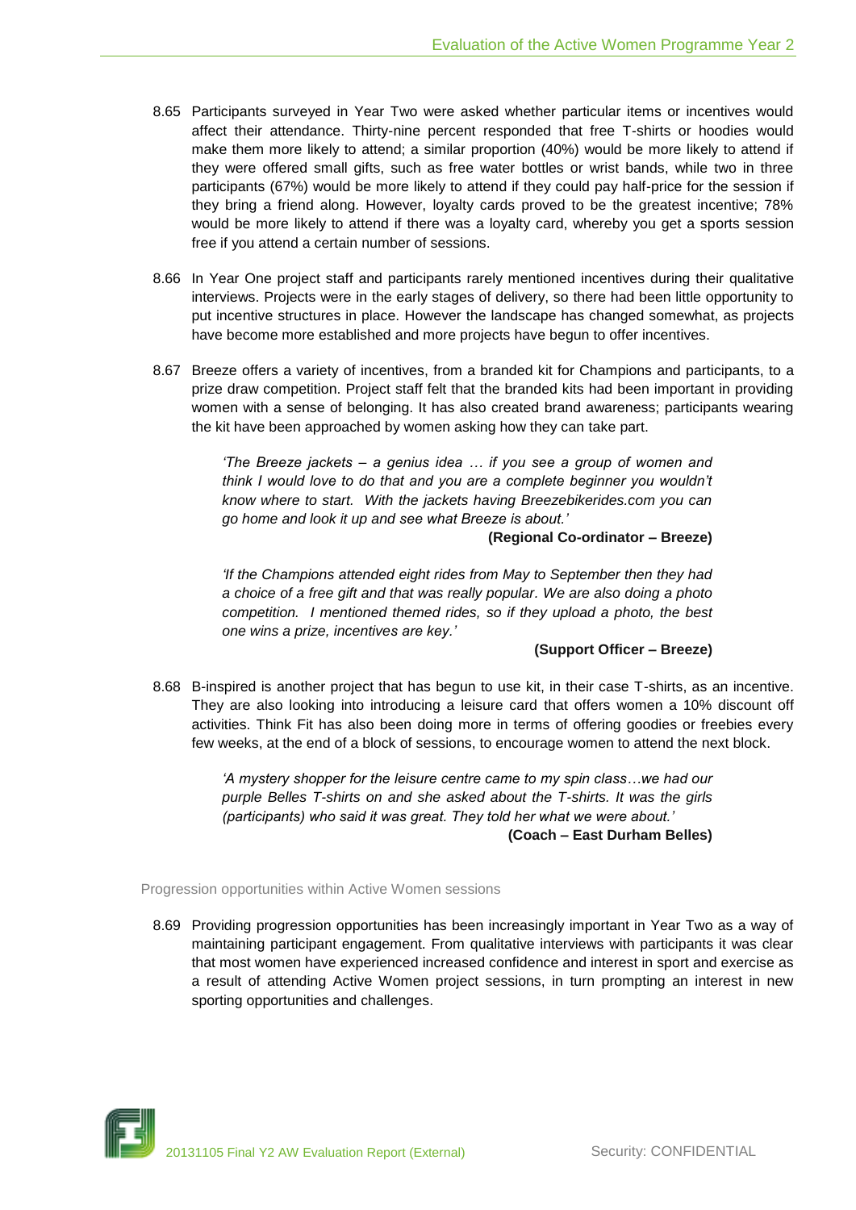8.65 Participants surveyed in Year Two were asked whether particular items or incentives would affect their attendance. Thirty-nine percent responded that free T-shirts or hoodies would make them more likely to attend; a similar proportion (40%) would be more likely to attend if they were offered small gifts, such as free water bottles or wrist bands, while two in three participants (67%) would be more likely to attend if they could pay half-price for the session if they bring a friend along. However, loyalty cards proved to be the greatest incentive; 78% would be more likely to attend if there was a loyalty card, whereby you get a sports session free if you attend a certain number of sessions.

8.66 In Year One project staff and participants rarely mentioned incentives during their qualitative interviews. Projects were in the early stages of delivery, so there had been little opportunity to put incentive structures in place. However the landscape has changed somewhat, as projects have become more established and more projects have begun to offer incentives.

8.67 Breeze offers a variety of incentives, from a branded kit for Champions and participants, to a prize draw competition. Project staff felt that the branded kits had been important in providing women with a sense of belonging. It has also created brand awareness; participants wearing the kit have been approached by women asking how they can take part.

> *'The Breeze jackets – a genius idea … if you see a group of women and think I would love to do that and you are a complete beginner you wouldn't know where to start. With the jackets having Breezebikerides.com you can go home and look it up and see what Breeze is about.'*
>
> **(Regional Co-ordinator – Breeze)**

> *'If the Champions attended eight rides from May to September then they had a choice of a free gift and that was really popular. We are also doing a photo competition. I mentioned themed rides, so if they upload a photo, the best one wins a prize, incentives are key.'*
>
> **(Support Officer – Breeze)**

8.68 B-inspired is another project that has begun to use kit, in their case T-shirts, as an incentive. They are also looking into introducing a leisure card that offers women a 10% discount off activities. Think Fit has also been doing more in terms of offering goodies or freebies every few weeks, at the end of a block of sessions, to encourage women to attend the next block.

> *'A mystery shopper for the leisure centre came to my spin class…we had our purple Belles T-shirts on and she asked about the T-shirts. It was the girls (participants) who said it was great. They told her what we were about.'*
>
> **(Coach – East Durham Belles)**

### Progression opportunities within Active Women sessions

8.69 Providing progression opportunities has been increasingly important in Year Two as a way of maintaining participant engagement. From qualitative interviews with participants it was clear that most women have experienced increased confidence and interest in sport and exercise as a result of attending Active Women project sessions, in turn prompting an interest in new sporting opportunities and challenges.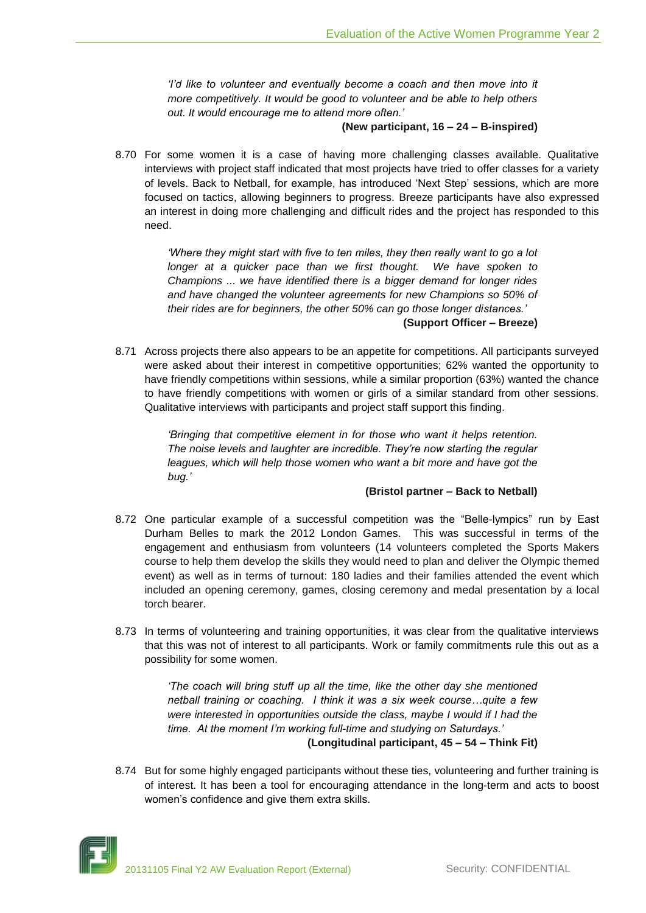*'I'd like to volunteer and eventually become a coach and then move into it more competitively. It would be good to volunteer and be able to help others out. It would encourage me to attend more often.'*

**(New participant, 16 – 24 – B-inspired)**

8.70 For some women it is a case of having more challenging classes available. Qualitative interviews with project staff indicated that most projects have tried to offer classes for a variety of levels. Back to Netball, for example, has introduced 'Next Step' sessions, which are more focused on tactics, allowing beginners to progress. Breeze participants have also expressed an interest in doing more challenging and difficult rides and the project has responded to this need.

*'Where they might start with five to ten miles, they then really want to go a lot longer at a quicker pace than we first thought. We have spoken to Champions ... we have identified there is a bigger demand for longer rides and have changed the volunteer agreements for new Champions so 50% of their rides are for beginners, the other 50% can go those longer distances.'*

**(Support Officer – Breeze)**

8.71 Across projects there also appears to be an appetite for competitions. All participants surveyed were asked about their interest in competitive opportunities; 62% wanted the opportunity to have friendly competitions within sessions, while a similar proportion (63%) wanted the chance to have friendly competitions with women or girls of a similar standard from other sessions. Qualitative interviews with participants and project staff support this finding.

*'Bringing that competitive element in for those who want it helps retention. The noise levels and laughter are incredible. They're now starting the regular leagues, which will help those women who want a bit more and have got the bug.'*

**(Bristol partner – Back to Netball)**

8.72 One particular example of a successful competition was the "Belle-lympics" run by East Durham Belles to mark the 2012 London Games. This was successful in terms of the engagement and enthusiasm from volunteers (14 volunteers completed the Sports Makers course to help them develop the skills they would need to plan and deliver the Olympic themed event) as well as in terms of turnout: 180 ladies and their families attended the event which included an opening ceremony, games, closing ceremony and medal presentation by a local torch bearer.

8.73 In terms of volunteering and training opportunities, it was clear from the qualitative interviews that this was not of interest to all participants. Work or family commitments rule this out as a possibility for some women.

*'The coach will bring stuff up all the time, like the other day she mentioned netball training or coaching. I think it was a six week course…quite a few were interested in opportunities outside the class, maybe I would if I had the time. At the moment I'm working full-time and studying on Saturdays.'*

**(Longitudinal participant, 45 – 54 – Think Fit)**

8.74 But for some highly engaged participants without these ties, volunteering and further training is of interest. It has been a tool for encouraging attendance in the long-term and acts to boost women's confidence and give them extra skills.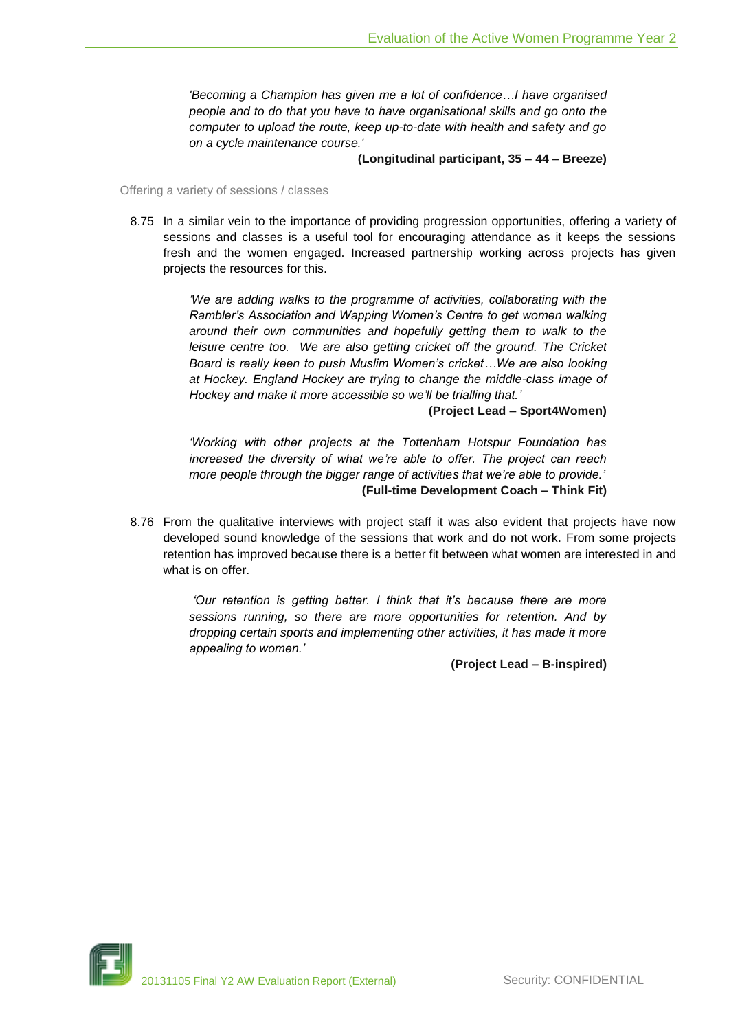*'Becoming a Champion has given me a lot of confidence…I have organised people and to do that you have to have organisational skills and go onto the computer to upload the route, keep up-to-date with health and safety and go on a cycle maintenance course.'*

**(Longitudinal participant, 35 – 44 – Breeze)**

### Offering a variety of sessions / classes

8.75 In a similar vein to the importance of providing progression opportunities, offering a variety of sessions and classes is a useful tool for encouraging attendance as it keeps the sessions fresh and the women engaged. Increased partnership working across projects has given projects the resources for this.

*'We are adding walks to the programme of activities, collaborating with the Rambler's Association and Wapping Women's Centre to get women walking around their own communities and hopefully getting them to walk to the leisure centre too. We are also getting cricket off the ground. The Cricket Board is really keen to push Muslim Women's cricket…We are also looking at Hockey. England Hockey are trying to change the middle-class image of Hockey and make it more accessible so we'll be trialling that.'*

**(Project Lead – Sport4Women)**

*'Working with other projects at the Tottenham Hotspur Foundation has increased the diversity of what we're able to offer. The project can reach more people through the bigger range of activities that we're able to provide.'*

**(Full-time Development Coach – Think Fit)**

8.76 From the qualitative interviews with project staff it was also evident that projects have now developed sound knowledge of the sessions that work and do not work. From some projects retention has improved because there is a better fit between what women are interested in and what is on offer.

*'Our retention is getting better. I think that it's because there are more sessions running, so there are more opportunities for retention. And by dropping certain sports and implementing other activities, it has made it more appealing to women.'*

**(Project Lead – B-inspired)**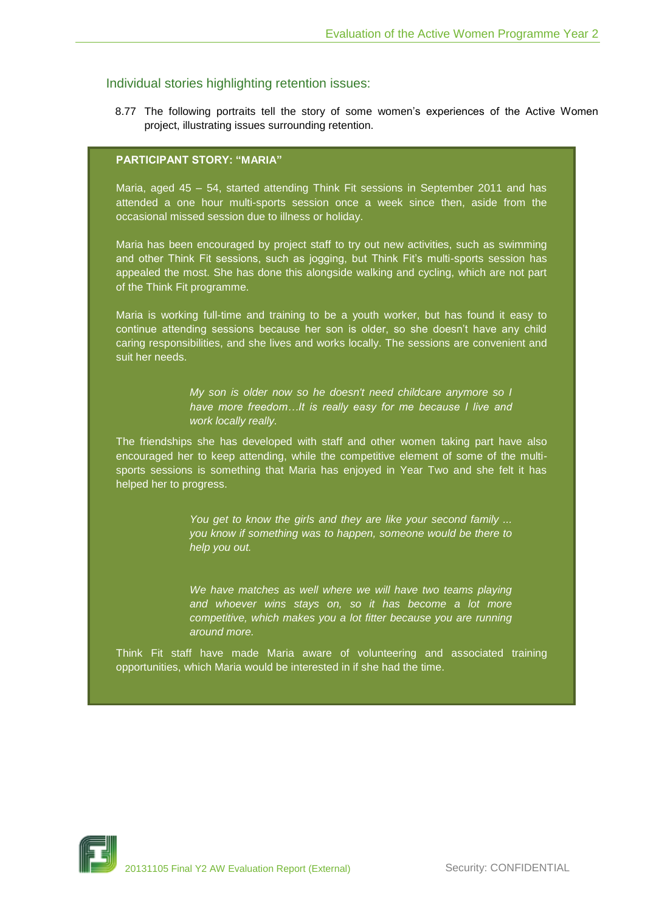## Individual stories highlighting retention issues:

8.77 The following portraits tell the story of some women's experiences of the Active Women project, illustrating issues surrounding retention.

**PARTICIPANT STORY: "MARIA"**

Maria, aged 45 – 54, started attending Think Fit sessions in September 2011 and has attended a one hour multi-sports session once a week since then, aside from the occasional missed session due to illness or holiday.

Maria has been encouraged by project staff to try out new activities, such as swimming and other Think Fit sessions, such as jogging, but Think Fit's multi-sports session has appealed the most. She has done this alongside walking and cycling, which are not part of the Think Fit programme.

Maria is working full-time and training to be a youth worker, but has found it easy to continue attending sessions because her son is older, so she doesn't have any child caring responsibilities, and she lives and works locally. The sessions are convenient and suit her needs.

> *My son is older now so he doesn't need childcare anymore so I have more freedom…It is really easy for me because I live and work locally really.*

The friendships she has developed with staff and other women taking part have also encouraged her to keep attending, while the competitive element of some of the multi-sports sessions is something that Maria has enjoyed in Year Two and she felt it has helped her to progress.

> *You get to know the girls and they are like your second family ... you know if something was to happen, someone would be there to help you out.*

> *We have matches as well where we will have two teams playing and whoever wins stays on, so it has become a lot more competitive, which makes you a lot fitter because you are running around more.*

Think Fit staff have made Maria aware of volunteering and associated training opportunities, which Maria would be interested in if she had the time.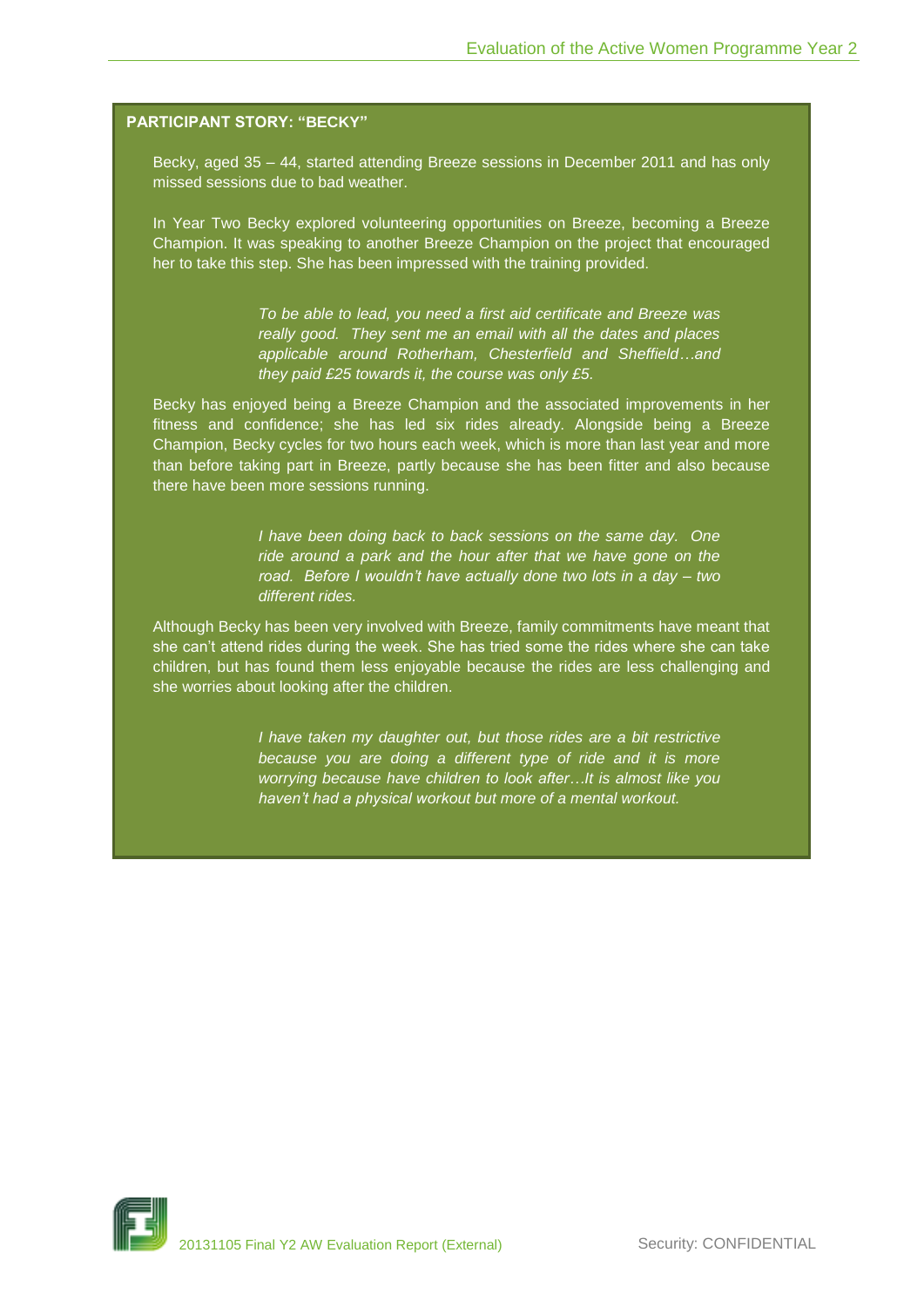**PARTICIPANT STORY: "BECKY"**

Becky, aged 35 – 44, started attending Breeze sessions in December 2011 and has only missed sessions due to bad weather.

In Year Two Becky explored volunteering opportunities on Breeze, becoming a Breeze Champion. It was speaking to another Breeze Champion on the project that encouraged her to take this step. She has been impressed with the training provided.

> *To be able to lead, you need a first aid certificate and Breeze was really good. They sent me an email with all the dates and places applicable around Rotherham, Chesterfield and Sheffield…and they paid £25 towards it, the course was only £5.*

Becky has enjoyed being a Breeze Champion and the associated improvements in her fitness and confidence; she has led six rides already. Alongside being a Breeze Champion, Becky cycles for two hours each week, which is more than last year and more than before taking part in Breeze, partly because she has been fitter and also because there have been more sessions running.

> *I have been doing back to back sessions on the same day. One ride around a park and the hour after that we have gone on the road. Before I wouldn't have actually done two lots in a day – two different rides.*

Although Becky has been very involved with Breeze, family commitments have meant that she can't attend rides during the week. She has tried some the rides where she can take children, but has found them less enjoyable because the rides are less challenging and she worries about looking after the children.

> *I have taken my daughter out, but those rides are a bit restrictive because you are doing a different type of ride and it is more worrying because have children to look after…It is almost like you haven't had a physical workout but more of a mental workout.*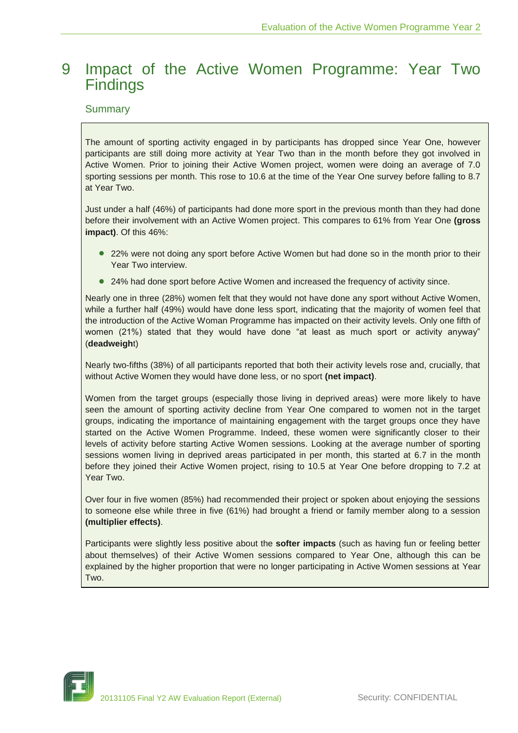# 9 Impact of the Active Women Programme: Year Two Findings

## Summary

The amount of sporting activity engaged in by participants has dropped since Year One, however participants are still doing more activity at Year Two than in the month before they got involved in Active Women. Prior to joining their Active Women project, women were doing an average of 7.0 sporting sessions per month. This rose to 10.6 at the time of the Year One survey before falling to 8.7 at Year Two.

Just under a half (46%) of participants had done more sport in the previous month than they had done before their involvement with an Active Women project. This compares to 61% from Year One **(gross impact)**. Of this 46%:

- 22% were not doing any sport before Active Women but had done so in the month prior to their Year Two interview.
- 24% had done sport before Active Women and increased the frequency of activity since.

Nearly one in three (28%) women felt that they would not have done any sport without Active Women, while a further half (49%) would have done less sport, indicating that the majority of women feel that the introduction of the Active Woman Programme has impacted on their activity levels. Only one fifth of women (21%) stated that they would have done "at least as much sport or activity anyway" (**deadweigh**t)

Nearly two-fifths (38%) of all participants reported that both their activity levels rose and, crucially, that without Active Women they would have done less, or no sport **(net impact)**.

Women from the target groups (especially those living in deprived areas) were more likely to have seen the amount of sporting activity decline from Year One compared to women not in the target groups, indicating the importance of maintaining engagement with the target groups once they have started on the Active Women Programme. Indeed, these women were significantly closer to their levels of activity before starting Active Women sessions. Looking at the average number of sporting sessions women living in deprived areas participated in per month, this started at 6.7 in the month before they joined their Active Women project, rising to 10.5 at Year One before dropping to 7.2 at Year Two.

Over four in five women (85%) had recommended their project or spoken about enjoying the sessions to someone else while three in five (61%) had brought a friend or family member along to a session **(multiplier effects)**.

Participants were slightly less positive about the **softer impacts** (such as having fun or feeling better about themselves) of their Active Women sessions compared to Year One, although this can be explained by the higher proportion that were no longer participating in Active Women sessions at Year Two.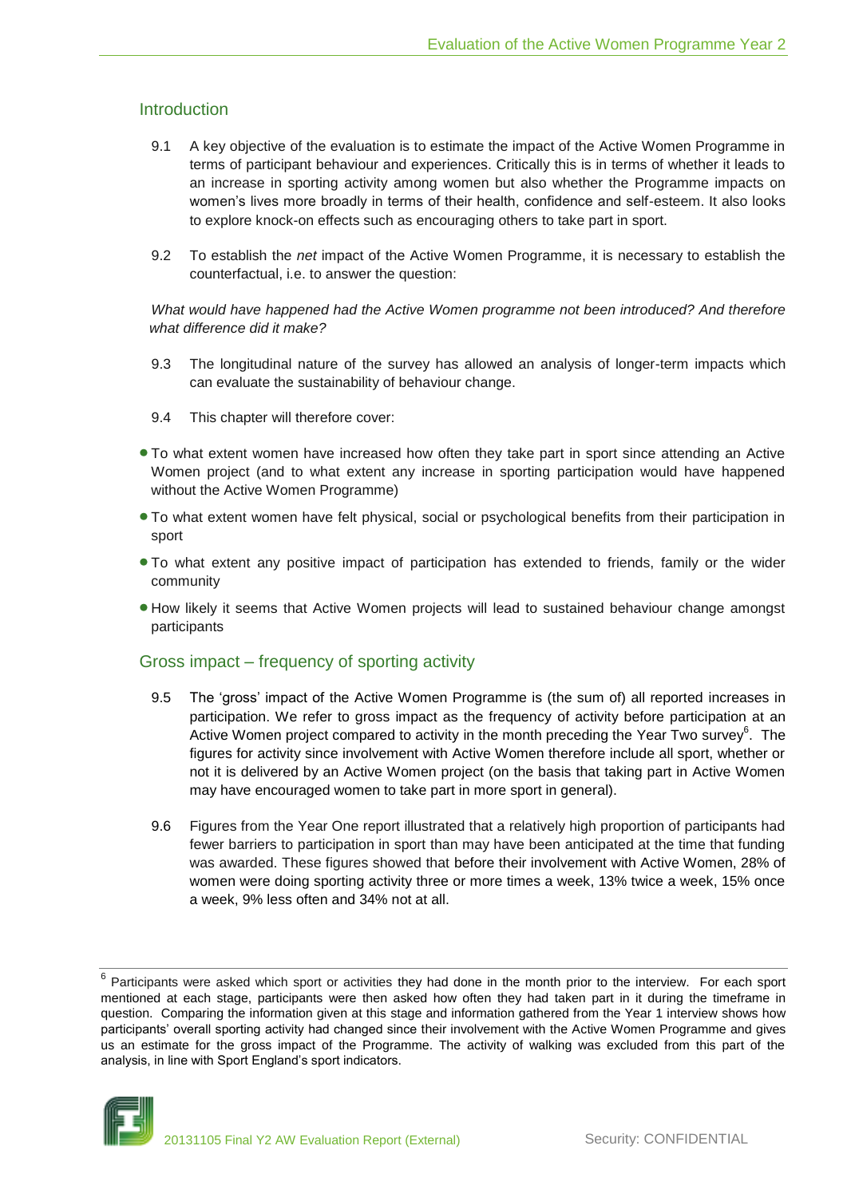## Introduction

9.1 A key objective of the evaluation is to estimate the impact of the Active Women Programme in terms of participant behaviour and experiences. Critically this is in terms of whether it leads to an increase in sporting activity among women but also whether the Programme impacts on women's lives more broadly in terms of their health, confidence and self-esteem. It also looks to explore knock-on effects such as encouraging others to take part in sport.

9.2 To establish the *net* impact of the Active Women Programme, it is necessary to establish the counterfactual, i.e. to answer the question:

*What would have happened had the Active Women programme not been introduced? And therefore what difference did it make?*

9.3 The longitudinal nature of the survey has allowed an analysis of longer-term impacts which can evaluate the sustainability of behaviour change.

9.4 This chapter will therefore cover:

- To what extent women have increased how often they take part in sport since attending an Active Women project (and to what extent any increase in sporting participation would have happened without the Active Women Programme)
- To what extent women have felt physical, social or psychological benefits from their participation in sport
- To what extent any positive impact of participation has extended to friends, family or the wider community
- How likely it seems that Active Women projects will lead to sustained behaviour change amongst participants

## Gross impact – frequency of sporting activity

9.5 The 'gross' impact of the Active Women Programme is (the sum of) all reported increases in participation. We refer to gross impact as the frequency of activity before participation at an Active Women project compared to activity in the month preceding the Year Two survey[6]. The figures for activity since involvement with Active Women therefore include all sport, whether or not it is delivered by an Active Women project (on the basis that taking part in Active Women may have encouraged women to take part in more sport in general).

9.6 Figures from the Year One report illustrated that a relatively high proportion of participants had fewer barriers to participation in sport than may have been anticipated at the time that funding was awarded. These figures showed that before their involvement with Active Women, 28% of women were doing sporting activity three or more times a week, 13% twice a week, 15% once a week, 9% less often and 34% not at all.

---

[6] Participants were asked which sport or activities they had done in the month prior to the interview. For each sport mentioned at each stage, participants were then asked how often they had taken part in it during the timeframe in question. Comparing the information given at this stage and information gathered from the Year 1 interview shows how participants' overall sporting activity had changed since their involvement with the Active Women Programme and gives us an estimate for the gross impact of the Programme. The activity of walking was excluded from this part of the analysis, in line with Sport England's sport indicators.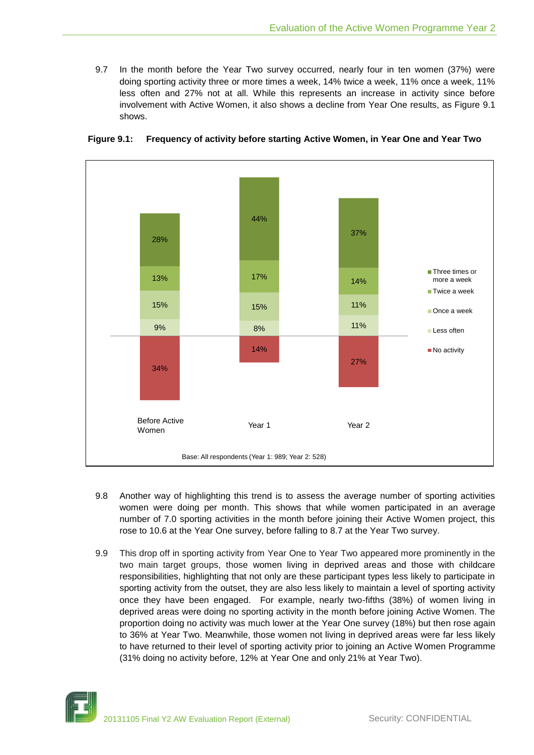9.7 In the month before the Year Two survey occurred, nearly four in ten women (37%) were doing sporting activity three or more times a week, 14% twice a week, 11% once a week, 11% less often and 27% not at all. While this represents an increase in activity since before involvement with Active Women, it also shows a decline from Year One results, as Figure 9.1 shows.

**Figure 9.1: Frequency of activity before starting Active Women, in Year One and Year Two**

| | Before Active Women | Year 1 | Year 2 |
|---|---|---|---|
| Three times or more a week | 28% | 44% | 37% |
| Twice a week | 13% | 17% | 14% |
| Once a week | 15% | 15% | 11% |
| Less often | 9% | 8% | 11% |
| No activity | 34% | 14% | 27% |

Base: All respondents (Year 1: 989; Year 2: 528)

9.8 Another way of highlighting this trend is to assess the average number of sporting activities women were doing per month. This shows that while women participated in an average number of 7.0 sporting activities in the month before joining their Active Women project, this rose to 10.6 at the Year One survey, before falling to 8.7 at the Year Two survey.

9.9 This drop off in sporting activity from Year One to Year Two appeared more prominently in the two main target groups, those women living in deprived areas and those with childcare responsibilities, highlighting that not only are these participant types less likely to participate in sporting activity from the outset, they are also less likely to maintain a level of sporting activity once they have been engaged. For example, nearly two-fifths (38%) of women living in deprived areas were doing no sporting activity in the month before joining Active Women. The proportion doing no activity was much lower at the Year One survey (18%) but then rose again to 36% at Year Two. Meanwhile, those women not living in deprived areas were far less likely to have returned to their level of sporting activity prior to joining an Active Women Programme (31% doing no activity before, 12% at Year One and only 21% at Year Two).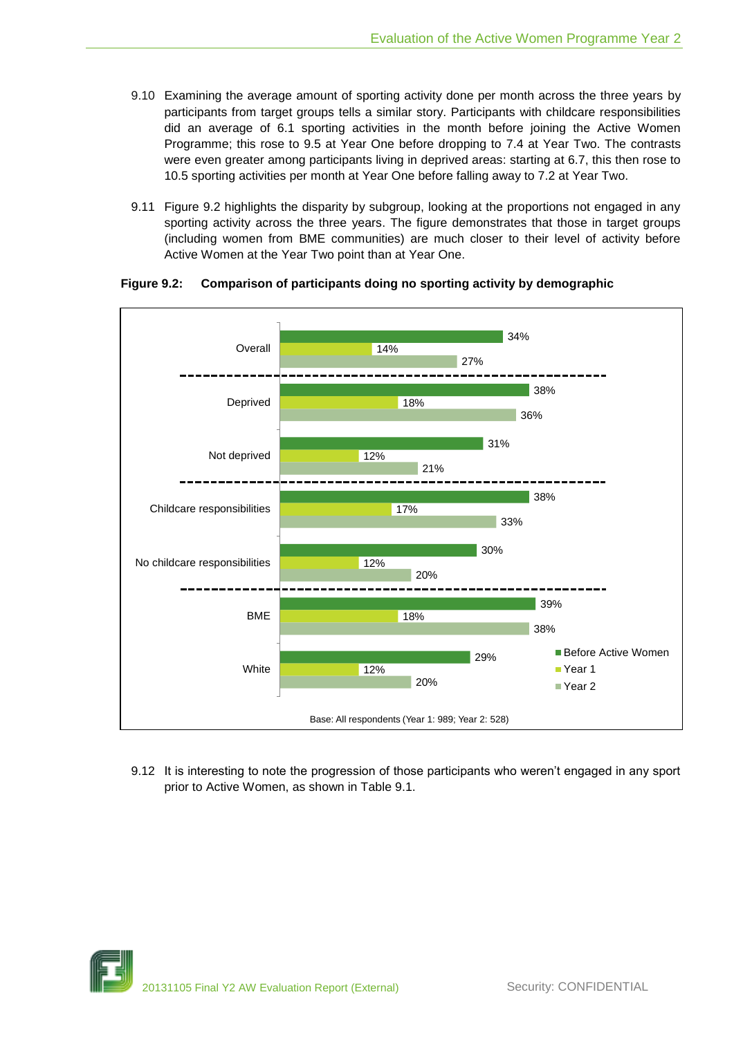9.10 Examining the average amount of sporting activity done per month across the three years by participants from target groups tells a similar story. Participants with childcare responsibilities did an average of 6.1 sporting activities in the month before joining the Active Women Programme; this rose to 9.5 at Year One before dropping to 7.4 at Year Two. The contrasts were even greater among participants living in deprived areas: starting at 6.7, this then rose to 10.5 sporting activities per month at Year One before falling away to 7.2 at Year Two.

9.11 Figure 9.2 highlights the disparity by subgroup, looking at the proportions not engaged in any sporting activity across the three years. The figure demonstrates that those in target groups (including women from BME communities) are much closer to their level of activity before Active Women at the Year Two point than at Year One.

**Figure 9.2: Comparison of participants doing no sporting activity by demographic**

| | Before Active Women | Year 1 | Year 2 |
|---|---|---|---|
| Overall | 34% | 14% | 27% |
| Deprived | 38% | 18% | 36% |
| Not deprived | 31% | 12% | 21% |
| Childcare responsibilities | 38% | 17% | 33% |
| No childcare responsibilities | 30% | 12% | 20% |
| BME | 39% | 18% | 38% |
| White | 29% | 12% | 20% |

Base: All respondents (Year 1: 989; Year 2: 528)

9.12 It is interesting to note the progression of those participants who weren't engaged in any sport prior to Active Women, as shown in Table 9.1.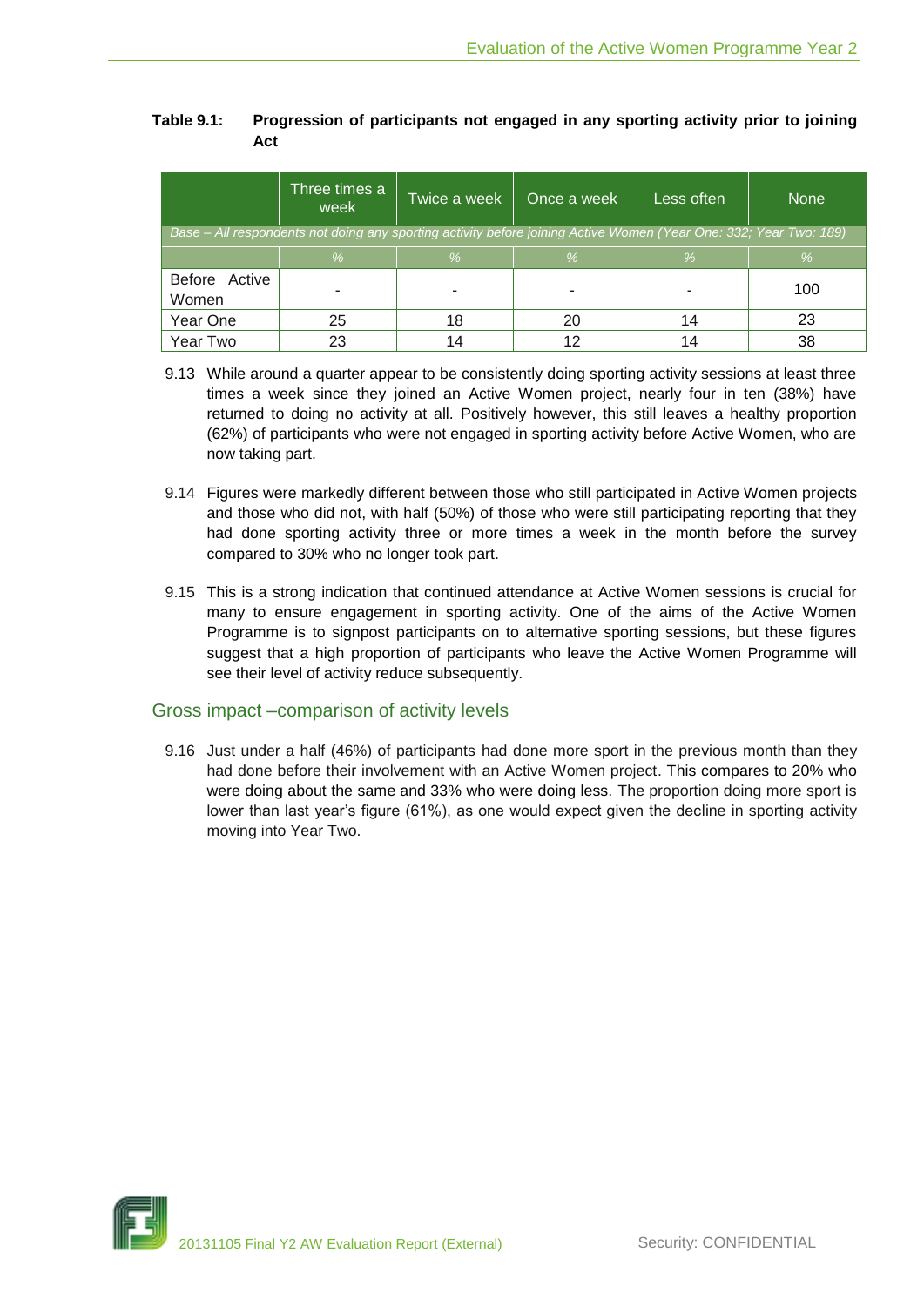**Table 9.1: Progression of participants not engaged in any sporting activity prior to joining Act**

| | Three times a week | Twice a week | Once a week | Less often | None |
|---|---|---|---|---|---|
| *Base – All respondents not doing any sporting activity before joining Active Women (Year One: 332; Year Two: 189)* | | | | | |
| | % | % | % | % | % |
| Before Active Women | - | - | - | - | 100 |
| Year One | 25 | 18 | 20 | 14 | 23 |
| Year Two | 23 | 14 | 12 | 14 | 38 |

9.13 While around a quarter appear to be consistently doing sporting activity sessions at least three times a week since they joined an Active Women project, nearly four in ten (38%) have returned to doing no activity at all. Positively however, this still leaves a healthy proportion (62%) of participants who were not engaged in sporting activity before Active Women, who are now taking part.

9.14 Figures were markedly different between those who still participated in Active Women projects and those who did not, with half (50%) of those who were still participating reporting that they had done sporting activity three or more times a week in the month before the survey compared to 30% who no longer took part.

9.15 This is a strong indication that continued attendance at Active Women sessions is crucial for many to ensure engagement in sporting activity. One of the aims of the Active Women Programme is to signpost participants on to alternative sporting sessions, but these figures suggest that a high proportion of participants who leave the Active Women Programme will see their level of activity reduce subsequently.

## Gross impact –comparison of activity levels

9.16 Just under a half (46%) of participants had done more sport in the previous month than they had done before their involvement with an Active Women project. This compares to 20% who were doing about the same and 33% who were doing less. The proportion doing more sport is lower than last year's figure (61%), as one would expect given the decline in sporting activity moving into Year Two.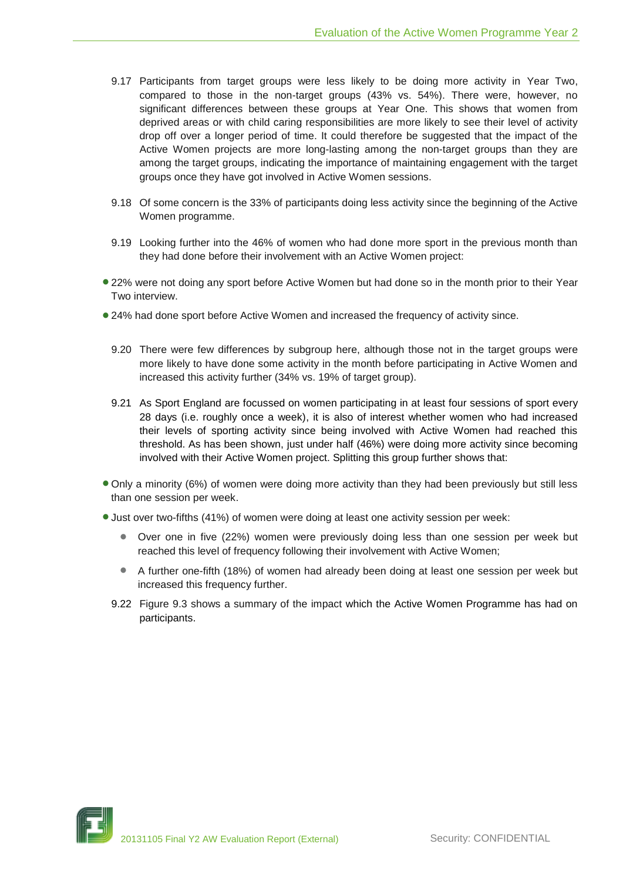9.17 Participants from target groups were less likely to be doing more activity in Year Two, compared to those in the non-target groups (43% vs. 54%). There were, however, no significant differences between these groups at Year One. This shows that women from deprived areas or with child caring responsibilities are more likely to see their level of activity drop off over a longer period of time. It could therefore be suggested that the impact of the Active Women projects are more long-lasting among the non-target groups than they are among the target groups, indicating the importance of maintaining engagement with the target groups once they have got involved in Active Women sessions.

9.18 Of some concern is the 33% of participants doing less activity since the beginning of the Active Women programme.

9.19 Looking further into the 46% of women who had done more sport in the previous month than they had done before their involvement with an Active Women project:

- 22% were not doing any sport before Active Women but had done so in the month prior to their Year Two interview.
- 24% had done sport before Active Women and increased the frequency of activity since.

9.20 There were few differences by subgroup here, although those not in the target groups were more likely to have done some activity in the month before participating in Active Women and increased this activity further (34% vs. 19% of target group).

9.21 As Sport England are focussed on women participating in at least four sessions of sport every 28 days (i.e. roughly once a week), it is also of interest whether women who had increased their levels of sporting activity since being involved with Active Women had reached this threshold. As has been shown, just under half (46%) were doing more activity since becoming involved with their Active Women project. Splitting this group further shows that:

- Only a minority (6%) of women were doing more activity than they had been previously but still less than one session per week.
- Just over two-fifths (41%) of women were doing at least one activity session per week:
  - Over one in five (22%) women were previously doing less than one session per week but reached this level of frequency following their involvement with Active Women;
  - A further one-fifth (18%) of women had already been doing at least one session per week but increased this frequency further.

9.22 Figure 9.3 shows a summary of the impact which the Active Women Programme has had on participants.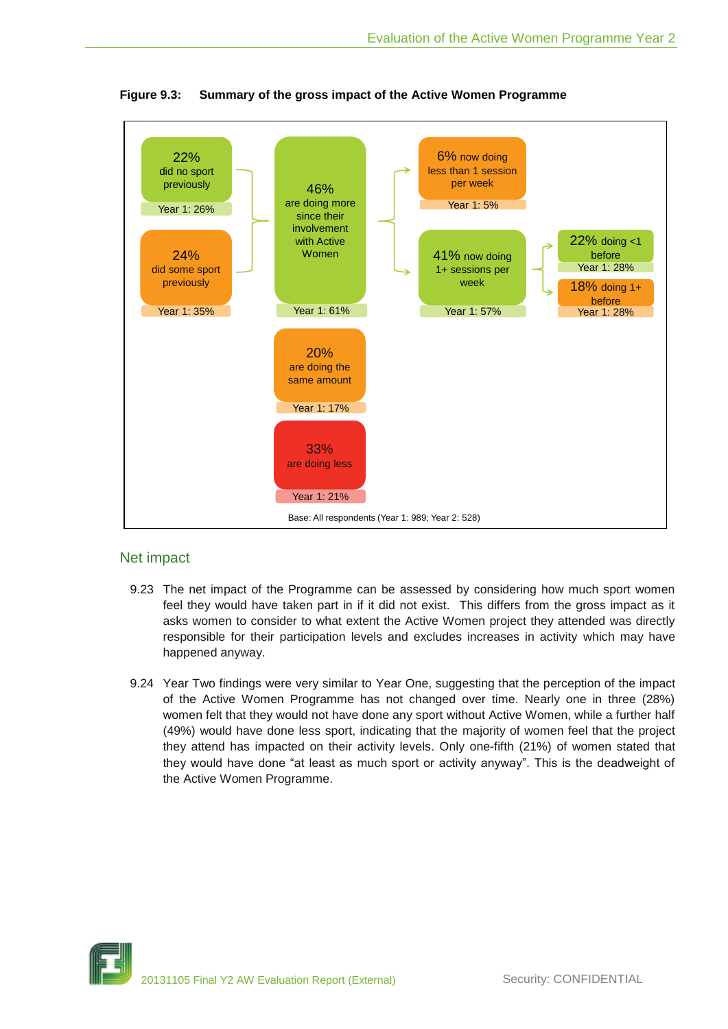**Figure 9.3: Summary of the gross impact of the Active Women Programme**

22% did no sport previously — Year 1: 26%

24% did some sport previously — Year 1: 35%

46% are doing more since their involvement with Active Women — Year 1: 61%

6% now doing less than 1 session per week — Year 1: 5%

41% now doing 1+ sessions per week — Year 1: 57%

22% doing <1 before — Year 1: 28%

18% doing 1+ before — Year 1: 28%

20% are doing the same amount — Year 1: 17%

33% are doing less — Year 1: 21%

Base: All respondents (Year 1: 989; Year 2: 528)

## Net impact

9.23 The net impact of the Programme can be assessed by considering how much sport women feel they would have taken part in if it did not exist. This differs from the gross impact as it asks women to consider to what extent the Active Women project they attended was directly responsible for their participation levels and excludes increases in activity which may have happened anyway.

9.24 Year Two findings were very similar to Year One, suggesting that the perception of the impact of the Active Women Programme has not changed over time. Nearly one in three (28%) women felt that they would not have done any sport without Active Women, while a further half (49%) would have done less sport, indicating that the majority of women feel that the project they attend has impacted on their activity levels. Only one-fifth (21%) of women stated that they would have done “at least as much sport or activity anyway”. This is the deadweight of the Active Women Programme.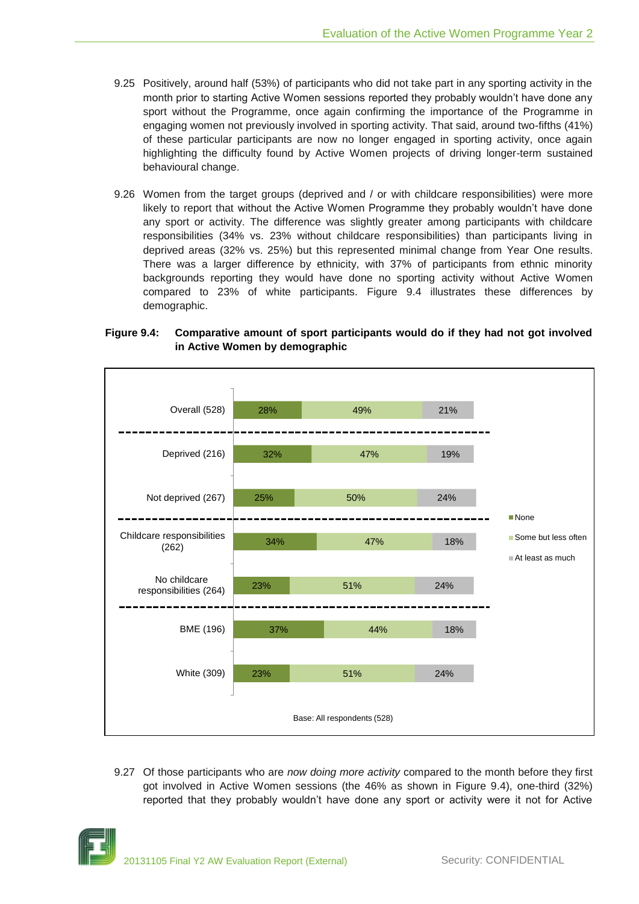9.25 Positively, around half (53%) of participants who did not take part in any sporting activity in the month prior to starting Active Women sessions reported they probably wouldn't have done any sport without the Programme, once again confirming the importance of the Programme in engaging women not previously involved in sporting activity. That said, around two-fifths (41%) of these particular participants are now no longer engaged in sporting activity, once again highlighting the difficulty found by Active Women projects of driving longer-term sustained behavioural change.

9.26 Women from the target groups (deprived and / or with childcare responsibilities) were more likely to report that without the Active Women Programme they probably wouldn't have done any sport or activity. The difference was slightly greater among participants with childcare responsibilities (34% vs. 23% without childcare responsibilities) than participants living in deprived areas (32% vs. 25%) but this represented minimal change from Year One results. There was a larger difference by ethnicity, with 37% of participants from ethnic minority backgrounds reporting they would have done no sporting activity without Active Women compared to 23% of white participants. Figure 9.4 illustrates these differences by demographic.

**Figure 9.4: Comparative amount of sport participants would do if they had not got involved in Active Women by demographic**

| | None | Some but less often | At least as much |
|---|---|---|---|
| Overall (528) | 28% | 49% | 21% |
| Deprived (216) | 32% | 47% | 19% |
| Not deprived (267) | 25% | 50% | 24% |
| Childcare responsibilities (262) | 34% | 47% | 18% |
| No childcare responsibilities (264) | 23% | 51% | 24% |
| BME (196) | 37% | 44% | 18% |
| White (309) | 23% | 51% | 24% |

Base: All respondents (528)

9.27 Of those participants who are *now doing more activity* compared to the month before they first got involved in Active Women sessions (the 46% as shown in Figure 9.4), one-third (32%) reported that they probably wouldn't have done any sport or activity were it not for Active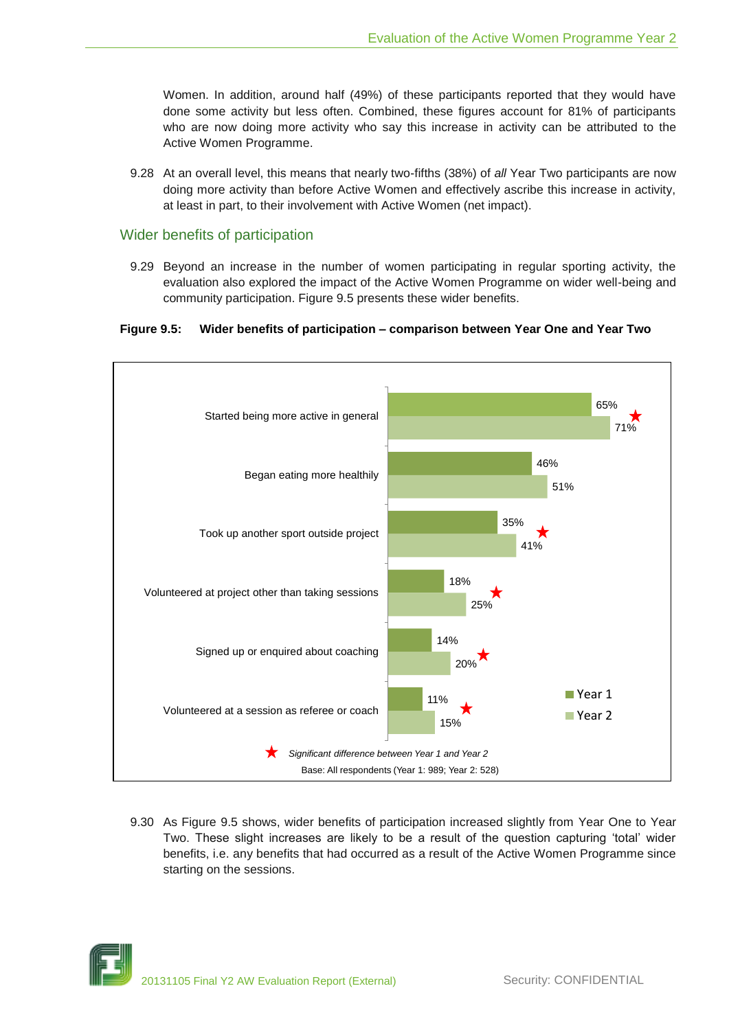Women. In addition, around half (49%) of these participants reported that they would have done some activity but less often. Combined, these figures account for 81% of participants who are now doing more activity who say this increase in activity can be attributed to the Active Women Programme.

9.28 At an overall level, this means that nearly two-fifths (38%) of *all* Year Two participants are now doing more activity than before Active Women and effectively ascribe this increase in activity, at least in part, to their involvement with Active Women (net impact).

## Wider benefits of participation

9.29 Beyond an increase in the number of women participating in regular sporting activity, the evaluation also explored the impact of the Active Women Programme on wider well-being and community participation. Figure 9.5 presents these wider benefits.

**Figure 9.5: Wider benefits of participation – comparison between Year One and Year Two**

| | Year 1 | Year 2 | Significant difference |
|---|---|---|---|
| Started being more active in general | 65% | 71% | ★ |
| Began eating more healthily | 46% | 51% | |
| Took up another sport outside project | 35% | 41% | ★ |
| Volunteered at project other than taking sessions | 18% | 25% | ★ |
| Signed up or enquired about coaching | 14% | 20% | ★ |
| Volunteered at a session as referee or coach | 11% | 15% | ★ |

★ *Significant difference between Year 1 and Year 2*

Base: All respondents (Year 1: 989; Year 2: 528)

9.30 As Figure 9.5 shows, wider benefits of participation increased slightly from Year One to Year Two. These slight increases are likely to be a result of the question capturing 'total' wider benefits, i.e. any benefits that had occurred as a result of the Active Women Programme since starting on the sessions.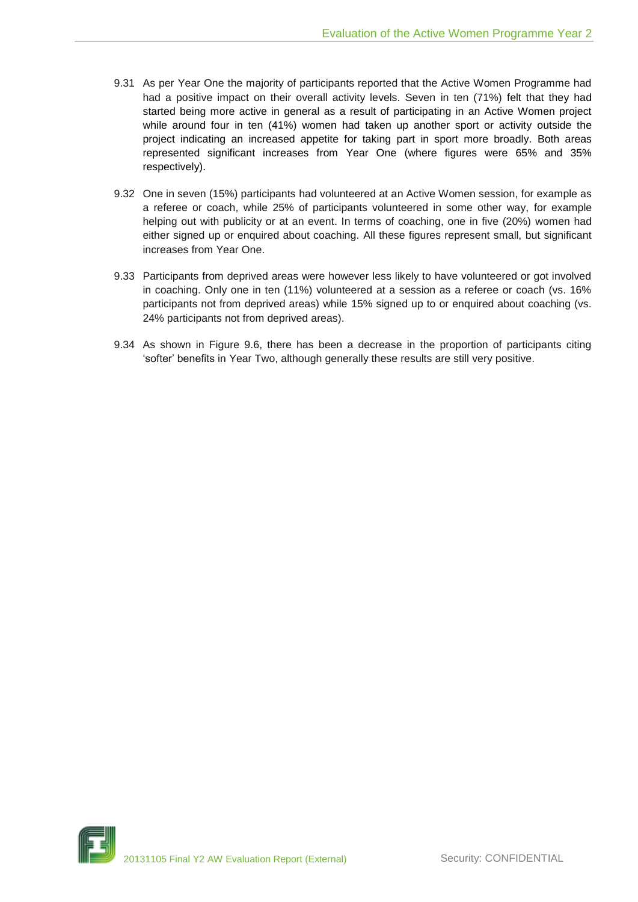9.31 As per Year One the majority of participants reported that the Active Women Programme had had a positive impact on their overall activity levels. Seven in ten (71%) felt that they had started being more active in general as a result of participating in an Active Women project while around four in ten (41%) women had taken up another sport or activity outside the project indicating an increased appetite for taking part in sport more broadly. Both areas represented significant increases from Year One (where figures were 65% and 35% respectively).

9.32 One in seven (15%) participants had volunteered at an Active Women session, for example as a referee or coach, while 25% of participants volunteered in some other way, for example helping out with publicity or at an event. In terms of coaching, one in five (20%) women had either signed up or enquired about coaching. All these figures represent small, but significant increases from Year One.

9.33 Participants from deprived areas were however less likely to have volunteered or got involved in coaching. Only one in ten (11%) volunteered at a session as a referee or coach (vs. 16% participants not from deprived areas) while 15% signed up to or enquired about coaching (vs. 24% participants not from deprived areas).

9.34 As shown in Figure 9.6, there has been a decrease in the proportion of participants citing 'softer' benefits in Year Two, although generally these results are still very positive.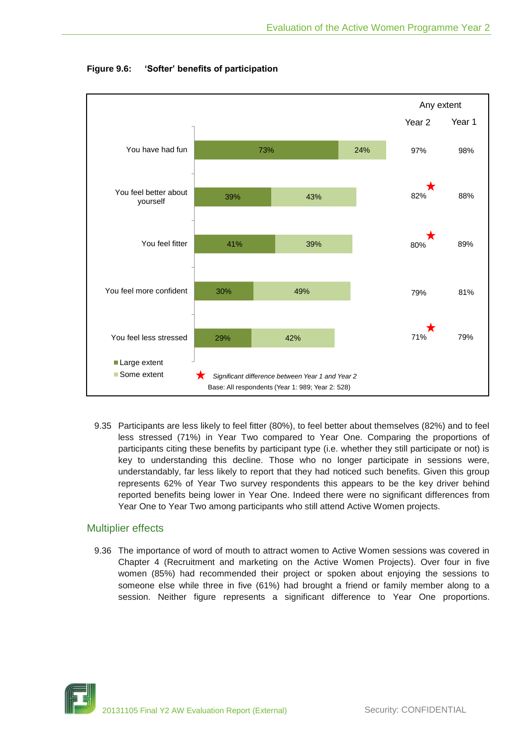**Figure 9.6: 'Softer' benefits of participation**

| | Large extent | Some extent | Any extent Year 2 | Any extent Year 1 |
|---|---|---|---|---|
| You have had fun | 73% | 24% | 97% | 98% |
| You feel better about yourself | 39% | 43% | 82% ★ | 88% |
| You feel fitter | 41% | 39% | 80% ★ | 89% |
| You feel more confident | 30% | 49% | 79% | 81% |
| You feel less stressed | 29% | 42% | 71% ★ | 79% |

★ *Significant difference between Year 1 and Year 2*

Base: All respondents (Year 1: 989; Year 2: 528)

9.35 Participants are less likely to feel fitter (80%), to feel better about themselves (82%) and to feel less stressed (71%) in Year Two compared to Year One. Comparing the proportions of participants citing these benefits by participant type (i.e. whether they still participate or not) is key to understanding this decline. Those who no longer participate in sessions were, understandably, far less likely to report that they had noticed such benefits. Given this group represents 62% of Year Two survey respondents this appears to be the key driver behind reported benefits being lower in Year One. Indeed there were no significant differences from Year One to Year Two among participants who still attend Active Women projects.

## Multiplier effects

9.36 The importance of word of mouth to attract women to Active Women sessions was covered in Chapter 4 (Recruitment and marketing on the Active Women Projects). Over four in five women (85%) had recommended their project or spoken about enjoying the sessions to someone else while three in five (61%) had brought a friend or family member along to a session. Neither figure represents a significant difference to Year One proportions.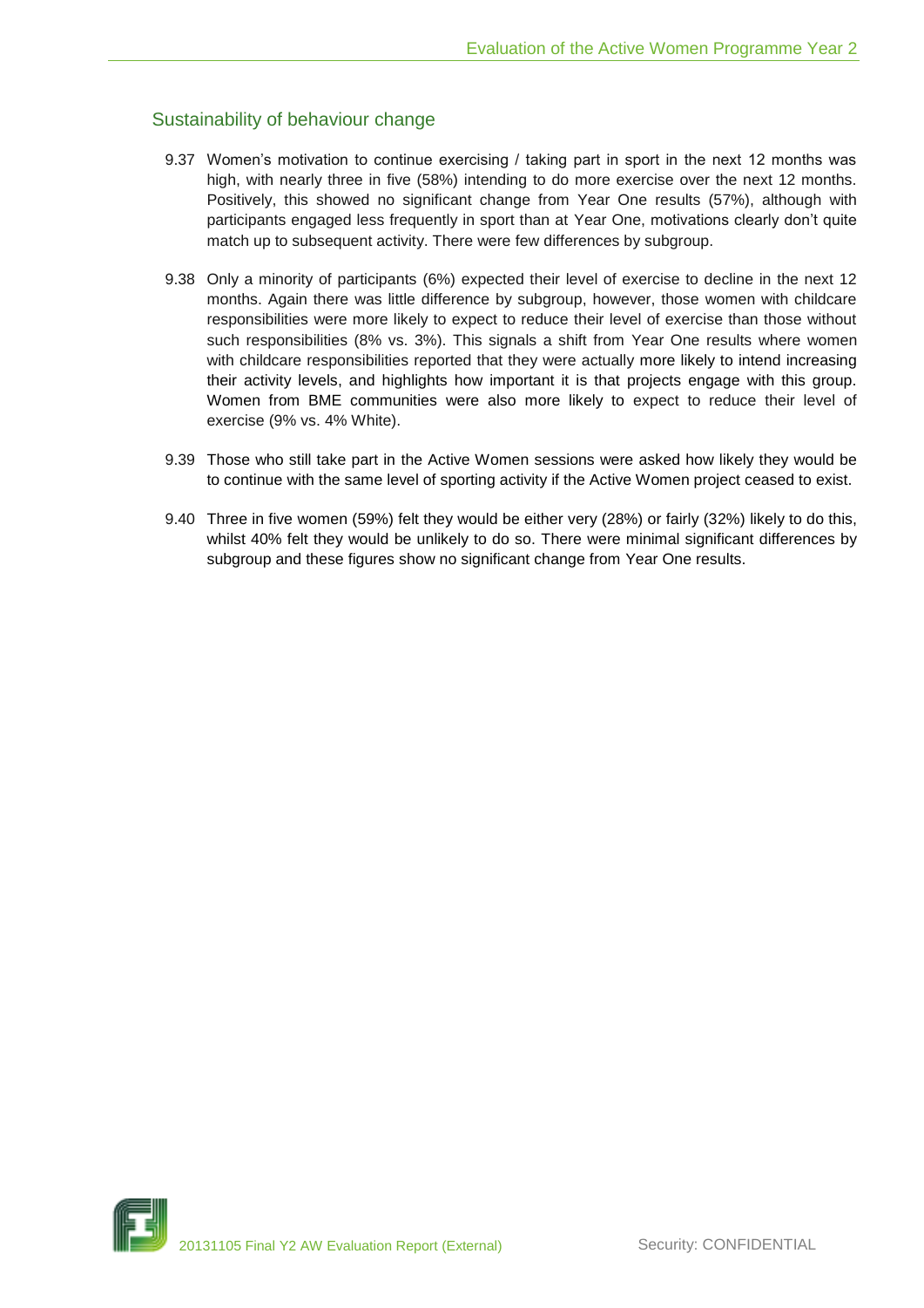## Sustainability of behaviour change

9.37 Women's motivation to continue exercising / taking part in sport in the next 12 months was high, with nearly three in five (58%) intending to do more exercise over the next 12 months. Positively, this showed no significant change from Year One results (57%), although with participants engaged less frequently in sport than at Year One, motivations clearly don't quite match up to subsequent activity. There were few differences by subgroup.

9.38 Only a minority of participants (6%) expected their level of exercise to decline in the next 12 months. Again there was little difference by subgroup, however, those women with childcare responsibilities were more likely to expect to reduce their level of exercise than those without such responsibilities (8% vs. 3%). This signals a shift from Year One results where women with childcare responsibilities reported that they were actually more likely to intend increasing their activity levels, and highlights how important it is that projects engage with this group. Women from BME communities were also more likely to expect to reduce their level of exercise (9% vs. 4% White).

9.39 Those who still take part in the Active Women sessions were asked how likely they would be to continue with the same level of sporting activity if the Active Women project ceased to exist.

9.40 Three in five women (59%) felt they would be either very (28%) or fairly (32%) likely to do this, whilst 40% felt they would be unlikely to do so. There were minimal significant differences by subgroup and these figures show no significant change from Year One results.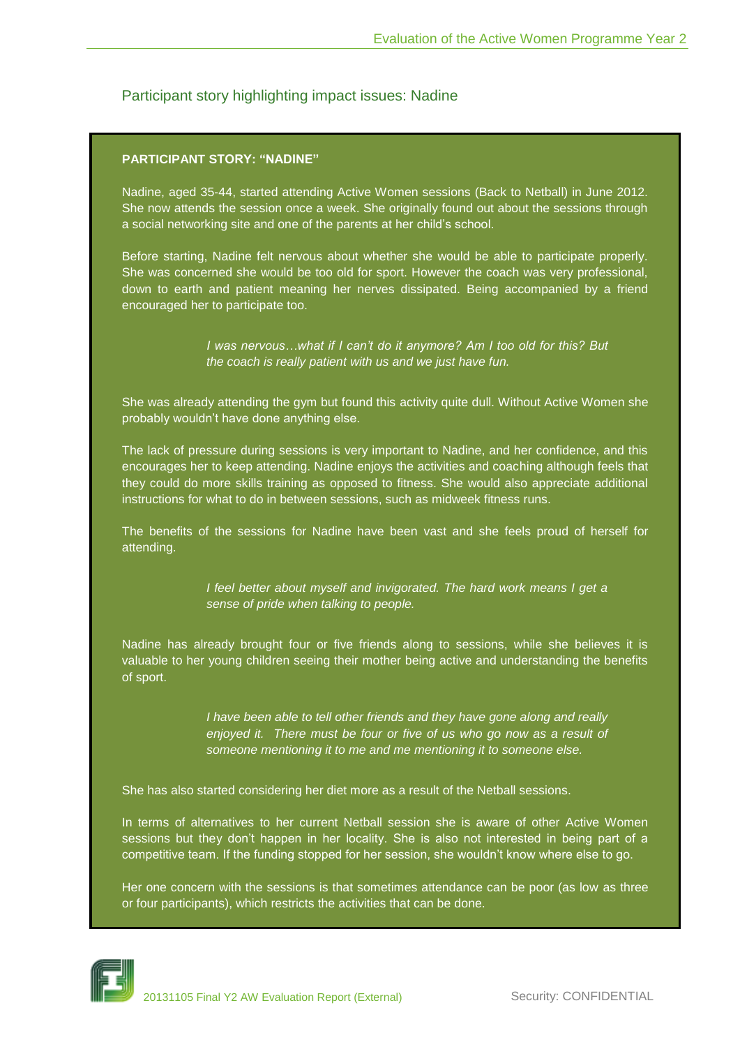## Participant story highlighting impact issues: Nadine

**PARTICIPANT STORY: "NADINE"**

Nadine, aged 35-44, started attending Active Women sessions (Back to Netball) in June 2012. She now attends the session once a week. She originally found out about the sessions through a social networking site and one of the parents at her child's school.

Before starting, Nadine felt nervous about whether she would be able to participate properly. She was concerned she would be too old for sport. However the coach was very professional, down to earth and patient meaning her nerves dissipated. Being accompanied by a friend encouraged her to participate too.

> *I was nervous…what if I can't do it anymore? Am I too old for this? But the coach is really patient with us and we just have fun.*

She was already attending the gym but found this activity quite dull. Without Active Women she probably wouldn't have done anything else.

The lack of pressure during sessions is very important to Nadine, and her confidence, and this encourages her to keep attending. Nadine enjoys the activities and coaching although feels that they could do more skills training as opposed to fitness. She would also appreciate additional instructions for what to do in between sessions, such as midweek fitness runs.

The benefits of the sessions for Nadine have been vast and she feels proud of herself for attending.

> *I feel better about myself and invigorated. The hard work means I get a sense of pride when talking to people.*

Nadine has already brought four or five friends along to sessions, while she believes it is valuable to her young children seeing their mother being active and understanding the benefits of sport.

> *I have been able to tell other friends and they have gone along and really enjoyed it. There must be four or five of us who go now as a result of someone mentioning it to me and me mentioning it to someone else.*

She has also started considering her diet more as a result of the Netball sessions.

In terms of alternatives to her current Netball session she is aware of other Active Women sessions but they don't happen in her locality. She is also not interested in being part of a competitive team. If the funding stopped for her session, she wouldn't know where else to go.

Her one concern with the sessions is that sometimes attendance can be poor (as low as three or four participants), which restricts the activities that can be done.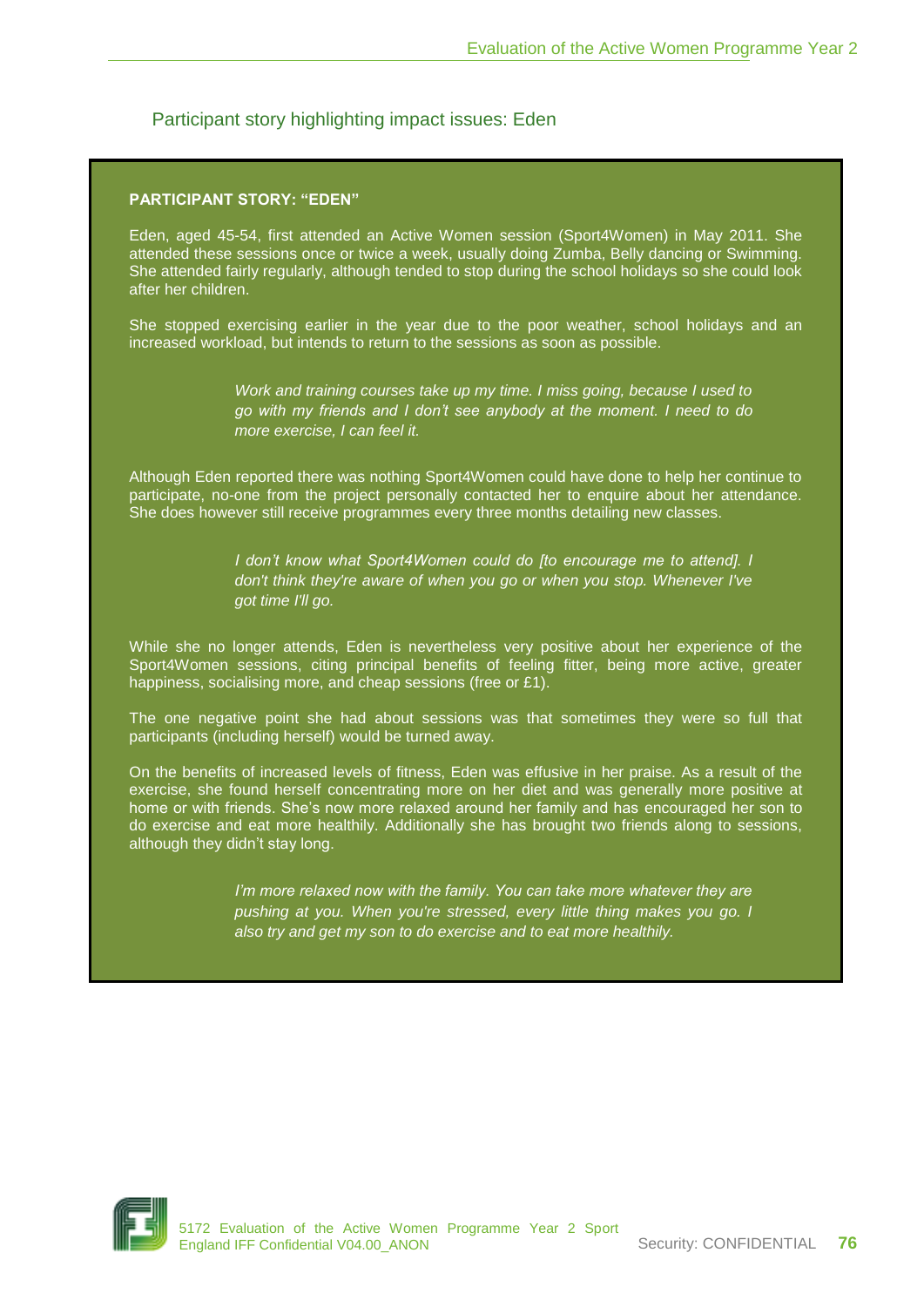## Participant story highlighting impact issues: Eden

**PARTICIPANT STORY: "EDEN"**

Eden, aged 45-54, first attended an Active Women session (Sport4Women) in May 2011. She attended these sessions once or twice a week, usually doing Zumba, Belly dancing or Swimming. She attended fairly regularly, although tended to stop during the school holidays so she could look after her children.

She stopped exercising earlier in the year due to the poor weather, school holidays and an increased workload, but intends to return to the sessions as soon as possible.

> *Work and training courses take up my time. I miss going, because I used to go with my friends and I don't see anybody at the moment. I need to do more exercise, I can feel it.*

Although Eden reported there was nothing Sport4Women could have done to help her continue to participate, no-one from the project personally contacted her to enquire about her attendance. She does however still receive programmes every three months detailing new classes.

> *I don't know what Sport4Women could do [to encourage me to attend]. I don't think they're aware of when you go or when you stop. Whenever I've got time I'll go.*

While she no longer attends, Eden is nevertheless very positive about her experience of the Sport4Women sessions, citing principal benefits of feeling fitter, being more active, greater happiness, socialising more, and cheap sessions (free or £1).

The one negative point she had about sessions was that sometimes they were so full that participants (including herself) would be turned away.

On the benefits of increased levels of fitness, Eden was effusive in her praise. As a result of the exercise, she found herself concentrating more on her diet and was generally more positive at home or with friends. She's now more relaxed around her family and has encouraged her son to do exercise and eat more healthily. Additionally she has brought two friends along to sessions, although they didn't stay long.

> *I'm more relaxed now with the family. You can take more whatever they are pushing at you. When you're stressed, every little thing makes you go. I also try and get my son to do exercise and to eat more healthily.*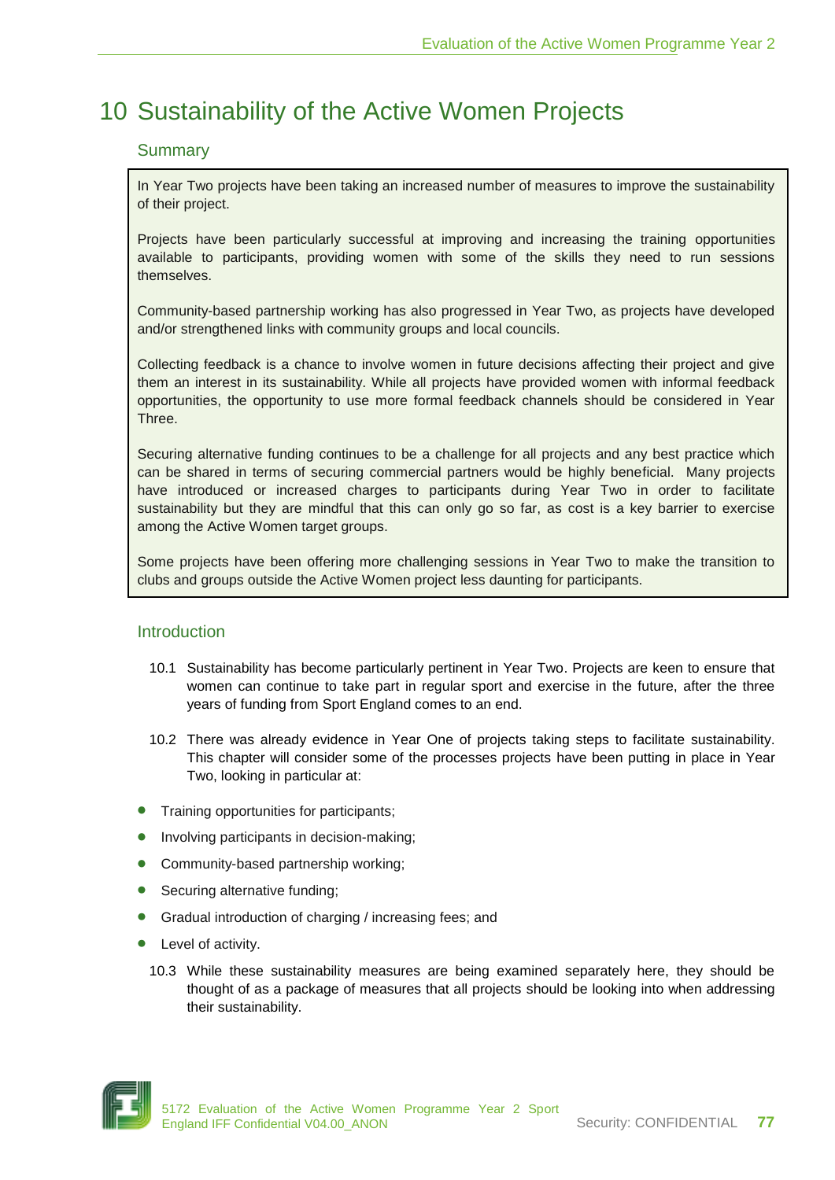# 10 Sustainability of the Active Women Projects

## Summary

In Year Two projects have been taking an increased number of measures to improve the sustainability of their project.

Projects have been particularly successful at improving and increasing the training opportunities available to participants, providing women with some of the skills they need to run sessions themselves.

Community-based partnership working has also progressed in Year Two, as projects have developed and/or strengthened links with community groups and local councils.

Collecting feedback is a chance to involve women in future decisions affecting their project and give them an interest in its sustainability. While all projects have provided women with informal feedback opportunities, the opportunity to use more formal feedback channels should be considered in Year Three.

Securing alternative funding continues to be a challenge for all projects and any best practice which can be shared in terms of securing commercial partners would be highly beneficial. Many projects have introduced or increased charges to participants during Year Two in order to facilitate sustainability but they are mindful that this can only go so far, as cost is a key barrier to exercise among the Active Women target groups.

Some projects have been offering more challenging sessions in Year Two to make the transition to clubs and groups outside the Active Women project less daunting for participants.

## Introduction

10.1 Sustainability has become particularly pertinent in Year Two. Projects are keen to ensure that women can continue to take part in regular sport and exercise in the future, after the three years of funding from Sport England comes to an end.

10.2 There was already evidence in Year One of projects taking steps to facilitate sustainability. This chapter will consider some of the processes projects have been putting in place in Year Two, looking in particular at:

- Training opportunities for participants;
- Involving participants in decision-making;
- Community-based partnership working;
- Securing alternative funding;
- Gradual introduction of charging / increasing fees; and
- Level of activity.

10.3 While these sustainability measures are being examined separately here, they should be thought of as a package of measures that all projects should be looking into when addressing their sustainability.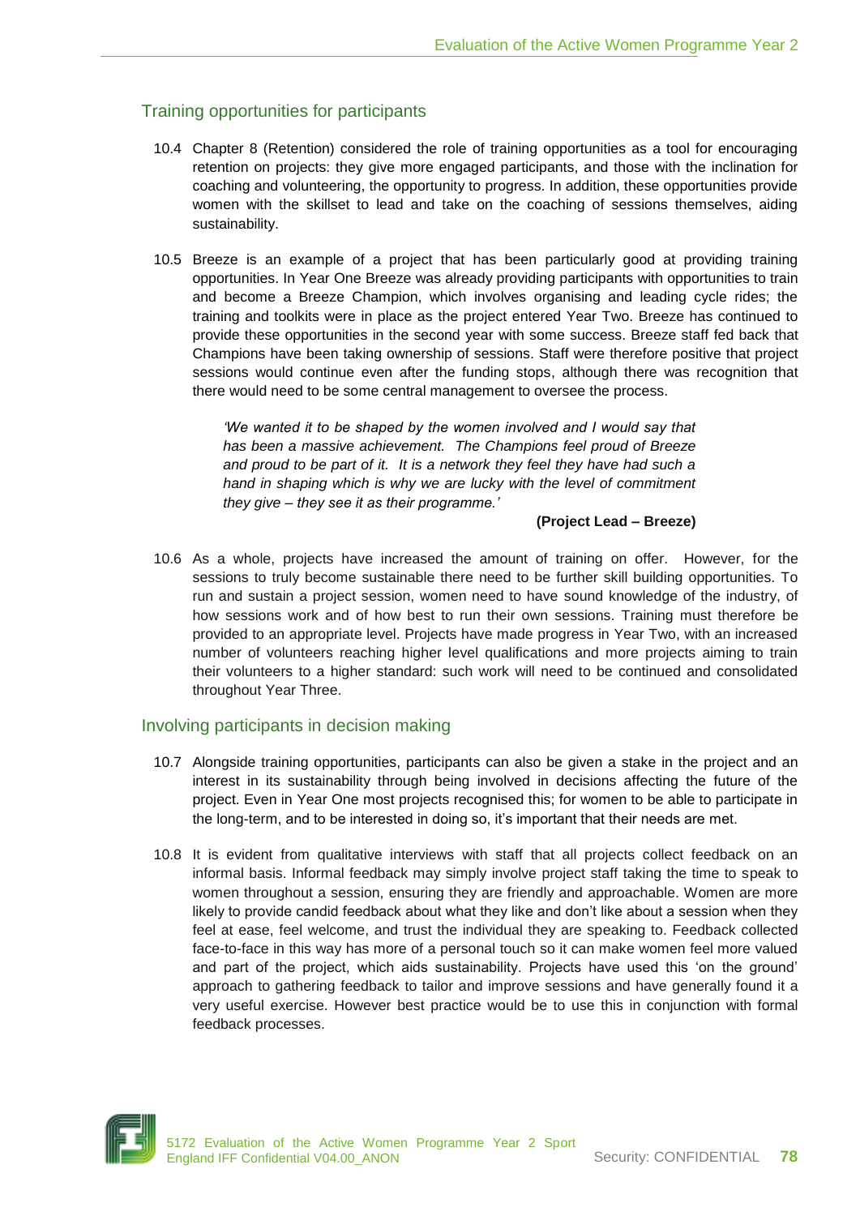## Training opportunities for participants

10.4 Chapter 8 (Retention) considered the role of training opportunities as a tool for encouraging retention on projects: they give more engaged participants, and those with the inclination for coaching and volunteering, the opportunity to progress. In addition, these opportunities provide women with the skillset to lead and take on the coaching of sessions themselves, aiding sustainability.

10.5 Breeze is an example of a project that has been particularly good at providing training opportunities. In Year One Breeze was already providing participants with opportunities to train and become a Breeze Champion, which involves organising and leading cycle rides; the training and toolkits were in place as the project entered Year Two. Breeze has continued to provide these opportunities in the second year with some success. Breeze staff fed back that Champions have been taking ownership of sessions. Staff were therefore positive that project sessions would continue even after the funding stops, although there was recognition that there would need to be some central management to oversee the process.

> *'We wanted it to be shaped by the women involved and I would say that has been a massive achievement. The Champions feel proud of Breeze and proud to be part of it. It is a network they feel they have had such a hand in shaping which is why we are lucky with the level of commitment they give – they see it as their programme.'*
>
> **(Project Lead – Breeze)**

10.6 As a whole, projects have increased the amount of training on offer. However, for the sessions to truly become sustainable there need to be further skill building opportunities. To run and sustain a project session, women need to have sound knowledge of the industry, of how sessions work and of how best to run their own sessions. Training must therefore be provided to an appropriate level. Projects have made progress in Year Two, with an increased number of volunteers reaching higher level qualifications and more projects aiming to train their volunteers to a higher standard: such work will need to be continued and consolidated throughout Year Three.

## Involving participants in decision making

10.7 Alongside training opportunities, participants can also be given a stake in the project and an interest in its sustainability through being involved in decisions affecting the future of the project. Even in Year One most projects recognised this; for women to be able to participate in the long-term, and to be interested in doing so, it's important that their needs are met.

10.8 It is evident from qualitative interviews with staff that all projects collect feedback on an informal basis. Informal feedback may simply involve project staff taking the time to speak to women throughout a session, ensuring they are friendly and approachable. Women are more likely to provide candid feedback about what they like and don't like about a session when they feel at ease, feel welcome, and trust the individual they are speaking to. Feedback collected face-to-face in this way has more of a personal touch so it can make women feel more valued and part of the project, which aids sustainability. Projects have used this 'on the ground' approach to gathering feedback to tailor and improve sessions and have generally found it a very useful exercise. However best practice would be to use this in conjunction with formal feedback processes.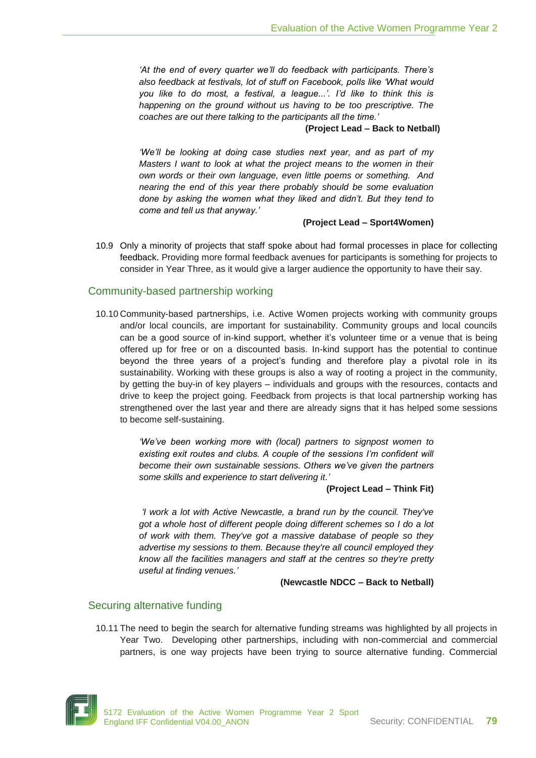*'At the end of every quarter we'll do feedback with participants. There's also feedback at festivals, lot of stuff on Facebook, polls like 'What would you like to do most, a festival, a league...'. I'd like to think this is happening on the ground without us having to be too prescriptive. The coaches are out there talking to the participants all the time.'*

**(Project Lead – Back to Netball)**

*'We'll be looking at doing case studies next year, and as part of my Masters I want to look at what the project means to the women in their own words or their own language, even little poems or something. And nearing the end of this year there probably should be some evaluation done by asking the women what they liked and didn't. But they tend to come and tell us that anyway.'*

**(Project Lead – Sport4Women)**

10.9 Only a minority of projects that staff spoke about had formal processes in place for collecting feedback. Providing more formal feedback avenues for participants is something for projects to consider in Year Three, as it would give a larger audience the opportunity to have their say.

## Community-based partnership working

10.10 Community-based partnerships, i.e. Active Women projects working with community groups and/or local councils, are important for sustainability. Community groups and local councils can be a good source of in-kind support, whether it's volunteer time or a venue that is being offered up for free or on a discounted basis. In-kind support has the potential to continue beyond the three years of a project's funding and therefore play a pivotal role in its sustainability. Working with these groups is also a way of rooting a project in the community, by getting the buy-in of key players – individuals and groups with the resources, contacts and drive to keep the project going. Feedback from projects is that local partnership working has strengthened over the last year and there are already signs that it has helped some sessions to become self-sustaining.

*'We've been working more with (local) partners to signpost women to existing exit routes and clubs. A couple of the sessions I'm confident will become their own sustainable sessions. Others we've given the partners some skills and experience to start delivering it.'*

**(Project Lead – Think Fit)**

*'I work a lot with Active Newcastle, a brand run by the council. They've got a whole host of different people doing different schemes so I do a lot of work with them. They've got a massive database of people so they advertise my sessions to them. Because they're all council employed they know all the facilities managers and staff at the centres so they're pretty useful at finding venues.'*

**(Newcastle NDCC – Back to Netball)**

## Securing alternative funding

10.11 The need to begin the search for alternative funding streams was highlighted by all projects in Year Two. Developing other partnerships, including with non-commercial and commercial partners, is one way projects have been trying to source alternative funding. Commercial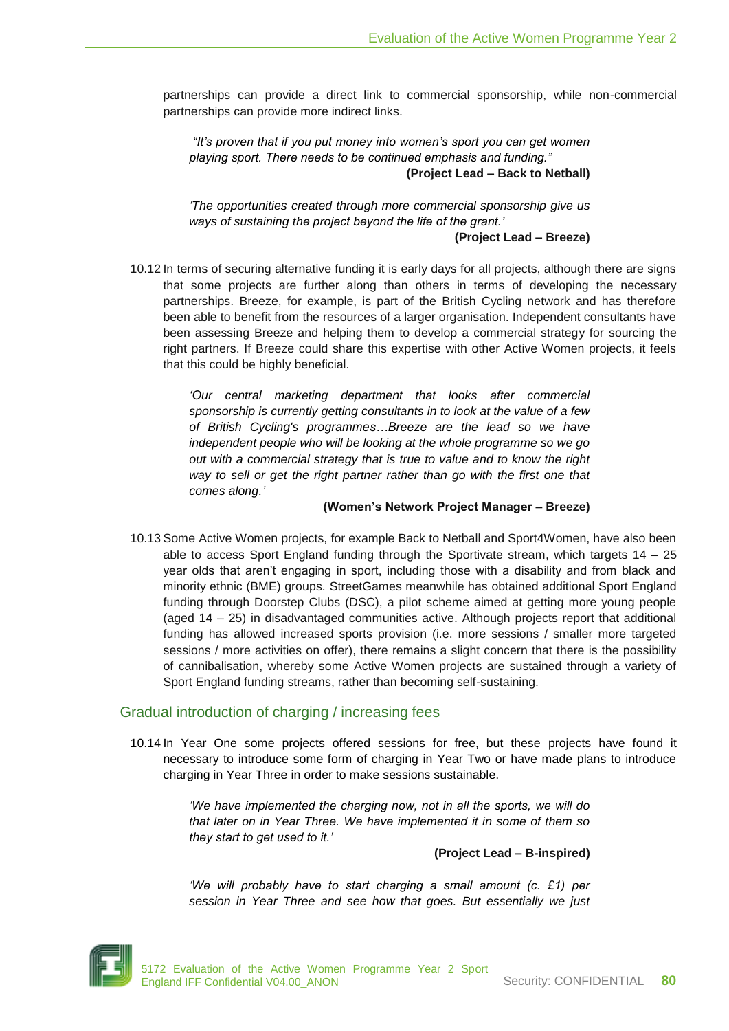partnerships can provide a direct link to commercial sponsorship, while non-commercial partnerships can provide more indirect links.

> *"It's proven that if you put money into women's sport you can get women playing sport. There needs to be continued emphasis and funding."*
>
> **(Project Lead – Back to Netball)**

> *'The opportunities created through more commercial sponsorship give us ways of sustaining the project beyond the life of the grant.'*
>
> **(Project Lead – Breeze)**

10.12 In terms of securing alternative funding it is early days for all projects, although there are signs that some projects are further along than others in terms of developing the necessary partnerships. Breeze, for example, is part of the British Cycling network and has therefore been able to benefit from the resources of a larger organisation. Independent consultants have been assessing Breeze and helping them to develop a commercial strategy for sourcing the right partners. If Breeze could share this expertise with other Active Women projects, it feels that this could be highly beneficial.

> *'Our central marketing department that looks after commercial sponsorship is currently getting consultants in to look at the value of a few of British Cycling's programmes…Breeze are the lead so we have independent people who will be looking at the whole programme so we go out with a commercial strategy that is true to value and to know the right way to sell or get the right partner rather than go with the first one that comes along.'*
>
> **(Women's Network Project Manager – Breeze)**

10.13 Some Active Women projects, for example Back to Netball and Sport4Women, have also been able to access Sport England funding through the Sportivate stream, which targets 14 – 25 year olds that aren't engaging in sport, including those with a disability and from black and minority ethnic (BME) groups. StreetGames meanwhile has obtained additional Sport England funding through Doorstep Clubs (DSC), a pilot scheme aimed at getting more young people (aged 14 – 25) in disadvantaged communities active. Although projects report that additional funding has allowed increased sports provision (i.e. more sessions / smaller more targeted sessions / more activities on offer), there remains a slight concern that there is the possibility of cannibalisation, whereby some Active Women projects are sustained through a variety of Sport England funding streams, rather than becoming self-sustaining.

## Gradual introduction of charging / increasing fees

10.14 In Year One some projects offered sessions for free, but these projects have found it necessary to introduce some form of charging in Year Two or have made plans to introduce charging in Year Three in order to make sessions sustainable.

> *'We have implemented the charging now, not in all the sports, we will do that later on in Year Three. We have implemented it in some of them so they start to get used to it.'*
>
> **(Project Lead – B-inspired)**

> *'We will probably have to start charging a small amount (c. £1) per session in Year Three and see how that goes. But essentially we just*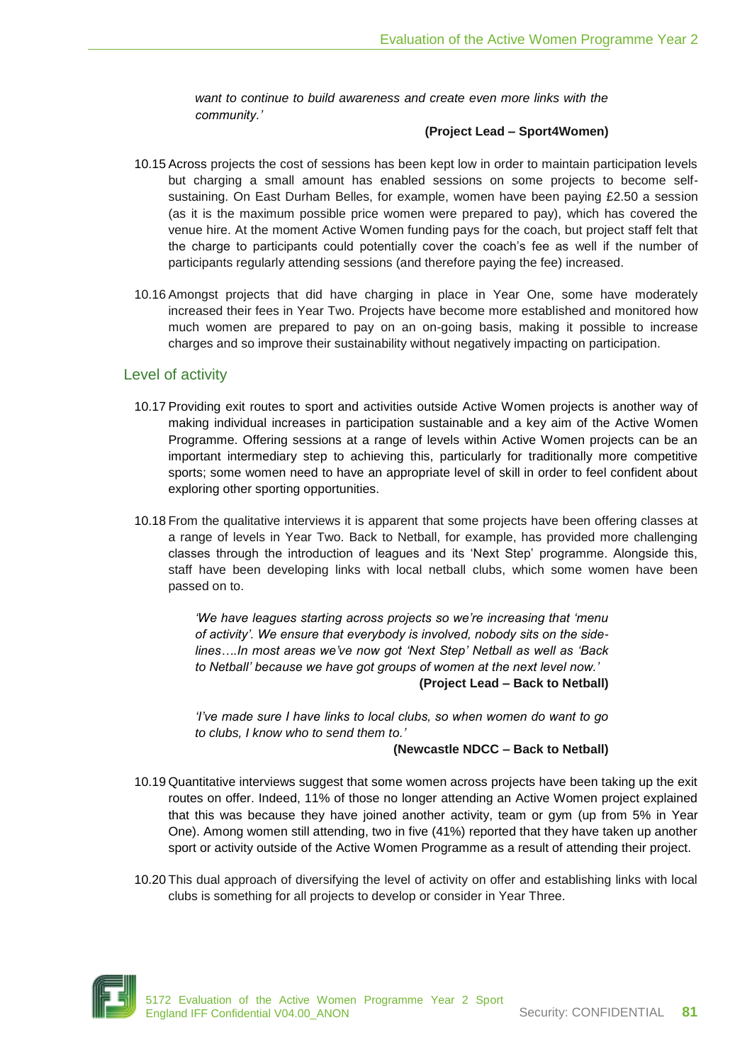*want to continue to build awareness and create even more links with the community.'*

**(Project Lead – Sport4Women)**

10.15 Across projects the cost of sessions has been kept low in order to maintain participation levels but charging a small amount has enabled sessions on some projects to become self-sustaining. On East Durham Belles, for example, women have been paying £2.50 a session (as it is the maximum possible price women were prepared to pay), which has covered the venue hire. At the moment Active Women funding pays for the coach, but project staff felt that the charge to participants could potentially cover the coach's fee as well if the number of participants regularly attending sessions (and therefore paying the fee) increased.

10.16 Amongst projects that did have charging in place in Year One, some have moderately increased their fees in Year Two. Projects have become more established and monitored how much women are prepared to pay on an on-going basis, making it possible to increase charges and so improve their sustainability without negatively impacting on participation.

## Level of activity

10.17 Providing exit routes to sport and activities outside Active Women projects is another way of making individual increases in participation sustainable and a key aim of the Active Women Programme. Offering sessions at a range of levels within Active Women projects can be an important intermediary step to achieving this, particularly for traditionally more competitive sports; some women need to have an appropriate level of skill in order to feel confident about exploring other sporting opportunities.

10.18 From the qualitative interviews it is apparent that some projects have been offering classes at a range of levels in Year Two. Back to Netball, for example, has provided more challenging classes through the introduction of leagues and its 'Next Step' programme. Alongside this, staff have been developing links with local netball clubs, which some women have been passed on to.

> *'We have leagues starting across projects so we're increasing that 'menu of activity'. We ensure that everybody is involved, nobody sits on the side-lines….In most areas we've now got 'Next Step' Netball as well as 'Back to Netball' because we have got groups of women at the next level now.'*
>
> **(Project Lead – Back to Netball)**

> *'I've made sure I have links to local clubs, so when women do want to go to clubs, I know who to send them to.'*
>
> **(Newcastle NDCC – Back to Netball)**

10.19 Quantitative interviews suggest that some women across projects have been taking up the exit routes on offer. Indeed, 11% of those no longer attending an Active Women project explained that this was because they have joined another activity, team or gym (up from 5% in Year One). Among women still attending, two in five (41%) reported that they have taken up another sport or activity outside of the Active Women Programme as a result of attending their project.

10.20 This dual approach of diversifying the level of activity on offer and establishing links with local clubs is something for all projects to develop or consider in Year Three.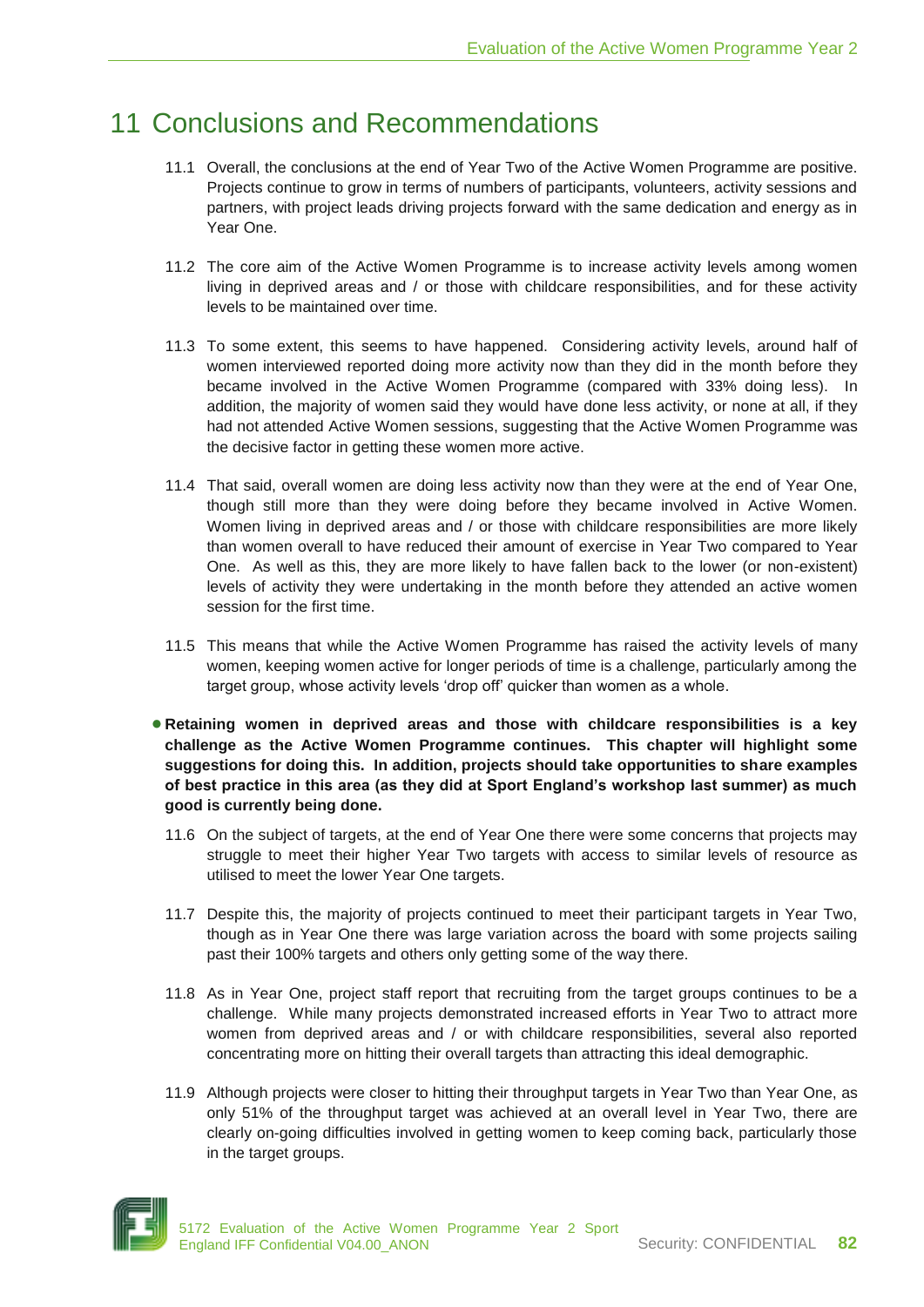# 11 Conclusions and Recommendations

11.1 Overall, the conclusions at the end of Year Two of the Active Women Programme are positive. Projects continue to grow in terms of numbers of participants, volunteers, activity sessions and partners, with project leads driving projects forward with the same dedication and energy as in Year One.

11.2 The core aim of the Active Women Programme is to increase activity levels among women living in deprived areas and / or those with childcare responsibilities, and for these activity levels to be maintained over time.

11.3 To some extent, this seems to have happened. Considering activity levels, around half of women interviewed reported doing more activity now than they did in the month before they became involved in the Active Women Programme (compared with 33% doing less). In addition, the majority of women said they would have done less activity, or none at all, if they had not attended Active Women sessions, suggesting that the Active Women Programme was the decisive factor in getting these women more active.

11.4 That said, overall women are doing less activity now than they were at the end of Year One, though still more than they were doing before they became involved in Active Women. Women living in deprived areas and / or those with childcare responsibilities are more likely than women overall to have reduced their amount of exercise in Year Two compared to Year One. As well as this, they are more likely to have fallen back to the lower (or non-existent) levels of activity they were undertaking in the month before they attended an active women session for the first time.

11.5 This means that while the Active Women Programme has raised the activity levels of many women, keeping women active for longer periods of time is a challenge, particularly among the target group, whose activity levels 'drop off' quicker than women as a whole.

- **Retaining women in deprived areas and those with childcare responsibilities is a key challenge as the Active Women Programme continues. This chapter will highlight some suggestions for doing this. In addition, projects should take opportunities to share examples of best practice in this area (as they did at Sport England's workshop last summer) as much good is currently being done.**

11.6 On the subject of targets, at the end of Year One there were some concerns that projects may struggle to meet their higher Year Two targets with access to similar levels of resource as utilised to meet the lower Year One targets.

11.7 Despite this, the majority of projects continued to meet their participant targets in Year Two, though as in Year One there was large variation across the board with some projects sailing past their 100% targets and others only getting some of the way there.

11.8 As in Year One, project staff report that recruiting from the target groups continues to be a challenge. While many projects demonstrated increased efforts in Year Two to attract more women from deprived areas and / or with childcare responsibilities, several also reported concentrating more on hitting their overall targets than attracting this ideal demographic.

11.9 Although projects were closer to hitting their throughput targets in Year Two than Year One, as only 51% of the throughput target was achieved at an overall level in Year Two, there are clearly on-going difficulties involved in getting women to keep coming back, particularly those in the target groups.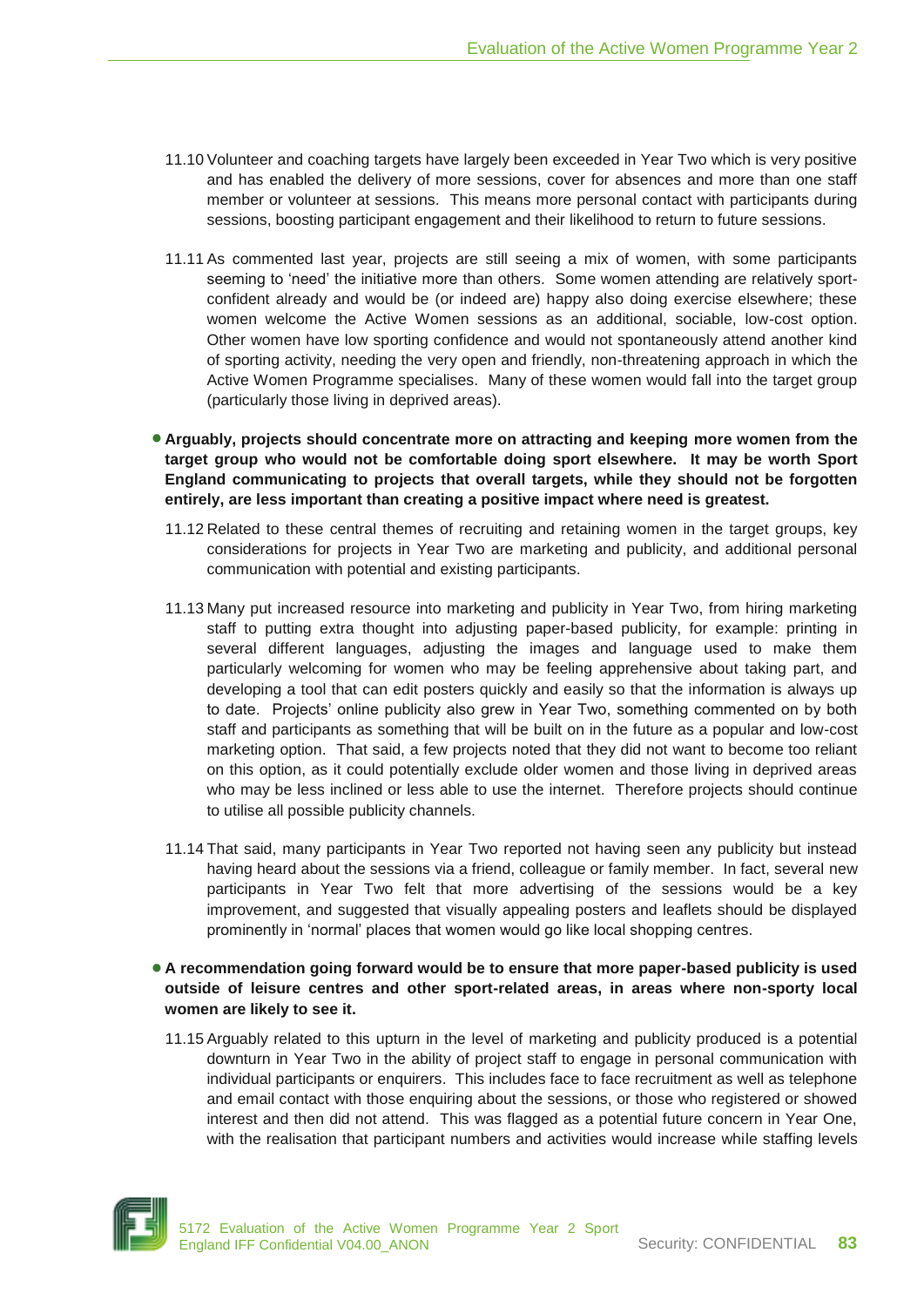11.10 Volunteer and coaching targets have largely been exceeded in Year Two which is very positive and has enabled the delivery of more sessions, cover for absences and more than one staff member or volunteer at sessions. This means more personal contact with participants during sessions, boosting participant engagement and their likelihood to return to future sessions.

11.11 As commented last year, projects are still seeing a mix of women, with some participants seeming to 'need' the initiative more than others. Some women attending are relatively sport-confident already and would be (or indeed are) happy also doing exercise elsewhere; these women welcome the Active Women sessions as an additional, sociable, low-cost option. Other women have low sporting confidence and would not spontaneously attend another kind of sporting activity, needing the very open and friendly, non-threatening approach in which the Active Women Programme specialises. Many of these women would fall into the target group (particularly those living in deprived areas).

- **Arguably, projects should concentrate more on attracting and keeping more women from the target group who would not be comfortable doing sport elsewhere. It may be worth Sport England communicating to projects that overall targets, while they should not be forgotten entirely, are less important than creating a positive impact where need is greatest.**

11.12 Related to these central themes of recruiting and retaining women in the target groups, key considerations for projects in Year Two are marketing and publicity, and additional personal communication with potential and existing participants.

11.13 Many put increased resource into marketing and publicity in Year Two, from hiring marketing staff to putting extra thought into adjusting paper-based publicity, for example: printing in several different languages, adjusting the images and language used to make them particularly welcoming for women who may be feeling apprehensive about taking part, and developing a tool that can edit posters quickly and easily so that the information is always up to date. Projects' online publicity also grew in Year Two, something commented on by both staff and participants as something that will be built on in the future as a popular and low-cost marketing option. That said, a few projects noted that they did not want to become too reliant on this option, as it could potentially exclude older women and those living in deprived areas who may be less inclined or less able to use the internet. Therefore projects should continue to utilise all possible publicity channels.

11.14 That said, many participants in Year Two reported not having seen any publicity but instead having heard about the sessions via a friend, colleague or family member. In fact, several new participants in Year Two felt that more advertising of the sessions would be a key improvement, and suggested that visually appealing posters and leaflets should be displayed prominently in 'normal' places that women would go like local shopping centres.

- **A recommendation going forward would be to ensure that more paper-based publicity is used outside of leisure centres and other sport-related areas, in areas where non-sporty local women are likely to see it.**

11.15 Arguably related to this upturn in the level of marketing and publicity produced is a potential downturn in Year Two in the ability of project staff to engage in personal communication with individual participants or enquirers. This includes face to face recruitment as well as telephone and email contact with those enquiring about the sessions, or those who registered or showed interest and then did not attend. This was flagged as a potential future concern in Year One, with the realisation that participant numbers and activities would increase while staffing levels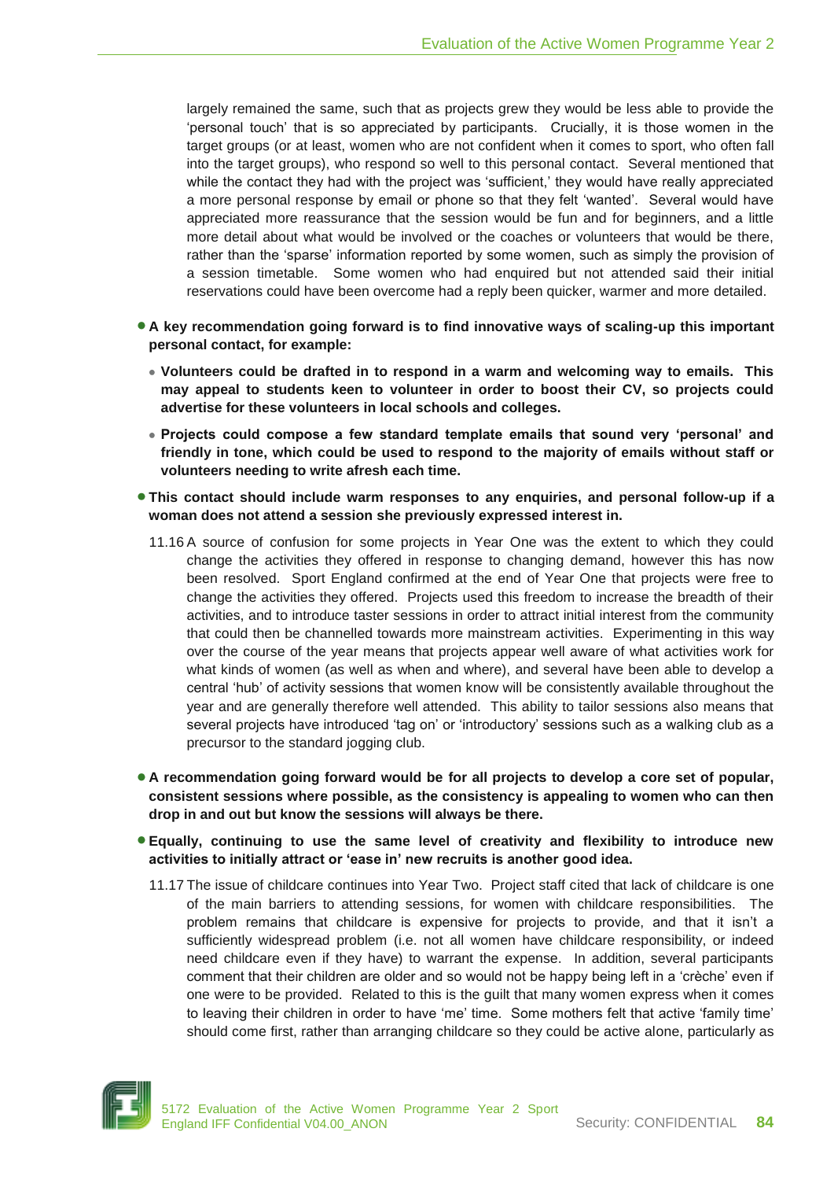largely remained the same, such that as projects grew they would be less able to provide the 'personal touch' that is so appreciated by participants. Crucially, it is those women in the target groups (or at least, women who are not confident when it comes to sport, who often fall into the target groups), who respond so well to this personal contact. Several mentioned that while the contact they had with the project was 'sufficient,' they would have really appreciated a more personal response by email or phone so that they felt 'wanted'. Several would have appreciated more reassurance that the session would be fun and for beginners, and a little more detail about what would be involved or the coaches or volunteers that would be there, rather than the 'sparse' information reported by some women, such as simply the provision of a session timetable. Some women who had enquired but not attended said their initial reservations could have been overcome had a reply been quicker, warmer and more detailed.

- **A key recommendation going forward is to find innovative ways of scaling-up this important personal contact, for example:**
  - **Volunteers could be drafted in to respond in a warm and welcoming way to emails. This may appeal to students keen to volunteer in order to boost their CV, so projects could advertise for these volunteers in local schools and colleges.**
  - **Projects could compose a few standard template emails that sound very 'personal' and friendly in tone, which could be used to respond to the majority of emails without staff or volunteers needing to write afresh each time.**
- **This contact should include warm responses to any enquiries, and personal follow-up if a woman does not attend a session she previously expressed interest in.**

11.16 A source of confusion for some projects in Year One was the extent to which they could change the activities they offered in response to changing demand, however this has now been resolved. Sport England confirmed at the end of Year One that projects were free to change the activities they offered. Projects used this freedom to increase the breadth of their activities, and to introduce taster sessions in order to attract initial interest from the community that could then be channelled towards more mainstream activities. Experimenting in this way over the course of the year means that projects appear well aware of what activities work for what kinds of women (as well as when and where), and several have been able to develop a central 'hub' of activity sessions that women know will be consistently available throughout the year and are generally therefore well attended. This ability to tailor sessions also means that several projects have introduced 'tag on' or 'introductory' sessions such as a walking club as a precursor to the standard jogging club.

- **A recommendation going forward would be for all projects to develop a core set of popular, consistent sessions where possible, as the consistency is appealing to women who can then drop in and out but know the sessions will always be there.**
- **Equally, continuing to use the same level of creativity and flexibility to introduce new activities to initially attract or 'ease in' new recruits is another good idea.**

11.17 The issue of childcare continues into Year Two. Project staff cited that lack of childcare is one of the main barriers to attending sessions, for women with childcare responsibilities. The problem remains that childcare is expensive for projects to provide, and that it isn't a sufficiently widespread problem (i.e. not all women have childcare responsibility, or indeed need childcare even if they have) to warrant the expense. In addition, several participants comment that their children are older and so would not be happy being left in a 'crèche' even if one were to be provided. Related to this is the guilt that many women express when it comes to leaving their children in order to have 'me' time. Some mothers felt that active 'family time' should come first, rather than arranging childcare so they could be active alone, particularly as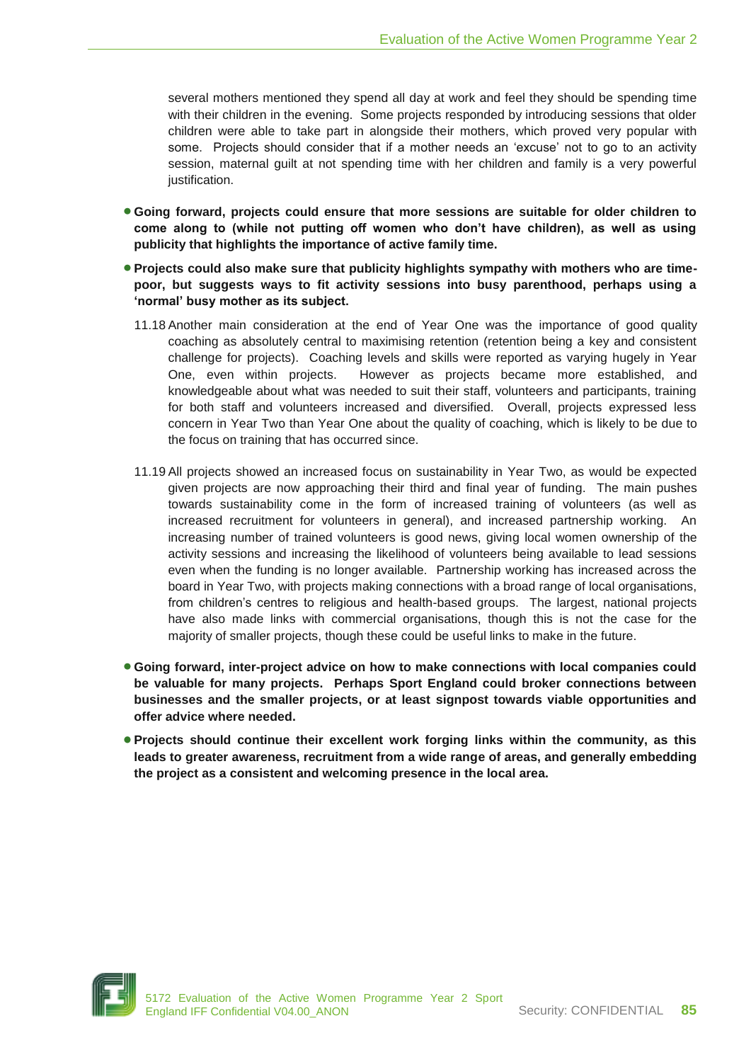several mothers mentioned they spend all day at work and feel they should be spending time with their children in the evening. Some projects responded by introducing sessions that older children were able to take part in alongside their mothers, which proved very popular with some. Projects should consider that if a mother needs an 'excuse' not to go to an activity session, maternal guilt at not spending time with her children and family is a very powerful justification.

- **Going forward, projects could ensure that more sessions are suitable for older children to come along to (while not putting off women who don't have children), as well as using publicity that highlights the importance of active family time.**
- **Projects could also make sure that publicity highlights sympathy with mothers who are time-poor, but suggests ways to fit activity sessions into busy parenthood, perhaps using a 'normal' busy mother as its subject.**

11.18 Another main consideration at the end of Year One was the importance of good quality coaching as absolutely central to maximising retention (retention being a key and consistent challenge for projects). Coaching levels and skills were reported as varying hugely in Year One, even within projects. However as projects became more established, and knowledgeable about what was needed to suit their staff, volunteers and participants, training for both staff and volunteers increased and diversified. Overall, projects expressed less concern in Year Two than Year One about the quality of coaching, which is likely to be due to the focus on training that has occurred since.

11.19 All projects showed an increased focus on sustainability in Year Two, as would be expected given projects are now approaching their third and final year of funding. The main pushes towards sustainability come in the form of increased training of volunteers (as well as increased recruitment for volunteers in general), and increased partnership working. An increasing number of trained volunteers is good news, giving local women ownership of the activity sessions and increasing the likelihood of volunteers being available to lead sessions even when the funding is no longer available. Partnership working has increased across the board in Year Two, with projects making connections with a broad range of local organisations, from children's centres to religious and health-based groups. The largest, national projects have also made links with commercial organisations, though this is not the case for the majority of smaller projects, though these could be useful links to make in the future.

- **Going forward, inter-project advice on how to make connections with local companies could be valuable for many projects. Perhaps Sport England could broker connections between businesses and the smaller projects, or at least signpost towards viable opportunities and offer advice where needed.**
- **Projects should continue their excellent work forging links within the community, as this leads to greater awareness, recruitment from a wide range of areas, and generally embedding the project as a consistent and welcoming presence in the local area.**